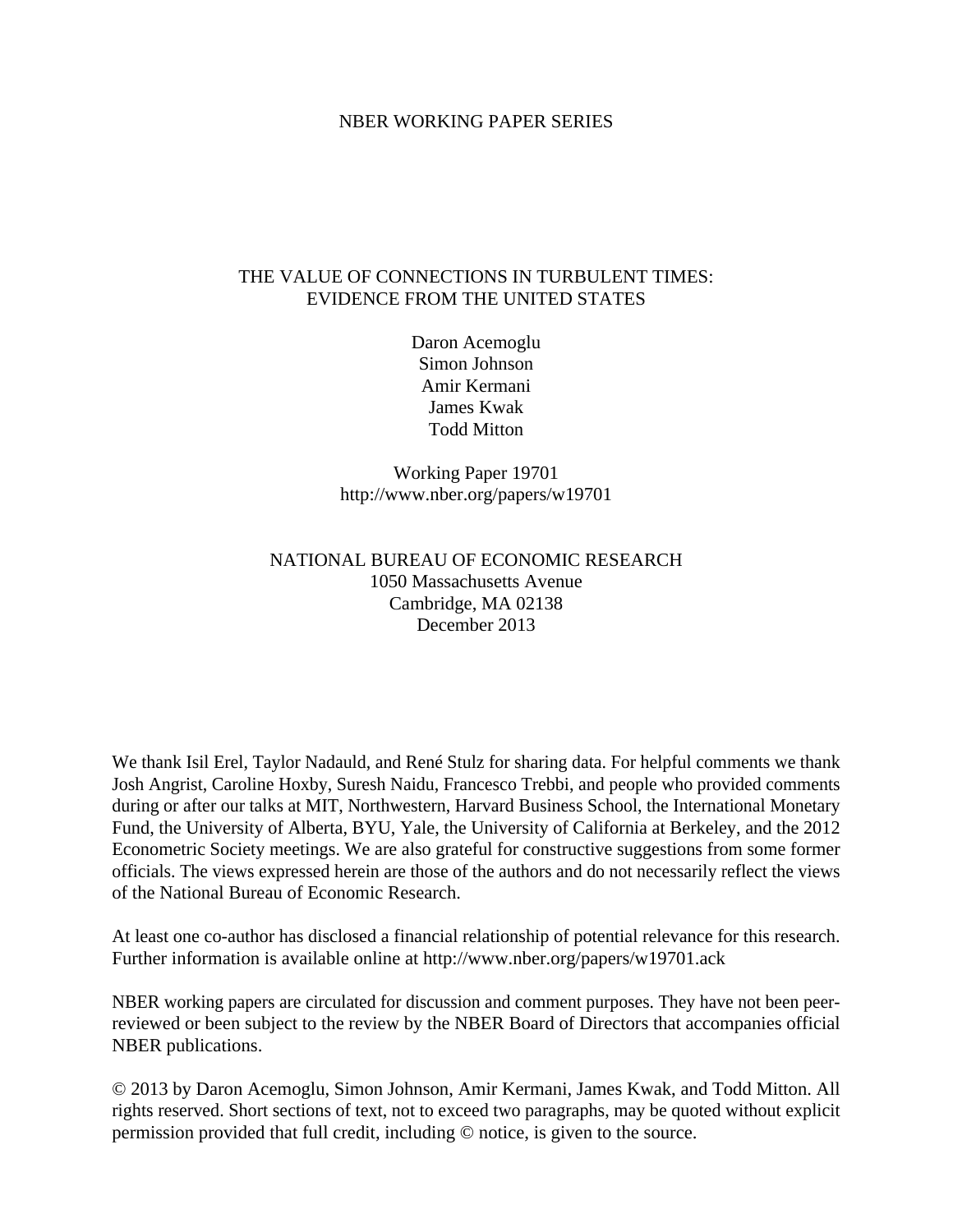NBER WORKING PAPER SERIES

# THE VALUE OF CONNECTIONS IN TURBULENT TIMES: EVIDENCE FROM THE UNITED STATES

Daron Acemoglu
Simon Johnson
Amir Kermani
James Kwak
Todd Mitton

Working Paper 19701
http://www.nber.org/papers/w19701

NATIONAL BUREAU OF ECONOMIC RESEARCH
1050 Massachusetts Avenue
Cambridge, MA 02138
December 2013

We thank Isil Erel, Taylor Nadauld, and René Stulz for sharing data. For helpful comments we thank Josh Angrist, Caroline Hoxby, Suresh Naidu, Francesco Trebbi, and people who provided comments during or after our talks at MIT, Northwestern, Harvard Business School, the International Monetary Fund, the University of Alberta, BYU, Yale, the University of California at Berkeley, and the 2012 Econometric Society meetings. We are also grateful for constructive suggestions from some former officials. The views expressed herein are those of the authors and do not necessarily reflect the views of the National Bureau of Economic Research.

At least one co-author has disclosed a financial relationship of potential relevance for this research. Further information is available online at http://www.nber.org/papers/w19701.ack

NBER working papers are circulated for discussion and comment purposes. They have not been peer-reviewed or been subject to the review by the NBER Board of Directors that accompanies official NBER publications.

© 2013 by Daron Acemoglu, Simon Johnson, Amir Kermani, James Kwak, and Todd Mitton. All rights reserved. Short sections of text, not to exceed two paragraphs, may be quoted without explicit permission provided that full credit, including © notice, is given to the source.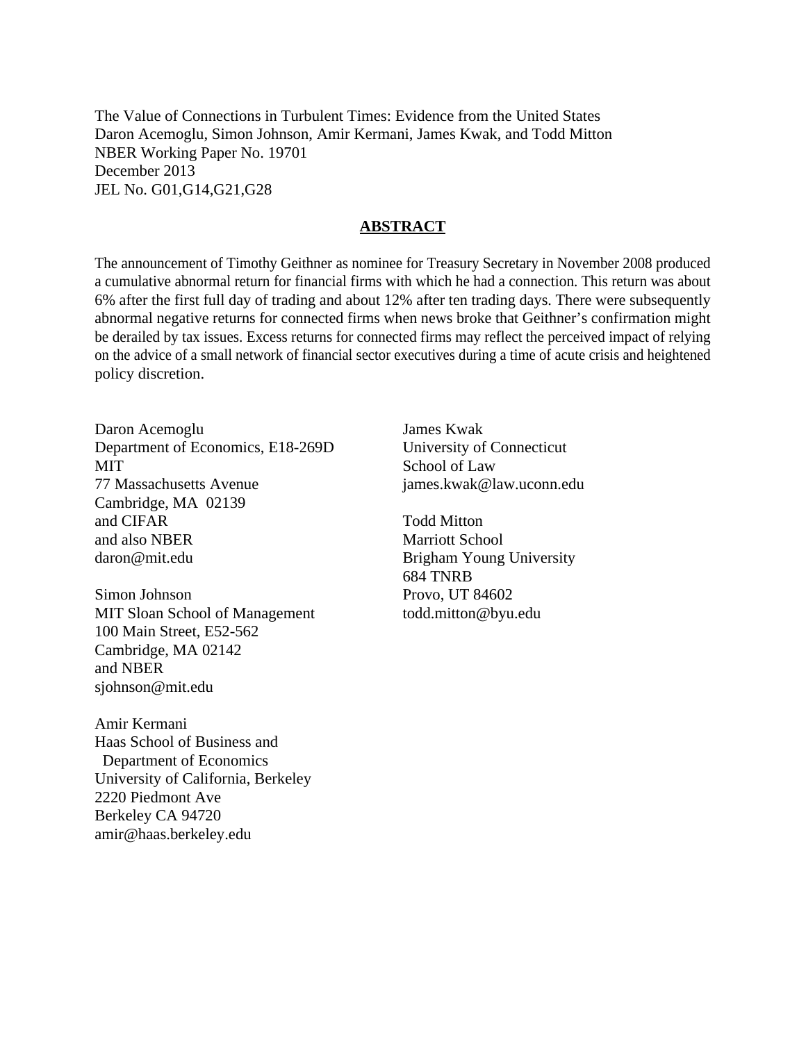The Value of Connections in Turbulent Times: Evidence from the United States
Daron Acemoglu, Simon Johnson, Amir Kermani, James Kwak, and Todd Mitton
NBER Working Paper No. 19701
December 2013
JEL No. G01,G14,G21,G28

## ABSTRACT

The announcement of Timothy Geithner as nominee for Treasury Secretary in November 2008 produced a cumulative abnormal return for financial firms with which he had a connection. This return was about 6% after the first full day of trading and about 12% after ten trading days. There were subsequently abnormal negative returns for connected firms when news broke that Geithner's confirmation might be derailed by tax issues. Excess returns for connected firms may reflect the perceived impact of relying on the advice of a small network of financial sector executives during a time of acute crisis and heightened policy discretion.

Daron Acemoglu
Department of Economics, E18-269D
MIT
77 Massachusetts Avenue
Cambridge, MA 02139
and CIFAR
and also NBER
daron@mit.edu

Simon Johnson
MIT Sloan School of Management
100 Main Street, E52-562
Cambridge, MA 02142
and NBER
sjohnson@mit.edu

Amir Kermani
Haas School of Business and
Department of Economics
University of California, Berkeley
2220 Piedmont Ave
Berkeley CA 94720
amir@haas.berkeley.edu

James Kwak
University of Connecticut
School of Law
james.kwak@law.uconn.edu

Todd Mitton
Marriott School
Brigham Young University
684 TNRB
Provo, UT 84602
todd.mitton@byu.edu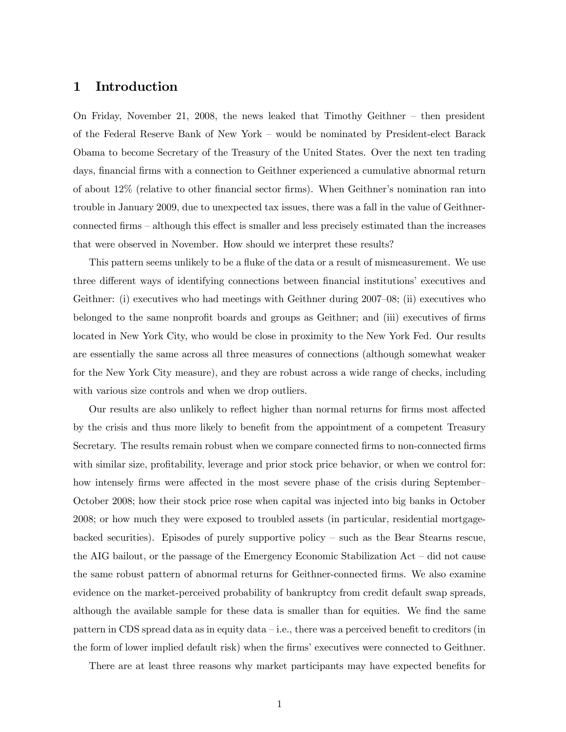# 1 Introduction

On Friday, November 21, 2008, the news leaked that Timothy Geithner – then president of the Federal Reserve Bank of New York – would be nominated by President-elect Barack Obama to become Secretary of the Treasury of the United States. Over the next ten trading days, financial firms with a connection to Geithner experienced a cumulative abnormal return of about 12% (relative to other financial sector firms). When Geithner's nomination ran into trouble in January 2009, due to unexpected tax issues, there was a fall in the value of Geithner-connected firms – although this effect is smaller and less precisely estimated than the increases that were observed in November. How should we interpret these results?

This pattern seems unlikely to be a fluke of the data or a result of mismeasurement. We use three different ways of identifying connections between financial institutions' executives and Geithner: (i) executives who had meetings with Geithner during 2007–08; (ii) executives who belonged to the same nonprofit boards and groups as Geithner; and (iii) executives of firms located in New York City, who would be close in proximity to the New York Fed. Our results are essentially the same across all three measures of connections (although somewhat weaker for the New York City measure), and they are robust across a wide range of checks, including with various size controls and when we drop outliers.

Our results are also unlikely to reflect higher than normal returns for firms most affected by the crisis and thus more likely to benefit from the appointment of a competent Treasury Secretary. The results remain robust when we compare connected firms to non-connected firms with similar size, profitability, leverage and prior stock price behavior, or when we control for: how intensely firms were affected in the most severe phase of the crisis during September–October 2008; how their stock price rose when capital was injected into big banks in October 2008; or how much they were exposed to troubled assets (in particular, residential mortgage-backed securities). Episodes of purely supportive policy – such as the Bear Stearns rescue, the AIG bailout, or the passage of the Emergency Economic Stabilization Act – did not cause the same robust pattern of abnormal returns for Geithner-connected firms. We also examine evidence on the market-perceived probability of bankruptcy from credit default swap spreads, although the available sample for these data is smaller than for equities. We find the same pattern in CDS spread data as in equity data – i.e., there was a perceived benefit to creditors (in the form of lower implied default risk) when the firms' executives were connected to Geithner.

There are at least three reasons why market participants may have expected benefits for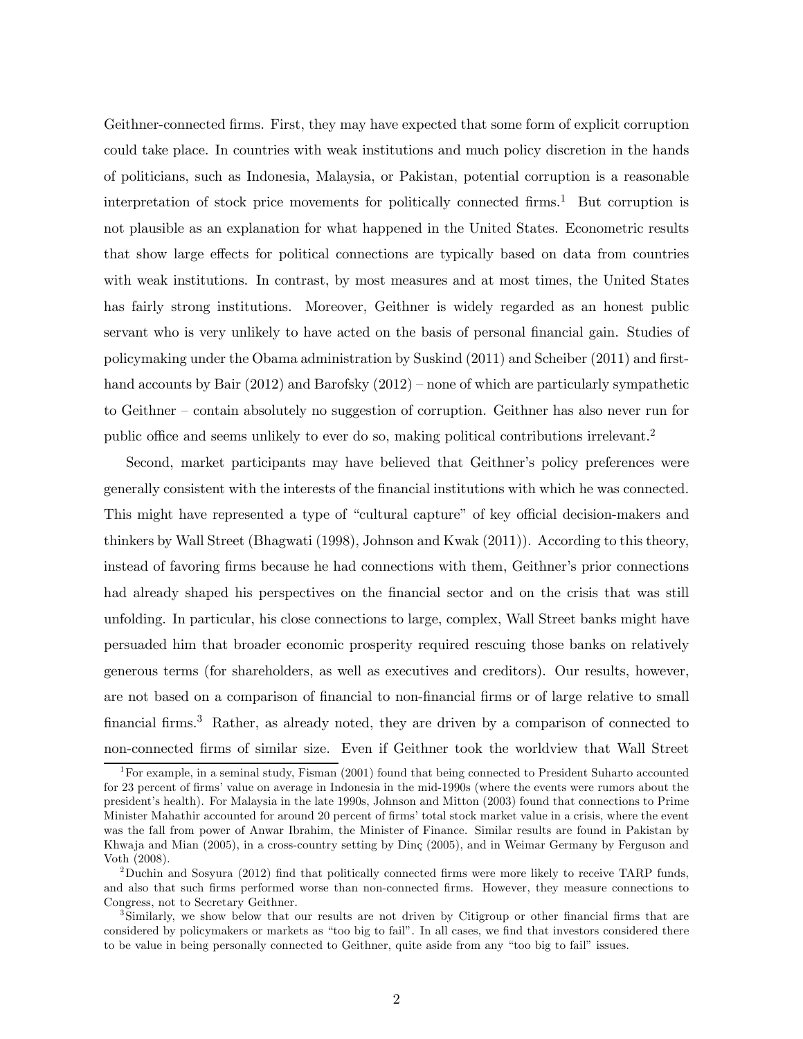Geithner-connected firms. First, they may have expected that some form of explicit corruption could take place. In countries with weak institutions and much policy discretion in the hands of politicians, such as Indonesia, Malaysia, or Pakistan, potential corruption is a reasonable interpretation of stock price movements for politically connected firms.[1] But corruption is not plausible as an explanation for what happened in the United States. Econometric results that show large effects for political connections are typically based on data from countries with weak institutions. In contrast, by most measures and at most times, the United States has fairly strong institutions. Moreover, Geithner is widely regarded as an honest public servant who is very unlikely to have acted on the basis of personal financial gain. Studies of policymaking under the Obama administration by Suskind (2011) and Scheiber (2011) and first-hand accounts by Bair (2012) and Barofsky (2012) – none of which are particularly sympathetic to Geithner – contain absolutely no suggestion of corruption. Geithner has also never run for public office and seems unlikely to ever do so, making political contributions irrelevant.[2]

Second, market participants may have believed that Geithner's policy preferences were generally consistent with the interests of the financial institutions with which he was connected. This might have represented a type of "cultural capture" of key official decision-makers and thinkers by Wall Street (Bhagwati (1998), Johnson and Kwak (2011)). According to this theory, instead of favoring firms because he had connections with them, Geithner's prior connections had already shaped his perspectives on the financial sector and on the crisis that was still unfolding. In particular, his close connections to large, complex, Wall Street banks might have persuaded him that broader economic prosperity required rescuing those banks on relatively generous terms (for shareholders, as well as executives and creditors). Our results, however, are not based on a comparison of financial to non-financial firms or of large relative to small financial firms.[3] Rather, as already noted, they are driven by a comparison of connected to non-connected firms of similar size. Even if Geithner took the worldview that Wall Street

[1] For example, in a seminal study, Fisman (2001) found that being connected to President Suharto accounted for 23 percent of firms' value on average in Indonesia in the mid-1990s (where the events were rumors about the president's health). For Malaysia in the late 1990s, Johnson and Mitton (2003) found that connections to Prime Minister Mahathir accounted for around 20 percent of firms' total stock market value in a crisis, where the event was the fall from power of Anwar Ibrahim, the Minister of Finance. Similar results are found in Pakistan by Khwaja and Mian (2005), in a cross-country setting by Dinç (2005), and in Weimar Germany by Ferguson and Voth (2008).

[2] Duchin and Sosyura (2012) find that politically connected firms were more likely to receive TARP funds, and also that such firms performed worse than non-connected firms. However, they measure connections to Congress, not to Secretary Geithner.

[3] Similarly, we show below that our results are not driven by Citigroup or other financial firms that are considered by policymakers or markets as "too big to fail". In all cases, we find that investors considered there to be value in being personally connected to Geithner, quite aside from any "too big to fail" issues.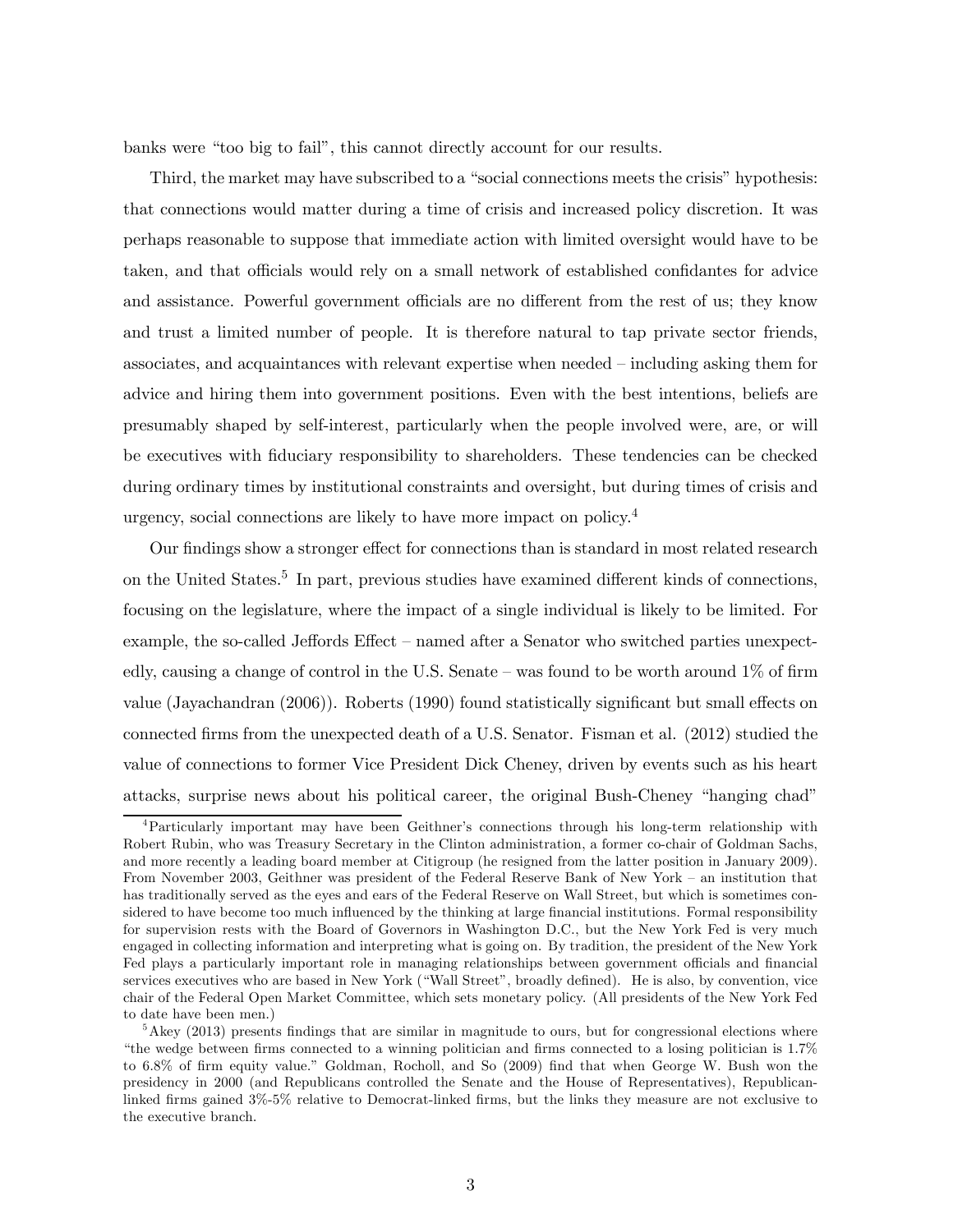banks were "too big to fail", this cannot directly account for our results.

Third, the market may have subscribed to a "social connections meets the crisis" hypothesis: that connections would matter during a time of crisis and increased policy discretion. It was perhaps reasonable to suppose that immediate action with limited oversight would have to be taken, and that officials would rely on a small network of established confidantes for advice and assistance. Powerful government officials are no different from the rest of us; they know and trust a limited number of people. It is therefore natural to tap private sector friends, associates, and acquaintances with relevant expertise when needed – including asking them for advice and hiring them into government positions. Even with the best intentions, beliefs are presumably shaped by self-interest, particularly when the people involved were, are, or will be executives with fiduciary responsibility to shareholders. These tendencies can be checked during ordinary times by institutional constraints and oversight, but during times of crisis and urgency, social connections are likely to have more impact on policy.[4]

Our findings show a stronger effect for connections than is standard in most related research on the United States.[5] In part, previous studies have examined different kinds of connections, focusing on the legislature, where the impact of a single individual is likely to be limited. For example, the so-called Jeffords Effect – named after a Senator who switched parties unexpectedly, causing a change of control in the U.S. Senate – was found to be worth around 1% of firm value (Jayachandran (2006)). Roberts (1990) found statistically significant but small effects on connected firms from the unexpected death of a U.S. Senator. Fisman et al. (2012) studied the value of connections to former Vice President Dick Cheney, driven by events such as his heart attacks, surprise news about his political career, the original Bush-Cheney "hanging chad"

[4] Particularly important may have been Geithner's connections through his long-term relationship with Robert Rubin, who was Treasury Secretary in the Clinton administration, a former co-chair of Goldman Sachs, and more recently a leading board member at Citigroup (he resigned from the latter position in January 2009). From November 2003, Geithner was president of the Federal Reserve Bank of New York – an institution that has traditionally served as the eyes and ears of the Federal Reserve on Wall Street, but which is sometimes considered to have become too much influenced by the thinking at large financial institutions. Formal responsibility for supervision rests with the Board of Governors in Washington D.C., but the New York Fed is very much engaged in collecting information and interpreting what is going on. By tradition, the president of the New York Fed plays a particularly important role in managing relationships between government officials and financial services executives who are based in New York ("Wall Street", broadly defined). He is also, by convention, vice chair of the Federal Open Market Committee, which sets monetary policy. (All presidents of the New York Fed to date have been men.)

[5] Akey (2013) presents findings that are similar in magnitude to ours, but for congressional elections where "the wedge between firms connected to a winning politician and firms connected to a losing politician is 1.7% to 6.8% of firm equity value." Goldman, Rocholl, and So (2009) find that when George W. Bush won the presidency in 2000 (and Republicans controlled the Senate and the House of Representatives), Republican-linked firms gained 3%-5% relative to Democrat-linked firms, but the links they measure are not exclusive to the executive branch.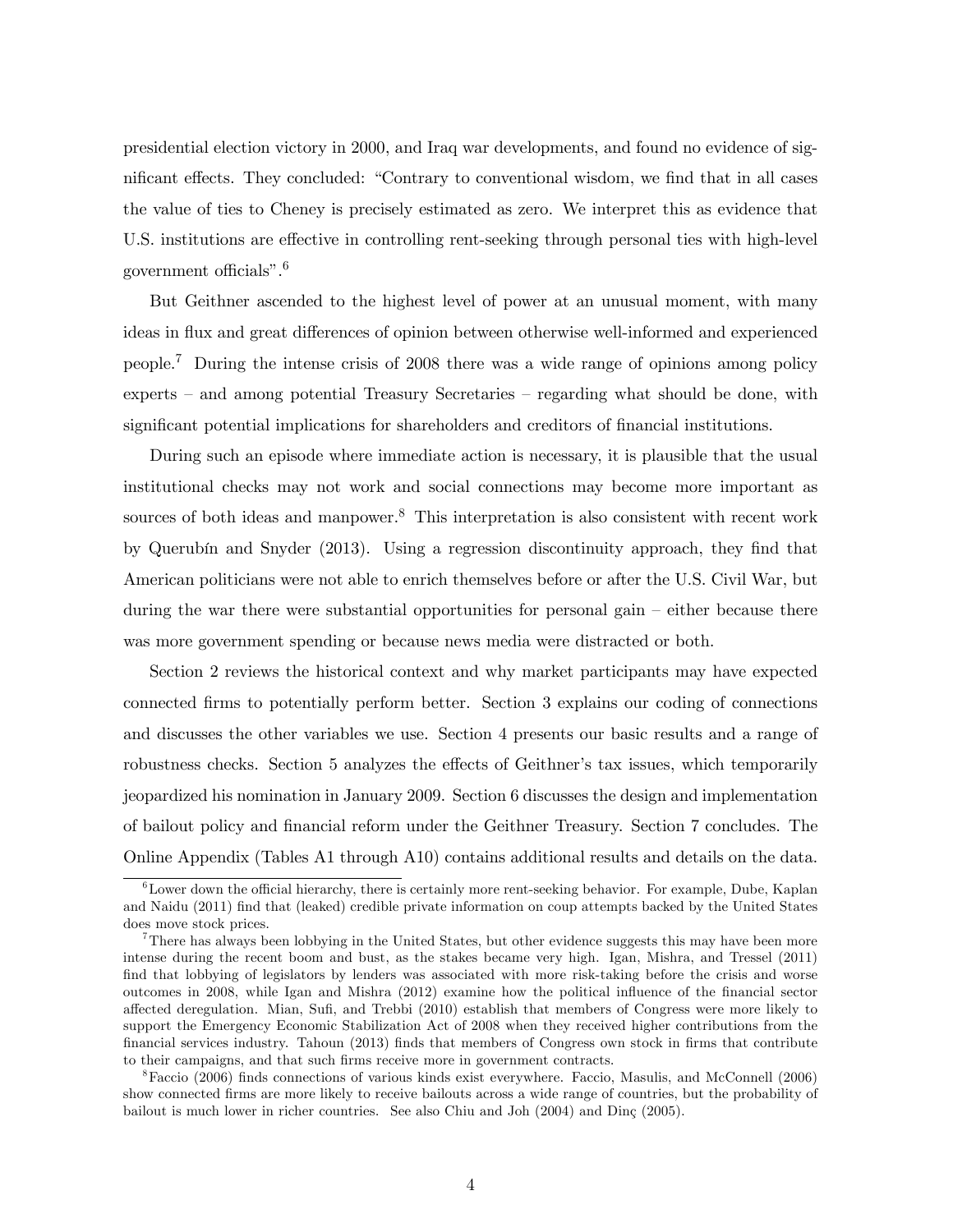presidential election victory in 2000, and Iraq war developments, and found no evidence of significant effects. They concluded: "Contrary to conventional wisdom, we find that in all cases the value of ties to Cheney is precisely estimated as zero. We interpret this as evidence that U.S. institutions are effective in controlling rent-seeking through personal ties with high-level government officials".[6]

But Geithner ascended to the highest level of power at an unusual moment, with many ideas in flux and great differences of opinion between otherwise well-informed and experienced people.[7] During the intense crisis of 2008 there was a wide range of opinions among policy experts – and among potential Treasury Secretaries – regarding what should be done, with significant potential implications for shareholders and creditors of financial institutions.

During such an episode where immediate action is necessary, it is plausible that the usual institutional checks may not work and social connections may become more important as sources of both ideas and manpower.[8] This interpretation is also consistent with recent work by Querubín and Snyder (2013). Using a regression discontinuity approach, they find that American politicians were not able to enrich themselves before or after the U.S. Civil War, but during the war there were substantial opportunities for personal gain – either because there was more government spending or because news media were distracted or both.

Section 2 reviews the historical context and why market participants may have expected connected firms to potentially perform better. Section 3 explains our coding of connections and discusses the other variables we use. Section 4 presents our basic results and a range of robustness checks. Section 5 analyzes the effects of Geithner's tax issues, which temporarily jeopardized his nomination in January 2009. Section 6 discusses the design and implementation of bailout policy and financial reform under the Geithner Treasury. Section 7 concludes. The Online Appendix (Tables A1 through A10) contains additional results and details on the data.

[6] Lower down the official hierarchy, there is certainly more rent-seeking behavior. For example, Dube, Kaplan and Naidu (2011) find that (leaked) credible private information on coup attempts backed by the United States does move stock prices.

[7] There has always been lobbying in the United States, but other evidence suggests this may have been more intense during the recent boom and bust, as the stakes became very high. Igan, Mishra, and Tressel (2011) find that lobbying of legislators by lenders was associated with more risk-taking before the crisis and worse outcomes in 2008, while Igan and Mishra (2012) examine how the political influence of the financial sector affected deregulation. Mian, Sufi, and Trebbi (2010) establish that members of Congress were more likely to support the Emergency Economic Stabilization Act of 2008 when they received higher contributions from the financial services industry. Tahoun (2013) finds that members of Congress own stock in firms that contribute to their campaigns, and that such firms receive more in government contracts.

[8] Faccio (2006) finds connections of various kinds exist everywhere. Faccio, Masulis, and McConnell (2006) show connected firms are more likely to receive bailouts across a wide range of countries, but the probability of bailout is much lower in richer countries. See also Chiu and Joh (2004) and Dinç (2005).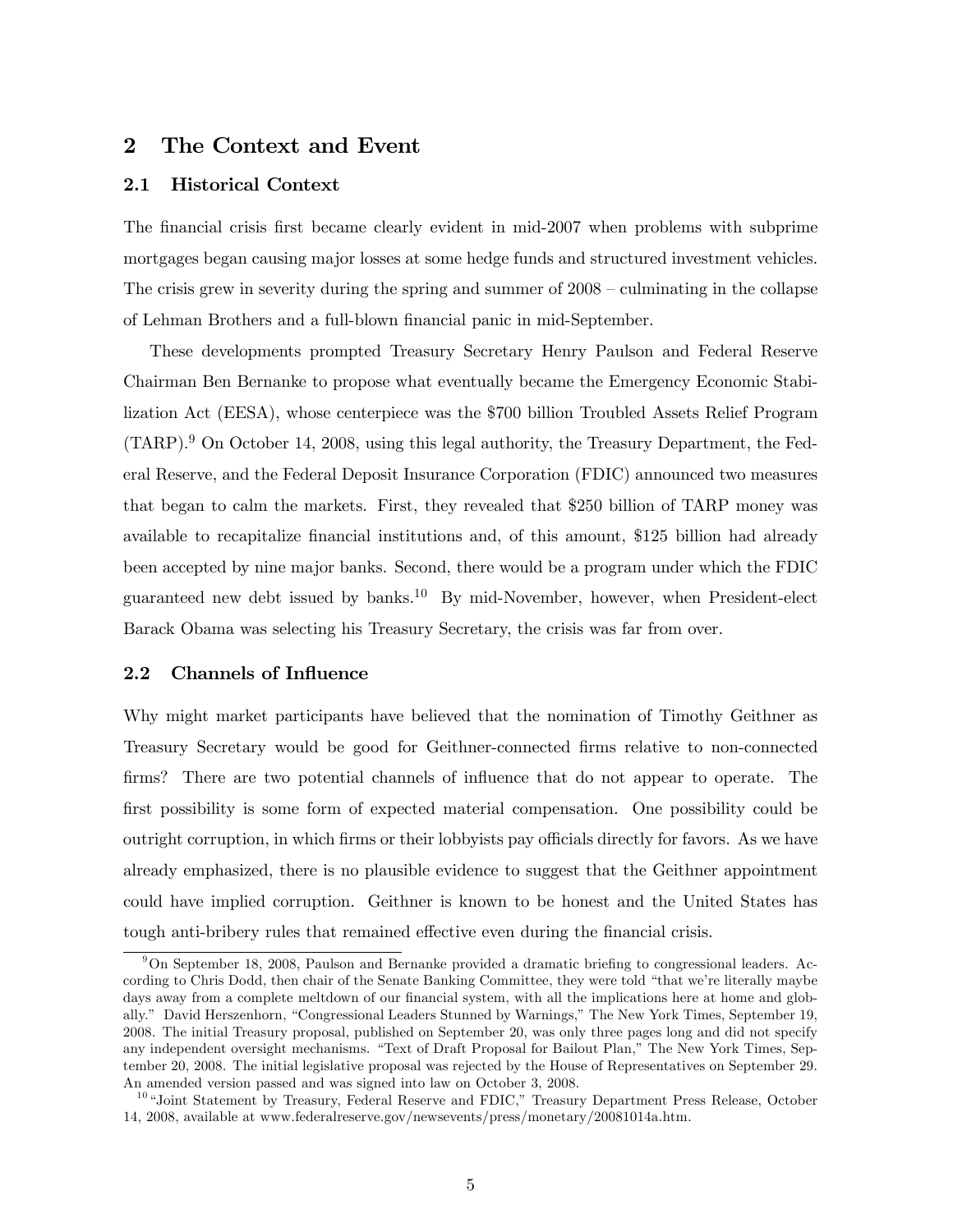## 2 The Context and Event

### 2.1 Historical Context

The financial crisis first became clearly evident in mid-2007 when problems with subprime mortgages began causing major losses at some hedge funds and structured investment vehicles. The crisis grew in severity during the spring and summer of 2008 – culminating in the collapse of Lehman Brothers and a full-blown financial panic in mid-September.

These developments prompted Treasury Secretary Henry Paulson and Federal Reserve Chairman Ben Bernanke to propose what eventually became the Emergency Economic Stabilization Act (EESA), whose centerpiece was the $700 billion Troubled Assets Relief Program (TARP).[9] On October 14, 2008, using this legal authority, the Treasury Department, the Federal Reserve, and the Federal Deposit Insurance Corporation (FDIC) announced two measures that began to calm the markets. First, they revealed that $250 billion of TARP money was available to recapitalize financial institutions and, of this amount, $125 billion had already been accepted by nine major banks. Second, there would be a program under which the FDIC guaranteed new debt issued by banks.[10] By mid-November, however, when President-elect Barack Obama was selecting his Treasury Secretary, the crisis was far from over.

### 2.2 Channels of Influence

Why might market participants have believed that the nomination of Timothy Geithner as Treasury Secretary would be good for Geithner-connected firms relative to non-connected firms? There are two potential channels of influence that do not appear to operate. The first possibility is some form of expected material compensation. One possibility could be outright corruption, in which firms or their lobbyists pay officials directly for favors. As we have already emphasized, there is no plausible evidence to suggest that the Geithner appointment could have implied corruption. Geithner is known to be honest and the United States has tough anti-bribery rules that remained effective even during the financial crisis.

[9] On September 18, 2008, Paulson and Bernanke provided a dramatic briefing to congressional leaders. According to Chris Dodd, then chair of the Senate Banking Committee, they were told "that we're literally maybe days away from a complete meltdown of our financial system, with all the implications here at home and globally." David Herszenhorn, "Congressional Leaders Stunned by Warnings," The New York Times, September 19, 2008. The initial Treasury proposal, published on September 20, was only three pages long and did not specify any independent oversight mechanisms. "Text of Draft Proposal for Bailout Plan," The New York Times, September 20, 2008. The initial legislative proposal was rejected by the House of Representatives on September 29. An amended version passed and was signed into law on October 3, 2008.

[10] "Joint Statement by Treasury, Federal Reserve and FDIC," Treasury Department Press Release, October 14, 2008, available at www.federalreserve.gov/newsevents/press/monetary/20081014a.htm.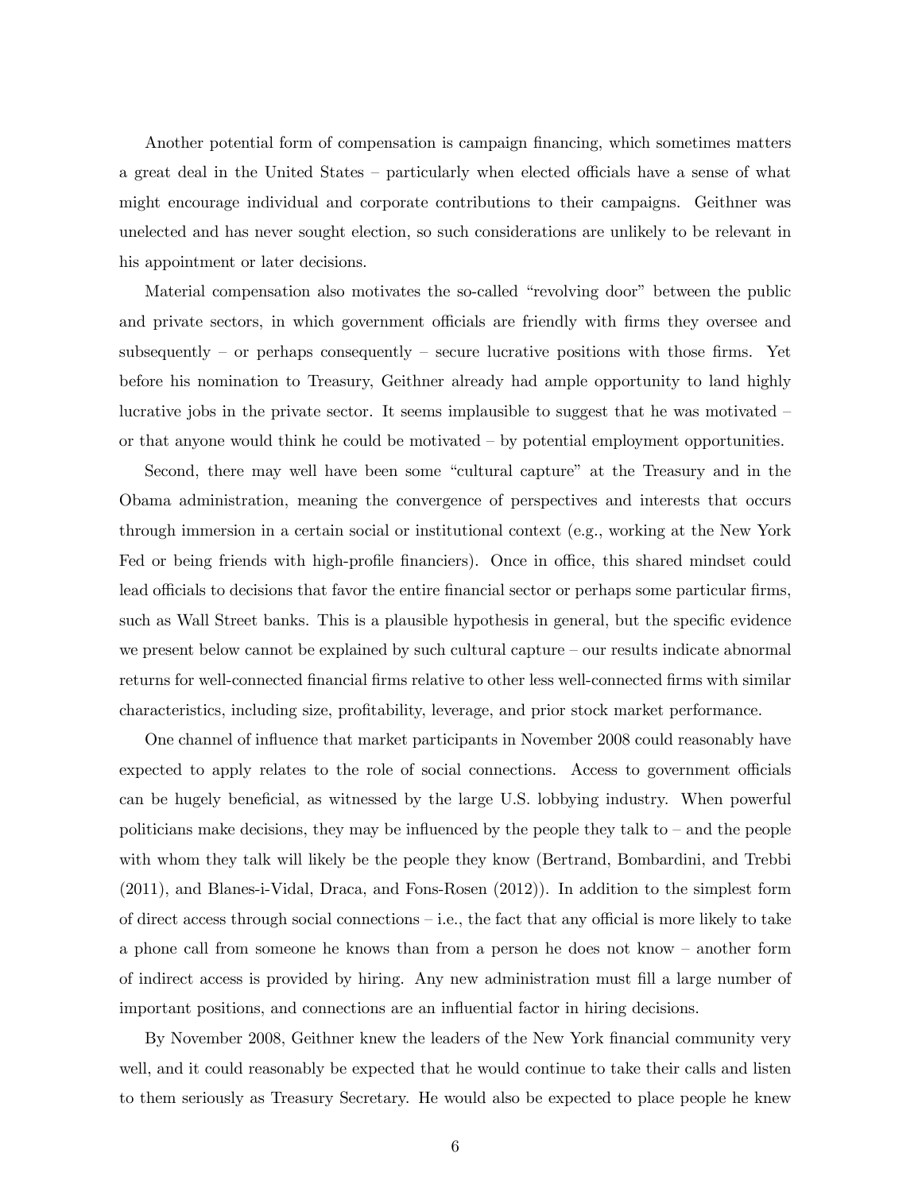Another potential form of compensation is campaign financing, which sometimes matters a great deal in the United States – particularly when elected officials have a sense of what might encourage individual and corporate contributions to their campaigns. Geithner was unelected and has never sought election, so such considerations are unlikely to be relevant in his appointment or later decisions.

Material compensation also motivates the so-called "revolving door" between the public and private sectors, in which government officials are friendly with firms they oversee and subsequently – or perhaps consequently – secure lucrative positions with those firms. Yet before his nomination to Treasury, Geithner already had ample opportunity to land highly lucrative jobs in the private sector. It seems implausible to suggest that he was motivated – or that anyone would think he could be motivated – by potential employment opportunities.

Second, there may well have been some "cultural capture" at the Treasury and in the Obama administration, meaning the convergence of perspectives and interests that occurs through immersion in a certain social or institutional context (e.g., working at the New York Fed or being friends with high-profile financiers). Once in office, this shared mindset could lead officials to decisions that favor the entire financial sector or perhaps some particular firms, such as Wall Street banks. This is a plausible hypothesis in general, but the specific evidence we present below cannot be explained by such cultural capture – our results indicate abnormal returns for well-connected financial firms relative to other less well-connected firms with similar characteristics, including size, profitability, leverage, and prior stock market performance.

One channel of influence that market participants in November 2008 could reasonably have expected to apply relates to the role of social connections. Access to government officials can be hugely beneficial, as witnessed by the large U.S. lobbying industry. When powerful politicians make decisions, they may be influenced by the people they talk to – and the people with whom they talk will likely be the people they know (Bertrand, Bombardini, and Trebbi (2011), and Blanes-i-Vidal, Draca, and Fons-Rosen (2012)). In addition to the simplest form of direct access through social connections – i.e., the fact that any official is more likely to take a phone call from someone he knows than from a person he does not know – another form of indirect access is provided by hiring. Any new administration must fill a large number of important positions, and connections are an influential factor in hiring decisions.

By November 2008, Geithner knew the leaders of the New York financial community very well, and it could reasonably be expected that he would continue to take their calls and listen to them seriously as Treasury Secretary. He would also be expected to place people he knew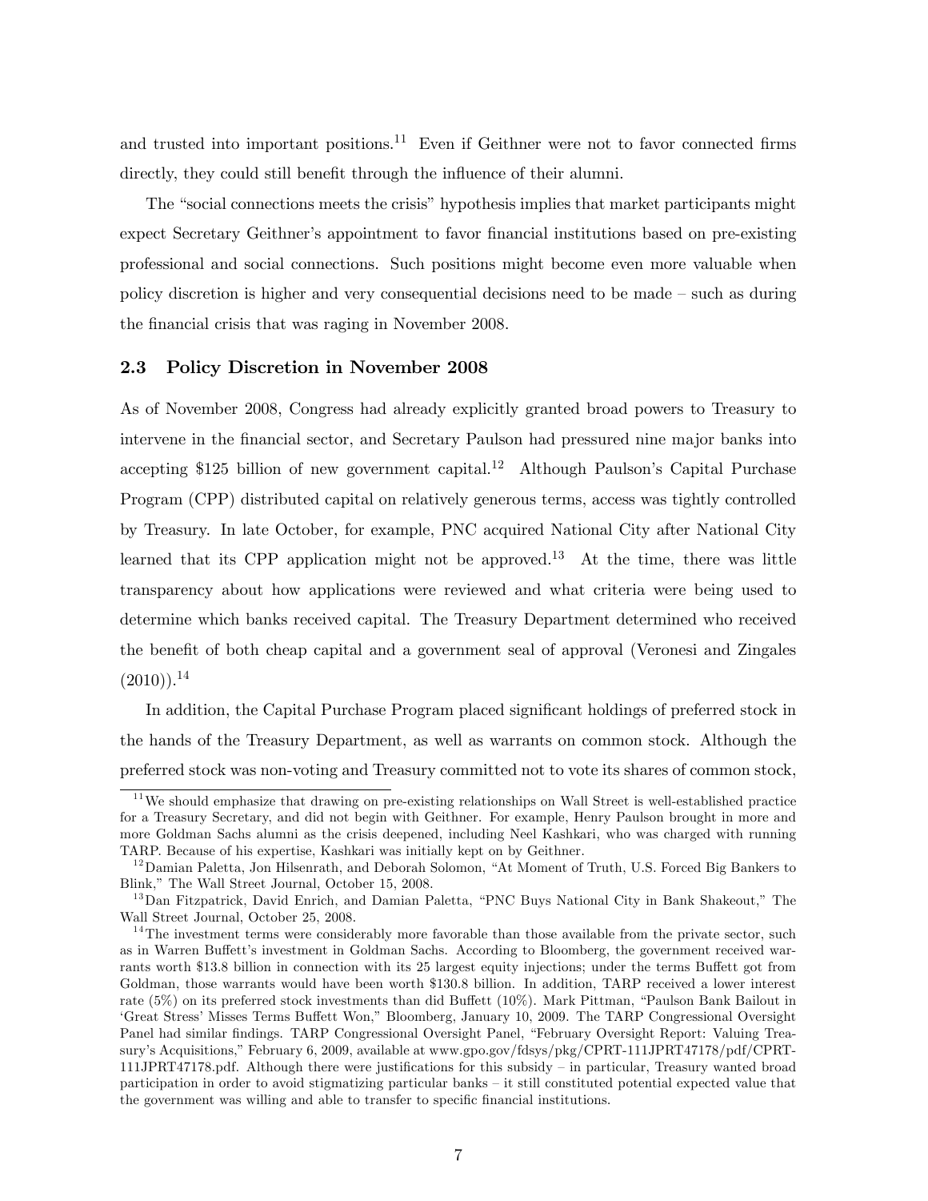and trusted into important positions.[11] Even if Geithner were not to favor connected firms directly, they could still benefit through the influence of their alumni.

The "social connections meets the crisis" hypothesis implies that market participants might expect Secretary Geithner's appointment to favor financial institutions based on pre-existing professional and social connections. Such positions might become even more valuable when policy discretion is higher and very consequential decisions need to be made – such as during the financial crisis that was raging in November 2008.

### 2.3 Policy Discretion in November 2008

As of November 2008, Congress had already explicitly granted broad powers to Treasury to intervene in the financial sector, and Secretary Paulson had pressured nine major banks into accepting \$125 billion of new government capital.[12] Although Paulson's Capital Purchase Program (CPP) distributed capital on relatively generous terms, access was tightly controlled by Treasury. In late October, for example, PNC acquired National City after National City learned that its CPP application might not be approved.[13] At the time, there was little transparency about how applications were reviewed and what criteria were being used to determine which banks received capital. The Treasury Department determined who received the benefit of both cheap capital and a government seal of approval (Veronesi and Zingales (2010)).[14]

In addition, the Capital Purchase Program placed significant holdings of preferred stock in the hands of the Treasury Department, as well as warrants on common stock. Although the preferred stock was non-voting and Treasury committed not to vote its shares of common stock,

---

[11] We should emphasize that drawing on pre-existing relationships on Wall Street is well-established practice for a Treasury Secretary, and did not begin with Geithner. For example, Henry Paulson brought in more and more Goldman Sachs alumni as the crisis deepened, including Neel Kashkari, who was charged with running TARP. Because of his expertise, Kashkari was initially kept on by Geithner.

[12] Damian Paletta, Jon Hilsenrath, and Deborah Solomon, "At Moment of Truth, U.S. Forced Big Bankers to Blink," The Wall Street Journal, October 15, 2008.

[13] Dan Fitzpatrick, David Enrich, and Damian Paletta, "PNC Buys National City in Bank Shakeout," The Wall Street Journal, October 25, 2008.

[14] The investment terms were considerably more favorable than those available from the private sector, such as in Warren Buffett's investment in Goldman Sachs. According to Bloomberg, the government received warrants worth \$13.8 billion in connection with its 25 largest equity injections; under the terms Buffett got from Goldman, those warrants would have been worth \$130.8 billion. In addition, TARP received a lower interest rate (5%) on its preferred stock investments than did Buffett (10%). Mark Pittman, "Paulson Bank Bailout in 'Great Stress' Misses Terms Buffett Won," Bloomberg, January 10, 2009. The TARP Congressional Oversight Panel had similar findings. TARP Congressional Oversight Panel, "February Oversight Report: Valuing Treasury's Acquisitions," February 6, 2009, available at www.gpo.gov/fdsys/pkg/CPRT-111JPRT47178/pdf/CPRT-111JPRT47178.pdf. Although there were justifications for this subsidy – in particular, Treasury wanted broad participation in order to avoid stigmatizing particular banks – it still constituted potential expected value that the government was willing and able to transfer to specific financial institutions.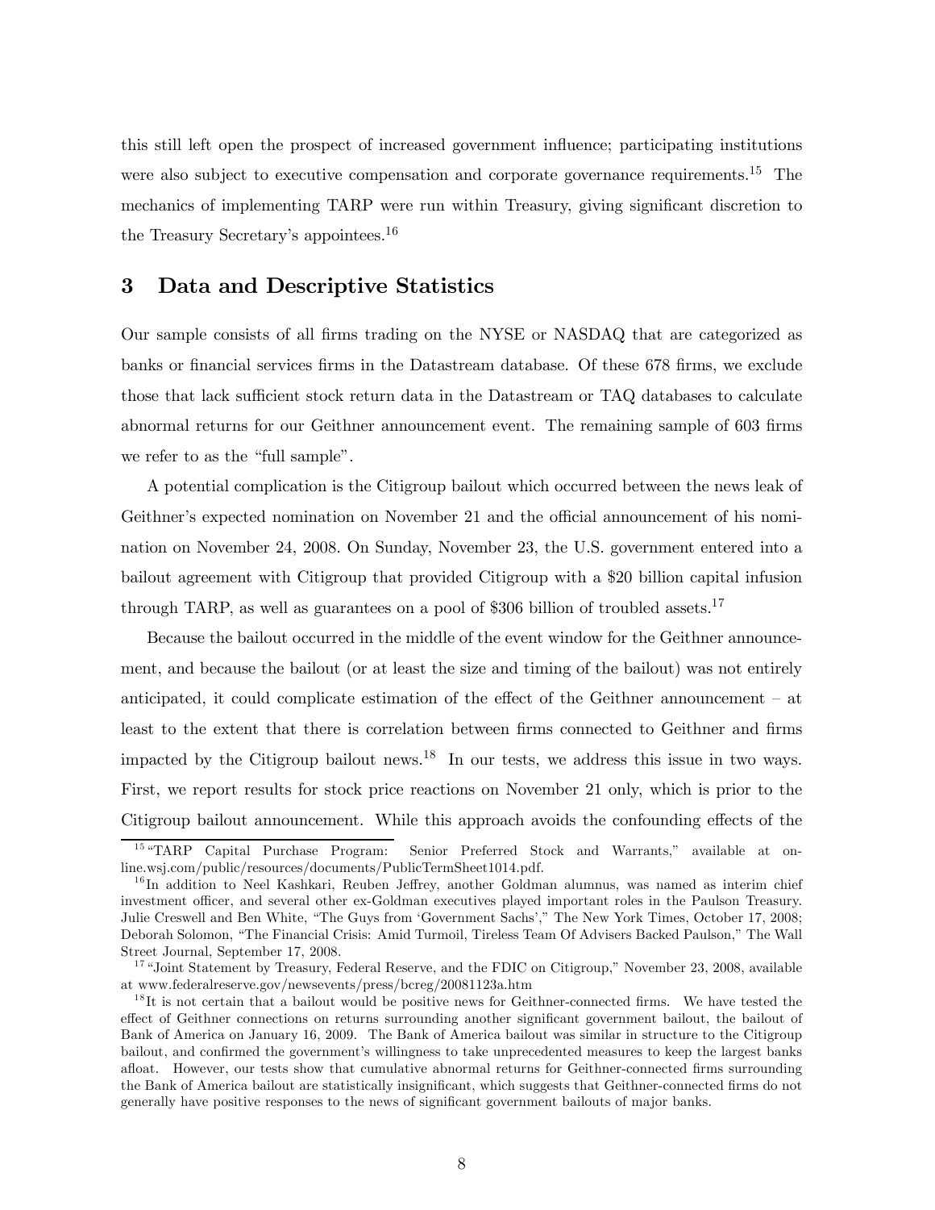this still left open the prospect of increased government influence; participating institutions were also subject to executive compensation and corporate governance requirements.[15] The mechanics of implementing TARP were run within Treasury, giving significant discretion to the Treasury Secretary's appointees.[16]

## 3 Data and Descriptive Statistics

Our sample consists of all firms trading on the NYSE or NASDAQ that are categorized as banks or financial services firms in the Datastream database. Of these 678 firms, we exclude those that lack sufficient stock return data in the Datastream or TAQ databases to calculate abnormal returns for our Geithner announcement event. The remaining sample of 603 firms we refer to as the "full sample".

A potential complication is the Citigroup bailout which occurred between the news leak of Geithner's expected nomination on November 21 and the official announcement of his nomination on November 24, 2008. On Sunday, November 23, the U.S. government entered into a bailout agreement with Citigroup that provided Citigroup with a $20 billion capital infusion through TARP, as well as guarantees on a pool of $306 billion of troubled assets.[17]

Because the bailout occurred in the middle of the event window for the Geithner announcement, and because the bailout (or at least the size and timing of the bailout) was not entirely anticipated, it could complicate estimation of the effect of the Geithner announcement – at least to the extent that there is correlation between firms connected to Geithner and firms impacted by the Citigroup bailout news.[18] In our tests, we address this issue in two ways. First, we report results for stock price reactions on November 21 only, which is prior to the Citigroup bailout announcement. While this approach avoids the confounding effects of the

[15] "TARP Capital Purchase Program: Senior Preferred Stock and Warrants," available at online.wsj.com/public/resources/documents/PublicTermSheet1014.pdf.

[16] In addition to Neel Kashkari, Reuben Jeffrey, another Goldman alumnus, was named as interim chief investment officer, and several other ex-Goldman executives played important roles in the Paulson Treasury. Julie Creswell and Ben White, "The Guys from 'Government Sachs'," The New York Times, October 17, 2008; Deborah Solomon, "The Financial Crisis: Amid Turmoil, Tireless Team Of Advisers Backed Paulson," The Wall Street Journal, September 17, 2008.

[17] "Joint Statement by Treasury, Federal Reserve, and the FDIC on Citigroup," November 23, 2008, available at www.federalreserve.gov/newsevents/press/bcreg/20081123a.htm

[18] It is not certain that a bailout would be positive news for Geithner-connected firms. We have tested the effect of Geithner connections on returns surrounding another significant government bailout, the bailout of Bank of America on January 16, 2009. The Bank of America bailout was similar in structure to the Citigroup bailout, and confirmed the government's willingness to take unprecedented measures to keep the largest banks afloat. However, our tests show that cumulative abnormal returns for Geithner-connected firms surrounding the Bank of America bailout are statistically insignificant, which suggests that Geithner-connected firms do not generally have positive responses to the news of significant government bailouts of major banks.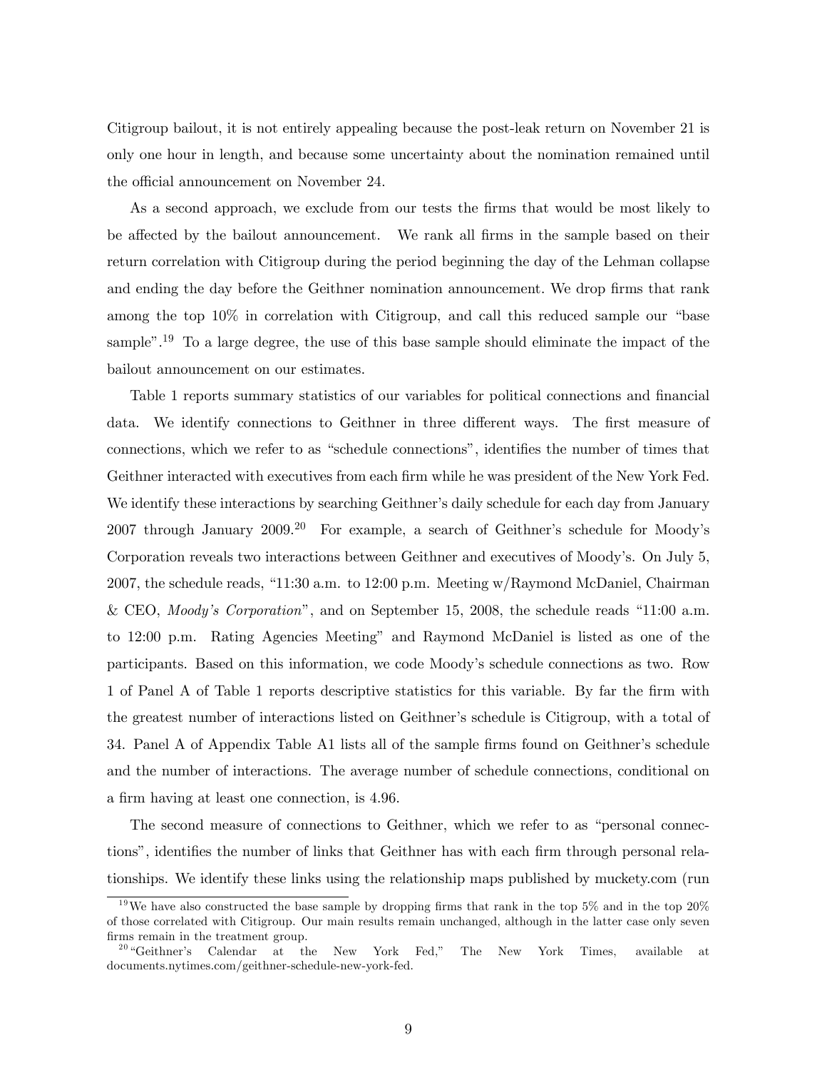Citigroup bailout, it is not entirely appealing because the post-leak return on November 21 is only one hour in length, and because some uncertainty about the nomination remained until the official announcement on November 24.

As a second approach, we exclude from our tests the firms that would be most likely to be affected by the bailout announcement. We rank all firms in the sample based on their return correlation with Citigroup during the period beginning the day of the Lehman collapse and ending the day before the Geithner nomination announcement. We drop firms that rank among the top 10% in correlation with Citigroup, and call this reduced sample our "base sample".[19] To a large degree, the use of this base sample should eliminate the impact of the bailout announcement on our estimates.

Table 1 reports summary statistics of our variables for political connections and financial data. We identify connections to Geithner in three different ways. The first measure of connections, which we refer to as "schedule connections", identifies the number of times that Geithner interacted with executives from each firm while he was president of the New York Fed. We identify these interactions by searching Geithner's daily schedule for each day from January 2007 through January 2009.[20] For example, a search of Geithner's schedule for Moody's Corporation reveals two interactions between Geithner and executives of Moody's. On July 5, 2007, the schedule reads, "11:30 a.m. to 12:00 p.m. Meeting w/Raymond McDaniel, Chairman & CEO, *Moody's Corporation*", and on September 15, 2008, the schedule reads "11:00 a.m. to 12:00 p.m. Rating Agencies Meeting" and Raymond McDaniel is listed as one of the participants. Based on this information, we code Moody's schedule connections as two. Row 1 of Panel A of Table 1 reports descriptive statistics for this variable. By far the firm with the greatest number of interactions listed on Geithner's schedule is Citigroup, with a total of 34. Panel A of Appendix Table A1 lists all of the sample firms found on Geithner's schedule and the number of interactions. The average number of schedule connections, conditional on a firm having at least one connection, is 4.96.

The second measure of connections to Geithner, which we refer to as "personal connections", identifies the number of links that Geithner has with each firm through personal relationships. We identify these links using the relationship maps published by muckety.com (run

---

[19] We have also constructed the base sample by dropping firms that rank in the top 5% and in the top 20% of those correlated with Citigroup. Our main results remain unchanged, although in the latter case only seven firms remain in the treatment group.

[20] "Geithner's Calendar at the New York Fed," The New York Times, available at documents.nytimes.com/geithner-schedule-new-york-fed.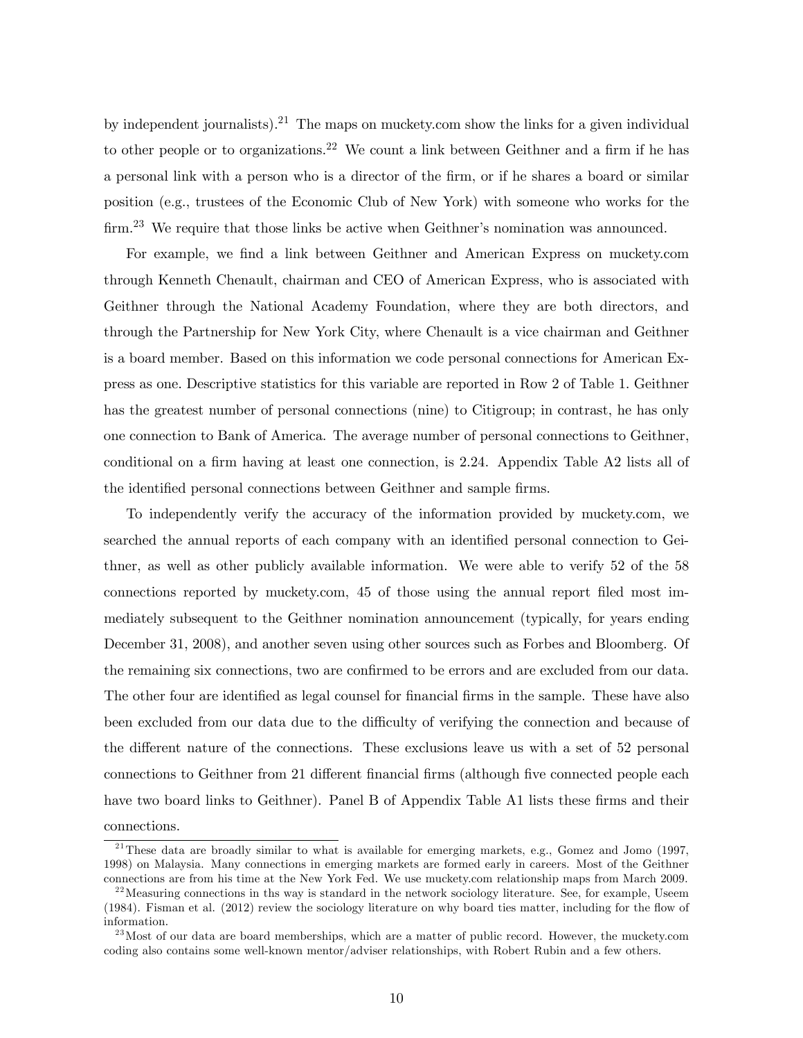by independent journalists).[21] The maps on muckety.com show the links for a given individual to other people or to organizations.[22] We count a link between Geithner and a firm if he has a personal link with a person who is a director of the firm, or if he shares a board or similar position (e.g., trustees of the Economic Club of New York) with someone who works for the firm.[23] We require that those links be active when Geithner's nomination was announced.

For example, we find a link between Geithner and American Express on muckety.com through Kenneth Chenault, chairman and CEO of American Express, who is associated with Geithner through the National Academy Foundation, where they are both directors, and through the Partnership for New York City, where Chenault is a vice chairman and Geithner is a board member. Based on this information we code personal connections for American Express as one. Descriptive statistics for this variable are reported in Row 2 of Table 1. Geithner has the greatest number of personal connections (nine) to Citigroup; in contrast, he has only one connection to Bank of America. The average number of personal connections to Geithner, conditional on a firm having at least one connection, is 2.24. Appendix Table A2 lists all of the identified personal connections between Geithner and sample firms.

To independently verify the accuracy of the information provided by muckety.com, we searched the annual reports of each company with an identified personal connection to Geithner, as well as other publicly available information. We were able to verify 52 of the 58 connections reported by muckety.com, 45 of those using the annual report filed most immediately subsequent to the Geithner nomination announcement (typically, for years ending December 31, 2008), and another seven using other sources such as Forbes and Bloomberg. Of the remaining six connections, two are confirmed to be errors and are excluded from our data. The other four are identified as legal counsel for financial firms in the sample. These have also been excluded from our data due to the difficulty of verifying the connection and because of the different nature of the connections. These exclusions leave us with a set of 52 personal connections to Geithner from 21 different financial firms (although five connected people each have two board links to Geithner). Panel B of Appendix Table A1 lists these firms and their connections.

[21] These data are broadly similar to what is available for emerging markets, e.g., Gomez and Jomo (1997, 1998) on Malaysia. Many connections in emerging markets are formed early in careers. Most of the Geithner connections are from his time at the New York Fed. We use muckety.com relationship maps from March 2009.

[22] Measuring connections in ths way is standard in the network sociology literature. See, for example, Useem (1984). Fisman et al. (2012) review the sociology literature on why board ties matter, including for the flow of information.

[23] Most of our data are board memberships, which are a matter of public record. However, the muckety.com coding also contains some well-known mentor/adviser relationships, with Robert Rubin and a few others.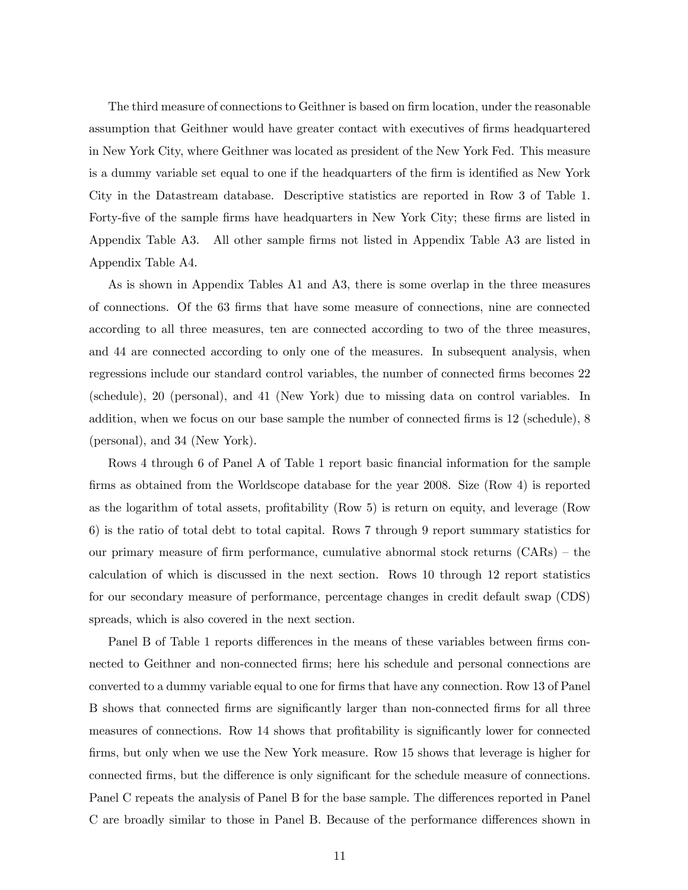The third measure of connections to Geithner is based on firm location, under the reasonable assumption that Geithner would have greater contact with executives of firms headquartered in New York City, where Geithner was located as president of the New York Fed. This measure is a dummy variable set equal to one if the headquarters of the firm is identified as New York City in the Datastream database. Descriptive statistics are reported in Row 3 of Table 1. Forty-five of the sample firms have headquarters in New York City; these firms are listed in Appendix Table A3. All other sample firms not listed in Appendix Table A3 are listed in Appendix Table A4.

As is shown in Appendix Tables A1 and A3, there is some overlap in the three measures of connections. Of the 63 firms that have some measure of connections, nine are connected according to all three measures, ten are connected according to two of the three measures, and 44 are connected according to only one of the measures. In subsequent analysis, when regressions include our standard control variables, the number of connected firms becomes 22 (schedule), 20 (personal), and 41 (New York) due to missing data on control variables. In addition, when we focus on our base sample the number of connected firms is 12 (schedule), 8 (personal), and 34 (New York).

Rows 4 through 6 of Panel A of Table 1 report basic financial information for the sample firms as obtained from the Worldscope database for the year 2008. Size (Row 4) is reported as the logarithm of total assets, profitability (Row 5) is return on equity, and leverage (Row 6) is the ratio of total debt to total capital. Rows 7 through 9 report summary statistics for our primary measure of firm performance, cumulative abnormal stock returns (CARs) – the calculation of which is discussed in the next section. Rows 10 through 12 report statistics for our secondary measure of performance, percentage changes in credit default swap (CDS) spreads, which is also covered in the next section.

Panel B of Table 1 reports differences in the means of these variables between firms connected to Geithner and non-connected firms; here his schedule and personal connections are converted to a dummy variable equal to one for firms that have any connection. Row 13 of Panel B shows that connected firms are significantly larger than non-connected firms for all three measures of connections. Row 14 shows that profitability is significantly lower for connected firms, but only when we use the New York measure. Row 15 shows that leverage is higher for connected firms, but the difference is only significant for the schedule measure of connections. Panel C repeats the analysis of Panel B for the base sample. The differences reported in Panel C are broadly similar to those in Panel B. Because of the performance differences shown in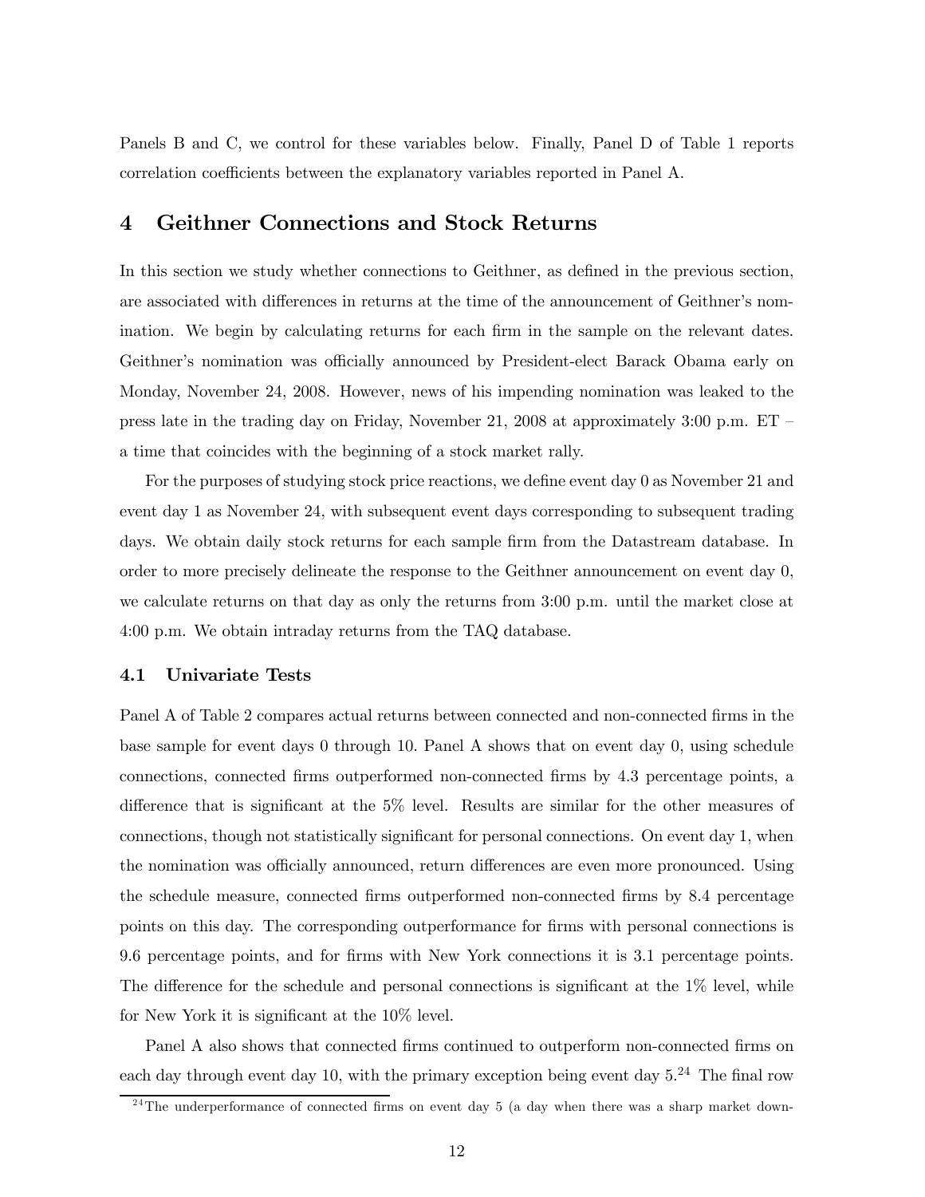Panels B and C, we control for these variables below. Finally, Panel D of Table 1 reports correlation coefficients between the explanatory variables reported in Panel A.

# 4 Geithner Connections and Stock Returns

In this section we study whether connections to Geithner, as defined in the previous section, are associated with differences in returns at the time of the announcement of Geithner's nomination. We begin by calculating returns for each firm in the sample on the relevant dates. Geithner's nomination was officially announced by President-elect Barack Obama early on Monday, November 24, 2008. However, news of his impending nomination was leaked to the press late in the trading day on Friday, November 21, 2008 at approximately 3:00 p.m. ET – a time that coincides with the beginning of a stock market rally.

For the purposes of studying stock price reactions, we define event day 0 as November 21 and event day 1 as November 24, with subsequent event days corresponding to subsequent trading days. We obtain daily stock returns for each sample firm from the Datastream database. In order to more precisely delineate the response to the Geithner announcement on event day 0, we calculate returns on that day as only the returns from 3:00 p.m. until the market close at 4:00 p.m. We obtain intraday returns from the TAQ database.

## 4.1 Univariate Tests

Panel A of Table 2 compares actual returns between connected and non-connected firms in the base sample for event days 0 through 10. Panel A shows that on event day 0, using schedule connections, connected firms outperformed non-connected firms by 4.3 percentage points, a difference that is significant at the 5% level. Results are similar for the other measures of connections, though not statistically significant for personal connections. On event day 1, when the nomination was officially announced, return differences are even more pronounced. Using the schedule measure, connected firms outperformed non-connected firms by 8.4 percentage points on this day. The corresponding outperformance for firms with personal connections is 9.6 percentage points, and for firms with New York connections it is 3.1 percentage points. The difference for the schedule and personal connections is significant at the 1% level, while for New York it is significant at the 10% level.

Panel A also shows that connected firms continued to outperform non-connected firms on each day through event day 10, with the primary exception being event day 5.[24] The final row

[24] The underperformance of connected firms on event day 5 (a day when there was a sharp market down-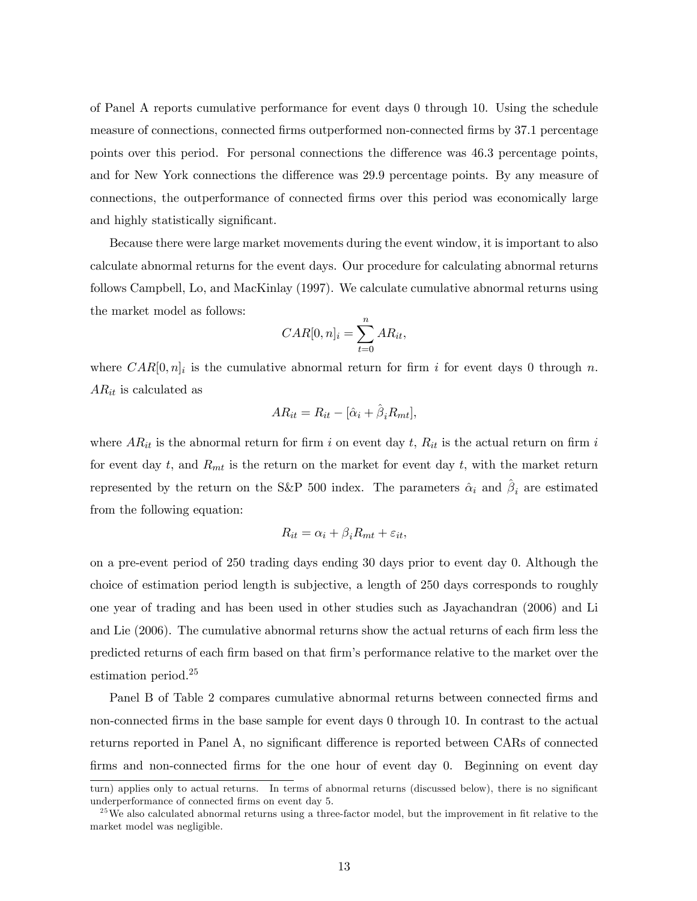of Panel A reports cumulative performance for event days 0 through 10. Using the schedule measure of connections, connected firms outperformed non-connected firms by 37.1 percentage points over this period. For personal connections the difference was 46.3 percentage points, and for New York connections the difference was 29.9 percentage points. By any measure of connections, the outperformance of connected firms over this period was economically large and highly statistically significant.

Because there were large market movements during the event window, it is important to also calculate abnormal returns for the event days. Our procedure for calculating abnormal returns follows Campbell, Lo, and MacKinlay (1997). We calculate cumulative abnormal returns using the market model as follows:

$$CAR[0, n]_i = \sum_{t=0}^{n} AR_{it},$$

where $CAR[0, n]_i$ is the cumulative abnormal return for firm $i$ for event days 0 through $n$. $AR_{it}$ is calculated as

$$AR_{it} = R_{it} - [\hat{\alpha}_i + \hat{\beta}_i R_{mt}],$$

where $AR_{it}$ is the abnormal return for firm $i$ on event day $t$, $R_{it}$ is the actual return on firm $i$ for event day $t$, and $R_{mt}$ is the return on the market for event day $t$, with the market return represented by the return on the S&P 500 index. The parameters $\hat{\alpha}_i$ and $\hat{\beta}_i$ are estimated from the following equation:

$$R_{it} = \alpha_i + \beta_i R_{mt} + \varepsilon_{it},$$

on a pre-event period of 250 trading days ending 30 days prior to event day 0. Although the choice of estimation period length is subjective, a length of 250 days corresponds to roughly one year of trading and has been used in other studies such as Jayachandran (2006) and Li and Lie (2006). The cumulative abnormal returns show the actual returns of each firm less the predicted returns of each firm based on that firm's performance relative to the market over the estimation period.[25]

Panel B of Table 2 compares cumulative abnormal returns between connected firms and non-connected firms in the base sample for event days 0 through 10. In contrast to the actual returns reported in Panel A, no significant difference is reported between CARs of connected firms and non-connected firms for the one hour of event day 0. Beginning on event day

turn) applies only to actual returns. In terms of abnormal returns (discussed below), there is no significant underperformance of connected firms on event day 5.

[25] We also calculated abnormal returns using a three-factor model, but the improvement in fit relative to the market model was negligible.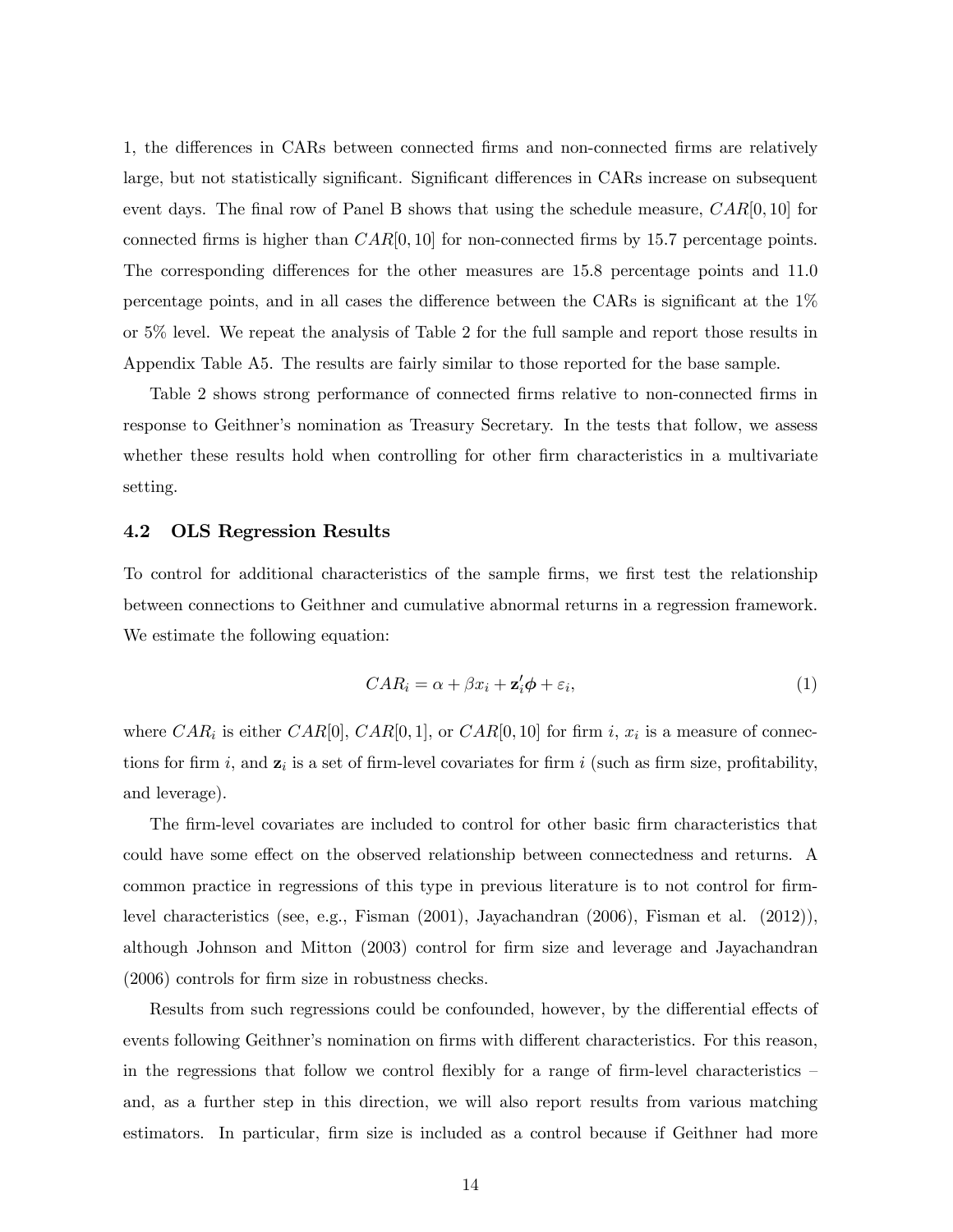1, the differences in CARs between connected firms and non-connected firms are relatively large, but not statistically significant. Significant differences in CARs increase on subsequent event days. The final row of Panel B shows that using the schedule measure, $CAR[0, 10]$ for connected firms is higher than $CAR[0, 10]$ for non-connected firms by 15.7 percentage points. The corresponding differences for the other measures are 15.8 percentage points and 11.0 percentage points, and in all cases the difference between the CARs is significant at the 1% or 5% level. We repeat the analysis of Table 2 for the full sample and report those results in Appendix Table A5. The results are fairly similar to those reported for the base sample.

Table 2 shows strong performance of connected firms relative to non-connected firms in response to Geithner's nomination as Treasury Secretary. In the tests that follow, we assess whether these results hold when controlling for other firm characteristics in a multivariate setting.

## 4.2 OLS Regression Results

To control for additional characteristics of the sample firms, we first test the relationship between connections to Geithner and cumulative abnormal returns in a regression framework. We estimate the following equation:

$$CAR_i = \alpha + \beta x_i + \mathbf{z}_i' \boldsymbol{\phi} + \varepsilon_i, \tag{1}$$

where $CAR_i$ is either $CAR[0]$, $CAR[0, 1]$, or $CAR[0, 10]$ for firm $i$, $x_i$ is a measure of connections for firm $i$, and $\mathbf{z}_i$ is a set of firm-level covariates for firm $i$ (such as firm size, profitability, and leverage).

The firm-level covariates are included to control for other basic firm characteristics that could have some effect on the observed relationship between connectedness and returns. A common practice in regressions of this type in previous literature is to not control for firm-level characteristics (see, e.g., Fisman (2001), Jayachandran (2006), Fisman et al. (2012)), although Johnson and Mitton (2003) control for firm size and leverage and Jayachandran (2006) controls for firm size in robustness checks.

Results from such regressions could be confounded, however, by the differential effects of events following Geithner's nomination on firms with different characteristics. For this reason, in the regressions that follow we control flexibly for a range of firm-level characteristics – and, as a further step in this direction, we will also report results from various matching estimators. In particular, firm size is included as a control because if Geithner had more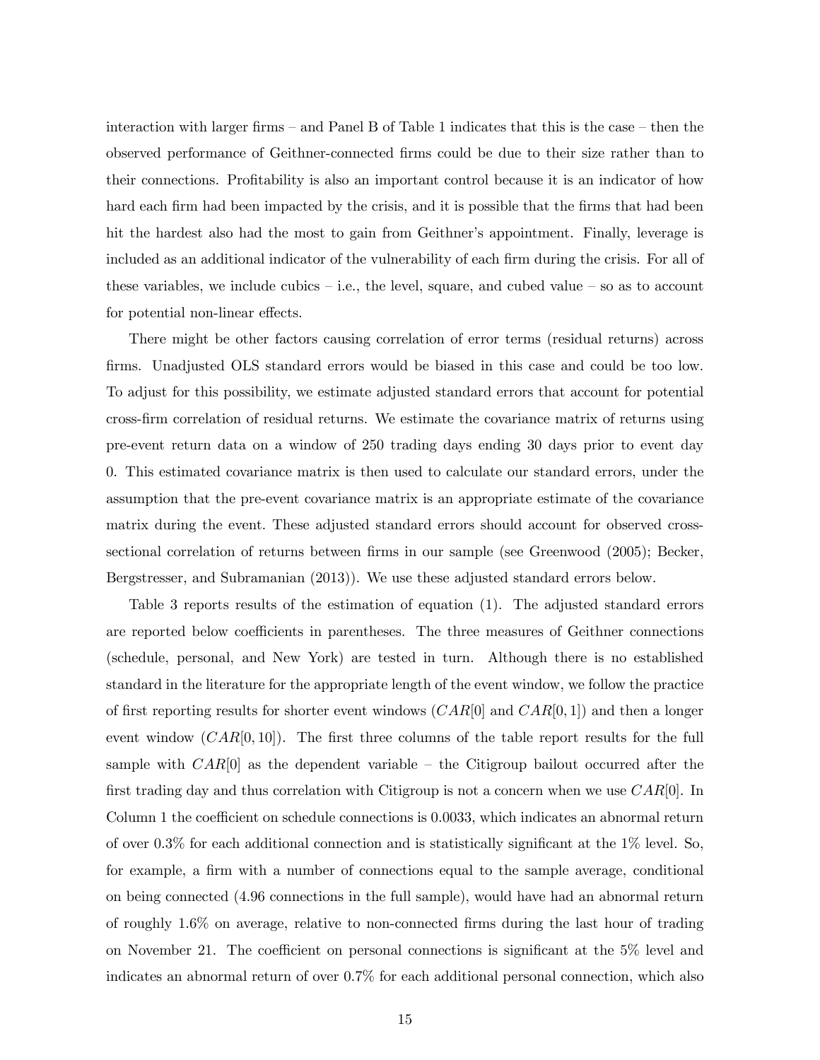interaction with larger firms – and Panel B of Table 1 indicates that this is the case – then the observed performance of Geithner-connected firms could be due to their size rather than to their connections. Profitability is also an important control because it is an indicator of how hard each firm had been impacted by the crisis, and it is possible that the firms that had been hit the hardest also had the most to gain from Geithner's appointment. Finally, leverage is included as an additional indicator of the vulnerability of each firm during the crisis. For all of these variables, we include cubics – i.e., the level, square, and cubed value – so as to account for potential non-linear effects.

There might be other factors causing correlation of error terms (residual returns) across firms. Unadjusted OLS standard errors would be biased in this case and could be too low. To adjust for this possibility, we estimate adjusted standard errors that account for potential cross-firm correlation of residual returns. We estimate the covariance matrix of returns using pre-event return data on a window of 250 trading days ending 30 days prior to event day 0. This estimated covariance matrix is then used to calculate our standard errors, under the assumption that the pre-event covariance matrix is an appropriate estimate of the covariance matrix during the event. These adjusted standard errors should account for observed cross-sectional correlation of returns between firms in our sample (see Greenwood (2005); Becker, Bergstresser, and Subramanian (2013)). We use these adjusted standard errors below.

Table 3 reports results of the estimation of equation (1). The adjusted standard errors are reported below coefficients in parentheses. The three measures of Geithner connections (schedule, personal, and New York) are tested in turn. Although there is no established standard in the literature for the appropriate length of the event window, we follow the practice of first reporting results for shorter event windows ($CAR[0]$ and $CAR[0,1]$) and then a longer event window ($CAR[0,10]$). The first three columns of the table report results for the full sample with $CAR[0]$ as the dependent variable – the Citigroup bailout occurred after the first trading day and thus correlation with Citigroup is not a concern when we use $CAR[0]$. In Column 1 the coefficient on schedule connections is 0.0033, which indicates an abnormal return of over 0.3% for each additional connection and is statistically significant at the 1% level. So, for example, a firm with a number of connections equal to the sample average, conditional on being connected (4.96 connections in the full sample), would have had an abnormal return of roughly 1.6% on average, relative to non-connected firms during the last hour of trading on November 21. The coefficient on personal connections is significant at the 5% level and indicates an abnormal return of over 0.7% for each additional personal connection, which also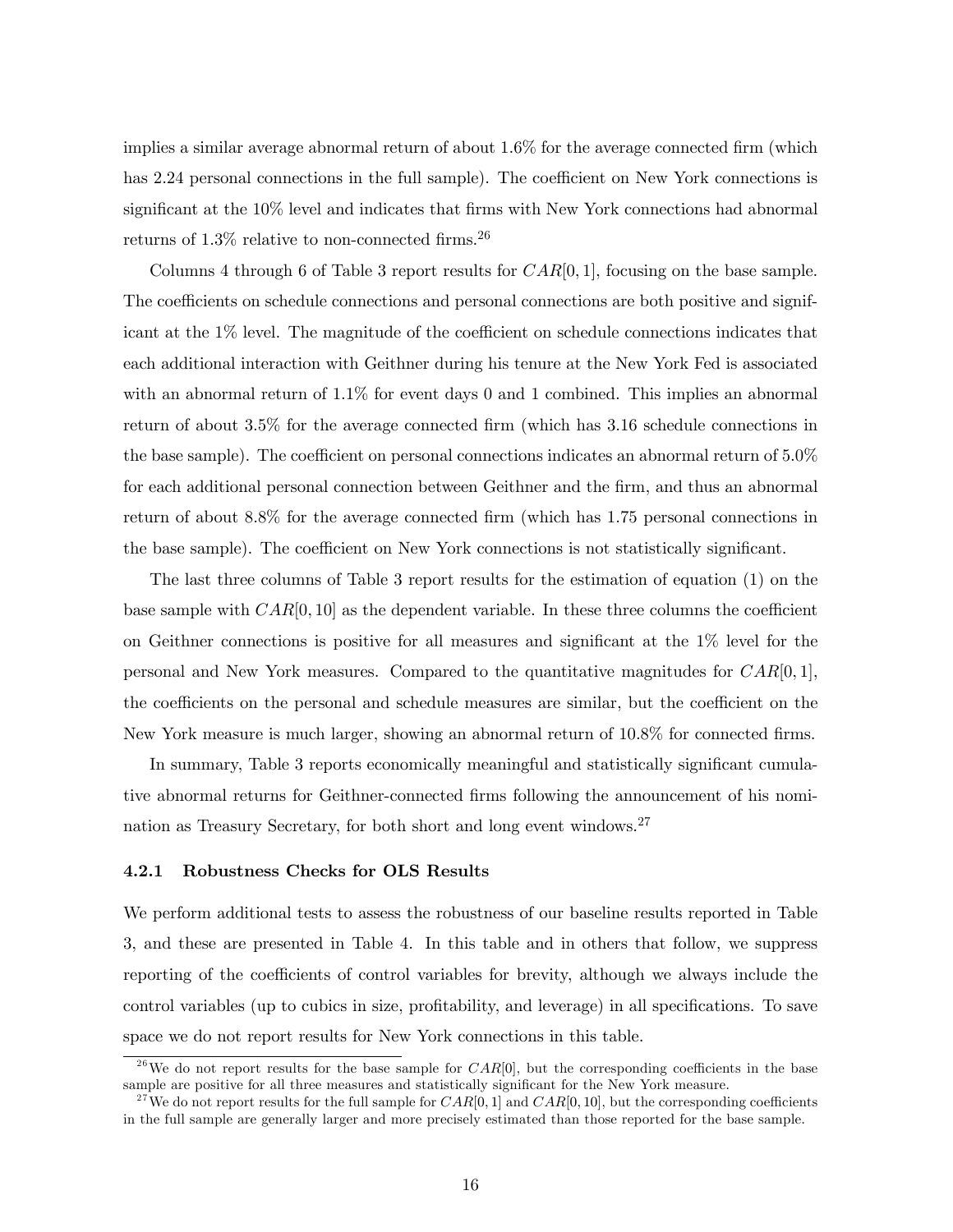implies a similar average abnormal return of about 1.6% for the average connected firm (which has 2.24 personal connections in the full sample). The coefficient on New York connections is significant at the 10% level and indicates that firms with New York connections had abnormal returns of 1.3% relative to non-connected firms.[26]

Columns 4 through 6 of Table 3 report results for $CAR[0,1]$, focusing on the base sample. The coefficients on schedule connections and personal connections are both positive and significant at the 1% level. The magnitude of the coefficient on schedule connections indicates that each additional interaction with Geithner during his tenure at the New York Fed is associated with an abnormal return of 1.1% for event days 0 and 1 combined. This implies an abnormal return of about 3.5% for the average connected firm (which has 3.16 schedule connections in the base sample). The coefficient on personal connections indicates an abnormal return of 5.0% for each additional personal connection between Geithner and the firm, and thus an abnormal return of about 8.8% for the average connected firm (which has 1.75 personal connections in the base sample). The coefficient on New York connections is not statistically significant.

The last three columns of Table 3 report results for the estimation of equation (1) on the base sample with $CAR[0,10]$ as the dependent variable. In these three columns the coefficient on Geithner connections is positive for all measures and significant at the 1% level for the personal and New York measures. Compared to the quantitative magnitudes for $CAR[0,1]$, the coefficients on the personal and schedule measures are similar, but the coefficient on the New York measure is much larger, showing an abnormal return of 10.8% for connected firms.

In summary, Table 3 reports economically meaningful and statistically significant cumulative abnormal returns for Geithner-connected firms following the announcement of his nomination as Treasury Secretary, for both short and long event windows.[27]

### 4.2.1 Robustness Checks for OLS Results

We perform additional tests to assess the robustness of our baseline results reported in Table 3, and these are presented in Table 4. In this table and in others that follow, we suppress reporting of the coefficients of control variables for brevity, although we always include the control variables (up to cubics in size, profitability, and leverage) in all specifications. To save space we do not report results for New York connections in this table.

[26] We do not report results for the base sample for $CAR[0]$, but the corresponding coefficients in the base sample are positive for all three measures and statistically significant for the New York measure.

[27] We do not report results for the full sample for $CAR[0,1]$ and $CAR[0,10]$, but the corresponding coefficients in the full sample are generally larger and more precisely estimated than those reported for the base sample.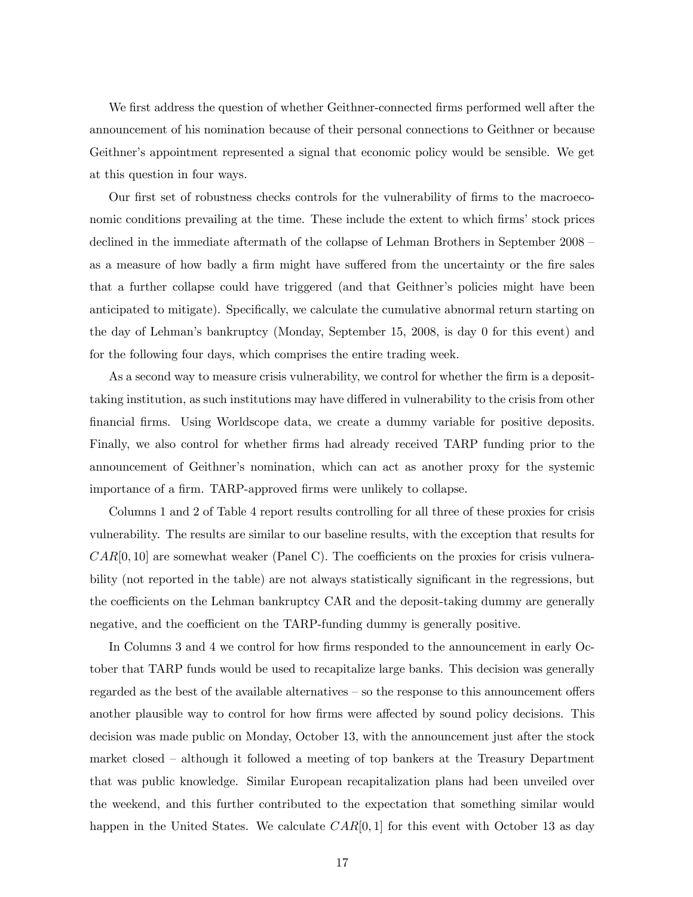We first address the question of whether Geithner-connected firms performed well after the announcement of his nomination because of their personal connections to Geithner or because Geithner's appointment represented a signal that economic policy would be sensible. We get at this question in four ways.

Our first set of robustness checks controls for the vulnerability of firms to the macroeconomic conditions prevailing at the time. These include the extent to which firms' stock prices declined in the immediate aftermath of the collapse of Lehman Brothers in September 2008 – as a measure of how badly a firm might have suffered from the uncertainty or the fire sales that a further collapse could have triggered (and that Geithner's policies might have been anticipated to mitigate). Specifically, we calculate the cumulative abnormal return starting on the day of Lehman's bankruptcy (Monday, September 15, 2008, is day 0 for this event) and for the following four days, which comprises the entire trading week.

As a second way to measure crisis vulnerability, we control for whether the firm is a deposit-taking institution, as such institutions may have differed in vulnerability to the crisis from other financial firms. Using Worldscope data, we create a dummy variable for positive deposits. Finally, we also control for whether firms had already received TARP funding prior to the announcement of Geithner's nomination, which can act as another proxy for the systemic importance of a firm. TARP-approved firms were unlikely to collapse.

Columns 1 and 2 of Table 4 report results controlling for all three of these proxies for crisis vulnerability. The results are similar to our baseline results, with the exception that results for $CAR[0, 10]$ are somewhat weaker (Panel C). The coefficients on the proxies for crisis vulnerability (not reported in the table) are not always statistically significant in the regressions, but the coefficients on the Lehman bankruptcy CAR and the deposit-taking dummy are generally negative, and the coefficient on the TARP-funding dummy is generally positive.

In Columns 3 and 4 we control for how firms responded to the announcement in early October that TARP funds would be used to recapitalize large banks. This decision was generally regarded as the best of the available alternatives – so the response to this announcement offers another plausible way to control for how firms were affected by sound policy decisions. This decision was made public on Monday, October 13, with the announcement just after the stock market closed – although it followed a meeting of top bankers at the Treasury Department that was public knowledge. Similar European recapitalization plans had been unveiled over the weekend, and this further contributed to the expectation that something similar would happen in the United States. We calculate $CAR[0, 1]$ for this event with October 13 as day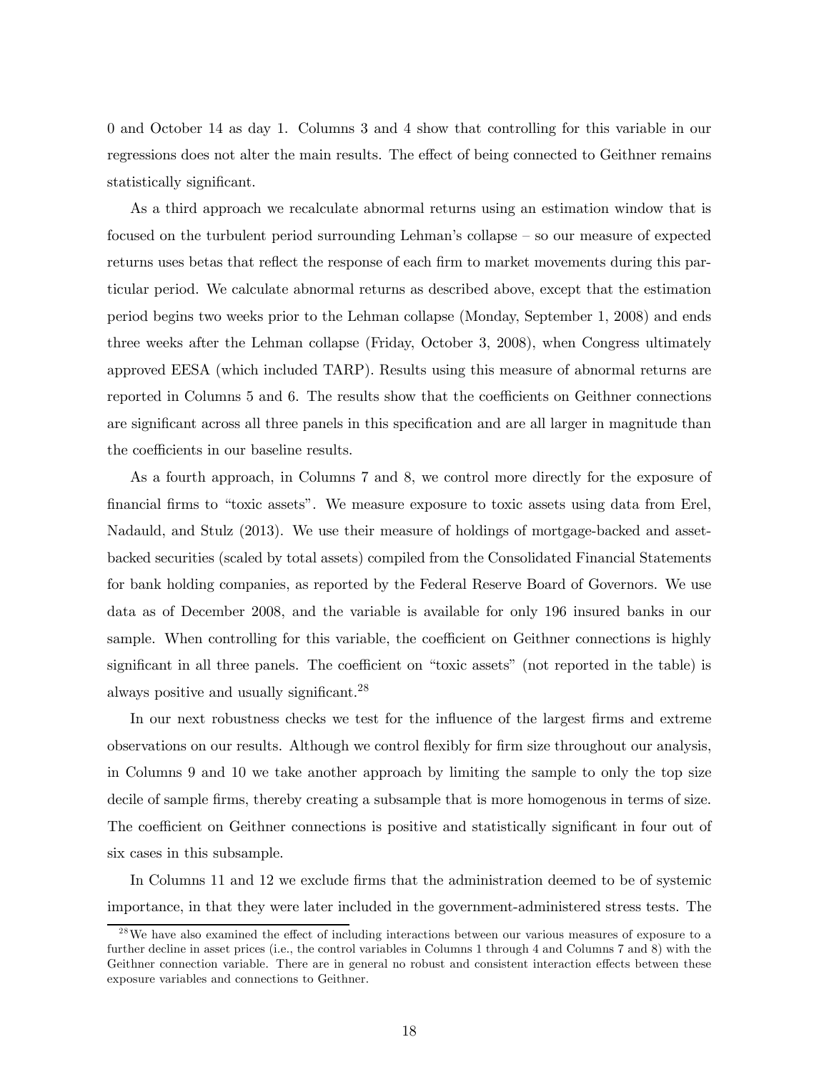0 and October 14 as day 1. Columns 3 and 4 show that controlling for this variable in our regressions does not alter the main results. The effect of being connected to Geithner remains statistically significant.

As a third approach we recalculate abnormal returns using an estimation window that is focused on the turbulent period surrounding Lehman's collapse – so our measure of expected returns uses betas that reflect the response of each firm to market movements during this particular period. We calculate abnormal returns as described above, except that the estimation period begins two weeks prior to the Lehman collapse (Monday, September 1, 2008) and ends three weeks after the Lehman collapse (Friday, October 3, 2008), when Congress ultimately approved EESA (which included TARP). Results using this measure of abnormal returns are reported in Columns 5 and 6. The results show that the coefficients on Geithner connections are significant across all three panels in this specification and are all larger in magnitude than the coefficients in our baseline results.

As a fourth approach, in Columns 7 and 8, we control more directly for the exposure of financial firms to "toxic assets". We measure exposure to toxic assets using data from Erel, Nadauld, and Stulz (2013). We use their measure of holdings of mortgage-backed and asset-backed securities (scaled by total assets) compiled from the Consolidated Financial Statements for bank holding companies, as reported by the Federal Reserve Board of Governors. We use data as of December 2008, and the variable is available for only 196 insured banks in our sample. When controlling for this variable, the coefficient on Geithner connections is highly significant in all three panels. The coefficient on "toxic assets" (not reported in the table) is always positive and usually significant.[28]

In our next robustness checks we test for the influence of the largest firms and extreme observations on our results. Although we control flexibly for firm size throughout our analysis, in Columns 9 and 10 we take another approach by limiting the sample to only the top size decile of sample firms, thereby creating a subsample that is more homogenous in terms of size. The coefficient on Geithner connections is positive and statistically significant in four out of six cases in this subsample.

In Columns 11 and 12 we exclude firms that the administration deemed to be of systemic importance, in that they were later included in the government-administered stress tests. The

[28] We have also examined the effect of including interactions between our various measures of exposure to a further decline in asset prices (i.e., the control variables in Columns 1 through 4 and Columns 7 and 8) with the Geithner connection variable. There are in general no robust and consistent interaction effects between these exposure variables and connections to Geithner.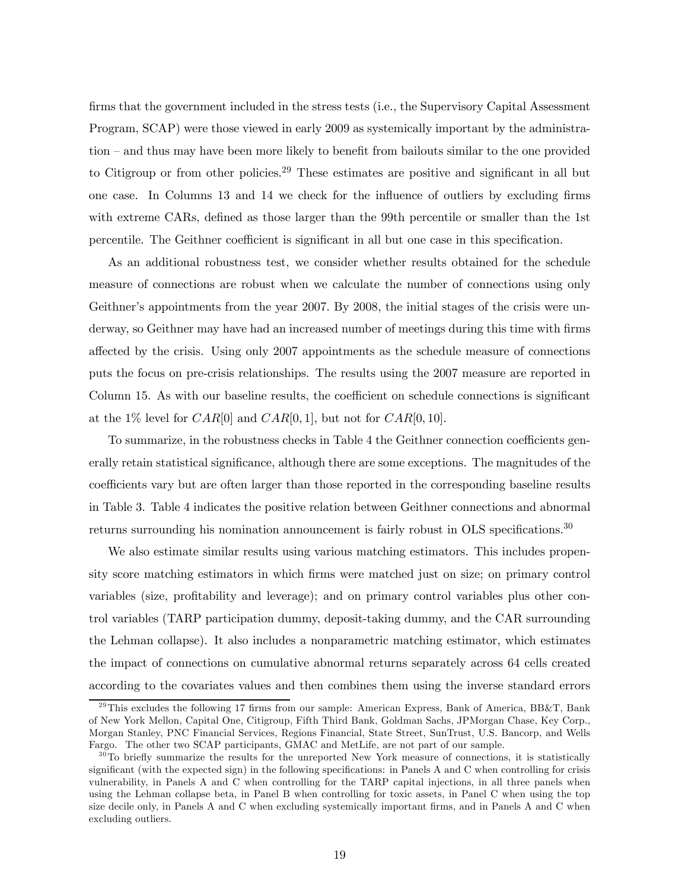firms that the government included in the stress tests (i.e., the Supervisory Capital Assessment Program, SCAP) were those viewed in early 2009 as systemically important by the administration – and thus may have been more likely to benefit from bailouts similar to the one provided to Citigroup or from other policies.[29] These estimates are positive and significant in all but one case. In Columns 13 and 14 we check for the influence of outliers by excluding firms with extreme CARs, defined as those larger than the 99th percentile or smaller than the 1st percentile. The Geithner coefficient is significant in all but one case in this specification.

As an additional robustness test, we consider whether results obtained for the schedule measure of connections are robust when we calculate the number of connections using only Geithner's appointments from the year 2007. By 2008, the initial stages of the crisis were underway, so Geithner may have had an increased number of meetings during this time with firms affected by the crisis. Using only 2007 appointments as the schedule measure of connections puts the focus on pre-crisis relationships. The results using the 2007 measure are reported in Column 15. As with our baseline results, the coefficient on schedule connections is significant at the 1% level for $CAR[0]$ and $CAR[0,1]$, but not for $CAR[0,10]$.

To summarize, in the robustness checks in Table 4 the Geithner connection coefficients generally retain statistical significance, although there are some exceptions. The magnitudes of the coefficients vary but are often larger than those reported in the corresponding baseline results in Table 3. Table 4 indicates the positive relation between Geithner connections and abnormal returns surrounding his nomination announcement is fairly robust in OLS specifications.[30]

We also estimate similar results using various matching estimators. This includes propensity score matching estimators in which firms were matched just on size; on primary control variables (size, profitability and leverage); and on primary control variables plus other control variables (TARP participation dummy, deposit-taking dummy, and the CAR surrounding the Lehman collapse). It also includes a nonparametric matching estimator, which estimates the impact of connections on cumulative abnormal returns separately across 64 cells created according to the covariates values and then combines them using the inverse standard errors

[29] This excludes the following 17 firms from our sample: American Express, Bank of America, BB&T, Bank of New York Mellon, Capital One, Citigroup, Fifth Third Bank, Goldman Sachs, JPMorgan Chase, Key Corp., Morgan Stanley, PNC Financial Services, Regions Financial, State Street, SunTrust, U.S. Bancorp, and Wells Fargo. The other two SCAP participants, GMAC and MetLife, are not part of our sample.

[30] To briefly summarize the results for the unreported New York measure of connections, it is statistically significant (with the expected sign) in the following specifications: in Panels A and C when controlling for crisis vulnerability, in Panels A and C when controlling for the TARP capital injections, in all three panels when using the Lehman collapse beta, in Panel B when controlling for toxic assets, in Panel C when using the top size decile only, in Panels A and C when excluding systemically important firms, and in Panels A and C when excluding outliers.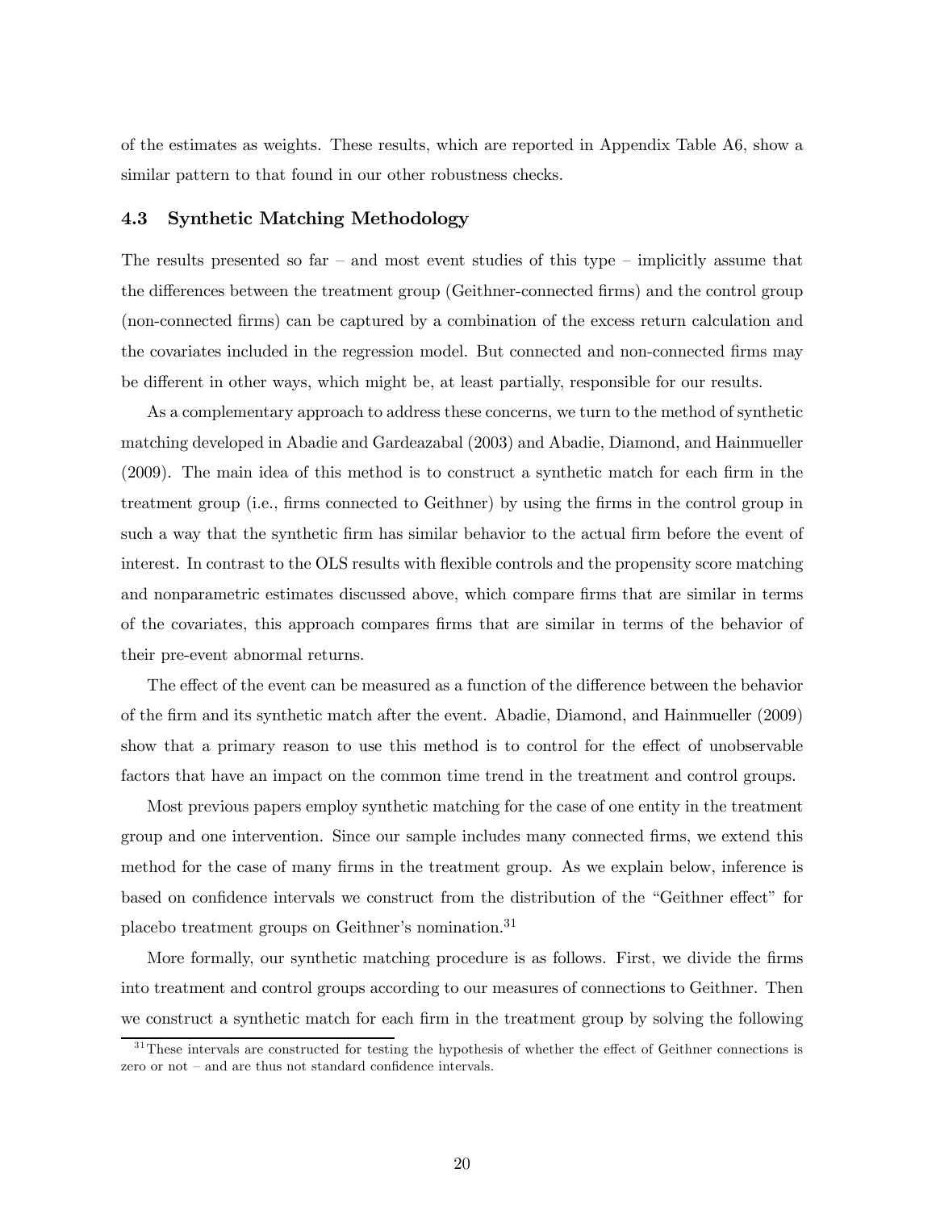of the estimates as weights. These results, which are reported in Appendix Table A6, show a similar pattern to that found in our other robustness checks.

### 4.3 Synthetic Matching Methodology

The results presented so far – and most event studies of this type – implicitly assume that the differences between the treatment group (Geithner-connected firms) and the control group (non-connected firms) can be captured by a combination of the excess return calculation and the covariates included in the regression model. But connected and non-connected firms may be different in other ways, which might be, at least partially, responsible for our results.

As a complementary approach to address these concerns, we turn to the method of synthetic matching developed in Abadie and Gardeazabal (2003) and Abadie, Diamond, and Hainmueller (2009). The main idea of this method is to construct a synthetic match for each firm in the treatment group (i.e., firms connected to Geithner) by using the firms in the control group in such a way that the synthetic firm has similar behavior to the actual firm before the event of interest. In contrast to the OLS results with flexible controls and the propensity score matching and nonparametric estimates discussed above, which compare firms that are similar in terms of the covariates, this approach compares firms that are similar in terms of the behavior of their pre-event abnormal returns.

The effect of the event can be measured as a function of the difference between the behavior of the firm and its synthetic match after the event. Abadie, Diamond, and Hainmueller (2009) show that a primary reason to use this method is to control for the effect of unobservable factors that have an impact on the common time trend in the treatment and control groups.

Most previous papers employ synthetic matching for the case of one entity in the treatment group and one intervention. Since our sample includes many connected firms, we extend this method for the case of many firms in the treatment group. As we explain below, inference is based on confidence intervals we construct from the distribution of the "Geithner effect" for placebo treatment groups on Geithner's nomination.[31]

More formally, our synthetic matching procedure is as follows. First, we divide the firms into treatment and control groups according to our measures of connections to Geithner. Then we construct a synthetic match for each firm in the treatment group by solving the following

[31] These intervals are constructed for testing the hypothesis of whether the effect of Geithner connections is zero or not – and are thus not standard confidence intervals.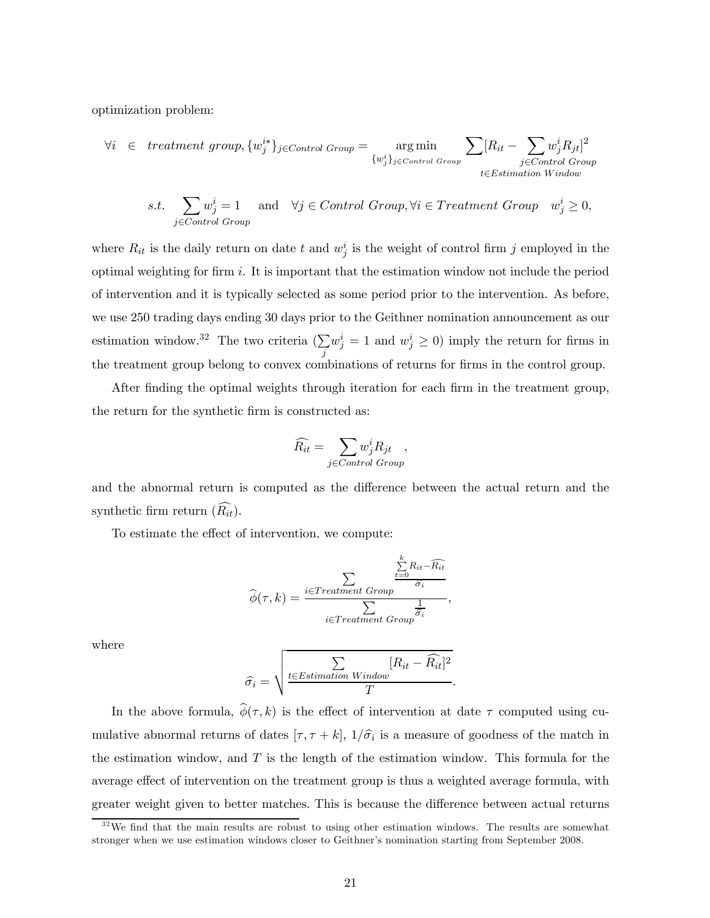optimization problem:

$$\forall i \in \textit{treatment group}, \{w_j^{i*}\}_{j \in Control\ Group} = \underset{\{w_j^i\}_{j \in Control\ Group}}{\arg\min} \sum_{t \in Estimation\ Window} [R_{it} - \sum_{j \in Control\ Group} w_j^i R_{jt}]^2$$

$$s.t. \sum_{j \in Control\ Group} w_j^i = 1 \quad \text{and} \quad \forall j \in Control\ Group, \forall i \in Treatment\ Group \quad w_j^i \geq 0,$$

where $R_{it}$ is the daily return on date $t$ and $w_j^i$ is the weight of control firm $j$ employed in the optimal weighting for firm $i$. It is important that the estimation window not include the period of intervention and it is typically selected as some period prior to the intervention. As before, we use 250 trading days ending 30 days prior to the Geithner nomination announcement as our estimation window.[32] The two criteria ($\sum_j w_j^i = 1$ and $w_j^i \geq 0$) imply the return for firms in the treatment group belong to convex combinations of returns for firms in the control group.

After finding the optimal weights through iteration for each firm in the treatment group, the return for the synthetic firm is constructed as:

$$\widehat{R_{it}} = \sum_{j \in Control\ Group} w_j^i R_{jt} \quad ,$$

and the abnormal return is computed as the difference between the actual return and the synthetic firm return ($\widehat{R_{it}}$).

To estimate the effect of intervention, we compute:

$$\widehat{\phi}(\tau, k) = \frac{\sum_{i \in Treatment\ Group} \frac{\sum_{t=0}^{k} R_{it} - \widehat{R_{it}}}{\widehat{\sigma_i}}}{\sum_{i \in Treatment\ Group} \frac{1}{\widehat{\sigma_i}}},$$

where

$$\widehat{\sigma_i} = \sqrt{\frac{\sum_{t \in Estimation\ Window} [R_{it} - \widehat{R_{it}}]^2}{T}}.$$

In the above formula, $\widehat{\phi}(\tau, k)$ is the effect of intervention at date $\tau$ computed using cumulative abnormal returns of dates $[\tau, \tau + k]$, $1/\widehat{\sigma_i}$ is a measure of goodness of the match in the estimation window, and $T$ is the length of the estimation window. This formula for the average effect of intervention on the treatment group is thus a weighted average formula, with greater weight given to better matches. This is because the difference between actual returns

[32] We find that the main results are robust to using other estimation windows. The results are somewhat stronger when we use estimation windows closer to Geithner's nomination starting from September 2008.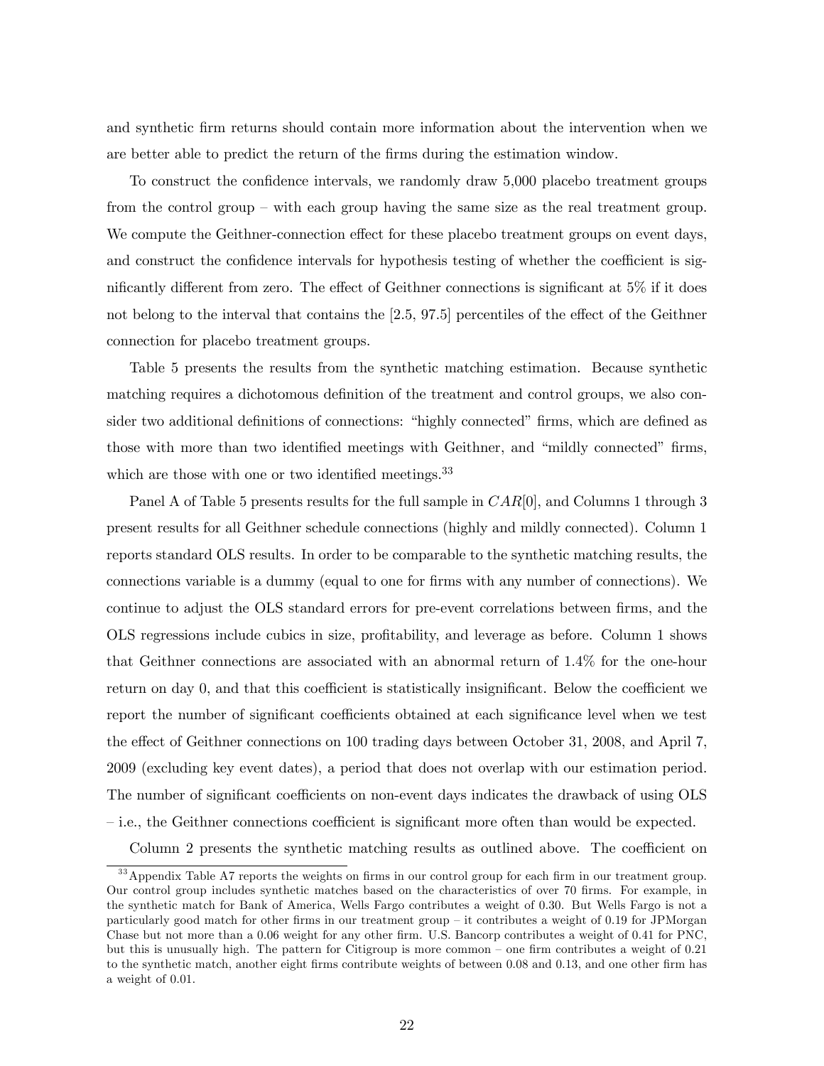and synthetic firm returns should contain more information about the intervention when we are better able to predict the return of the firms during the estimation window.

To construct the confidence intervals, we randomly draw 5,000 placebo treatment groups from the control group – with each group having the same size as the real treatment group. We compute the Geithner-connection effect for these placebo treatment groups on event days, and construct the confidence intervals for hypothesis testing of whether the coefficient is significantly different from zero. The effect of Geithner connections is significant at 5% if it does not belong to the interval that contains the [2.5, 97.5] percentiles of the effect of the Geithner connection for placebo treatment groups.

Table 5 presents the results from the synthetic matching estimation. Because synthetic matching requires a dichotomous definition of the treatment and control groups, we also consider two additional definitions of connections: "highly connected" firms, which are defined as those with more than two identified meetings with Geithner, and "mildly connected" firms, which are those with one or two identified meetings.[33]

Panel A of Table 5 presents results for the full sample in $CAR[0]$, and Columns 1 through 3 present results for all Geithner schedule connections (highly and mildly connected). Column 1 reports standard OLS results. In order to be comparable to the synthetic matching results, the connections variable is a dummy (equal to one for firms with any number of connections). We continue to adjust the OLS standard errors for pre-event correlations between firms, and the OLS regressions include cubics in size, profitability, and leverage as before. Column 1 shows that Geithner connections are associated with an abnormal return of 1.4% for the one-hour return on day 0, and that this coefficient is statistically insignificant. Below the coefficient we report the number of significant coefficients obtained at each significance level when we test the effect of Geithner connections on 100 trading days between October 31, 2008, and April 7, 2009 (excluding key event dates), a period that does not overlap with our estimation period. The number of significant coefficients on non-event days indicates the drawback of using OLS – i.e., the Geithner connections coefficient is significant more often than would be expected.

Column 2 presents the synthetic matching results as outlined above. The coefficient on

[33] Appendix Table A7 reports the weights on firms in our control group for each firm in our treatment group. Our control group includes synthetic matches based on the characteristics of over 70 firms. For example, in the synthetic match for Bank of America, Wells Fargo contributes a weight of 0.30. But Wells Fargo is not a particularly good match for other firms in our treatment group – it contributes a weight of 0.19 for JPMorgan Chase but not more than a 0.06 weight for any other firm. U.S. Bancorp contributes a weight of 0.41 for PNC, but this is unusually high. The pattern for Citigroup is more common – one firm contributes a weight of 0.21 to the synthetic match, another eight firms contribute weights of between 0.08 and 0.13, and one other firm has a weight of 0.01.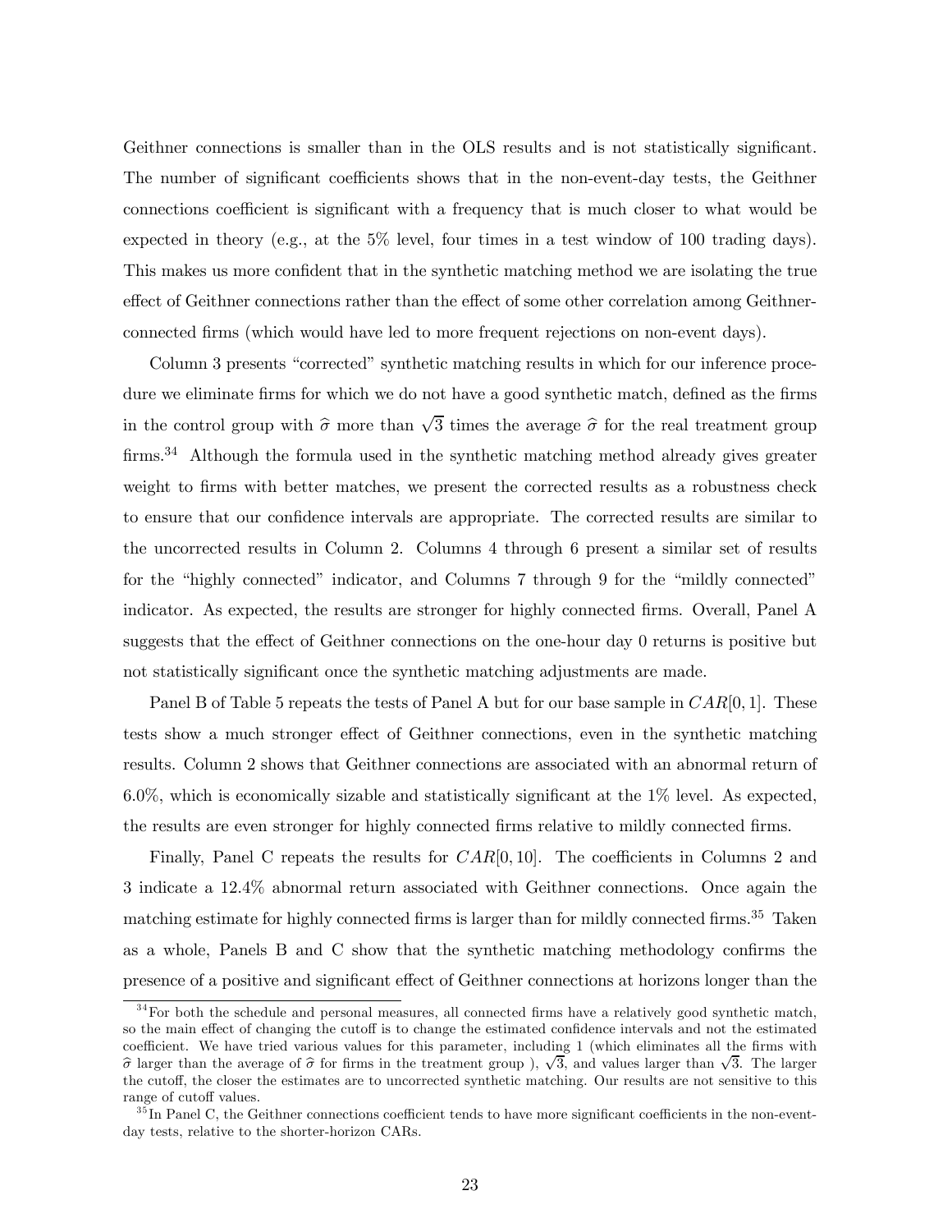Geithner connections is smaller than in the OLS results and is not statistically significant. The number of significant coefficients shows that in the non-event-day tests, the Geithner connections coefficient is significant with a frequency that is much closer to what would be expected in theory (e.g., at the 5% level, four times in a test window of 100 trading days). This makes us more confident that in the synthetic matching method we are isolating the true effect of Geithner connections rather than the effect of some other correlation among Geithner-connected firms (which would have led to more frequent rejections on non-event days).

Column 3 presents "corrected" synthetic matching results in which for our inference procedure we eliminate firms for which we do not have a good synthetic match, defined as the firms in the control group with $\widehat{\sigma}$ more than $\sqrt{3}$ times the average $\widehat{\sigma}$ for the real treatment group firms.[34] Although the formula used in the synthetic matching method already gives greater weight to firms with better matches, we present the corrected results as a robustness check to ensure that our confidence intervals are appropriate. The corrected results are similar to the uncorrected results in Column 2. Columns 4 through 6 present a similar set of results for the "highly connected" indicator, and Columns 7 through 9 for the "mildly connected" indicator. As expected, the results are stronger for highly connected firms. Overall, Panel A suggests that the effect of Geithner connections on the one-hour day 0 returns is positive but not statistically significant once the synthetic matching adjustments are made.

Panel B of Table 5 repeats the tests of Panel A but for our base sample in $CAR[0,1]$. These tests show a much stronger effect of Geithner connections, even in the synthetic matching results. Column 2 shows that Geithner connections are associated with an abnormal return of 6.0%, which is economically sizable and statistically significant at the 1% level. As expected, the results are even stronger for highly connected firms relative to mildly connected firms.

Finally, Panel C repeats the results for $CAR[0,10]$. The coefficients in Columns 2 and 3 indicate a 12.4% abnormal return associated with Geithner connections. Once again the matching estimate for highly connected firms is larger than for mildly connected firms.[35] Taken as a whole, Panels B and C show that the synthetic matching methodology confirms the presence of a positive and significant effect of Geithner connections at horizons longer than the

[34] For both the schedule and personal measures, all connected firms have a relatively good synthetic match, so the main effect of changing the cutoff is to change the estimated confidence intervals and not the estimated coefficient. We have tried various values for this parameter, including 1 (which eliminates all the firms with $\widehat{\sigma}$ larger than the average of $\widehat{\sigma}$ for firms in the treatment group ), $\sqrt{3}$, and values larger than $\sqrt{3}$. The larger the cutoff, the closer the estimates are to uncorrected synthetic matching. Our results are not sensitive to this range of cutoff values.

[35] In Panel C, the Geithner connections coefficient tends to have more significant coefficients in the non-event-day tests, relative to the shorter-horizon CARs.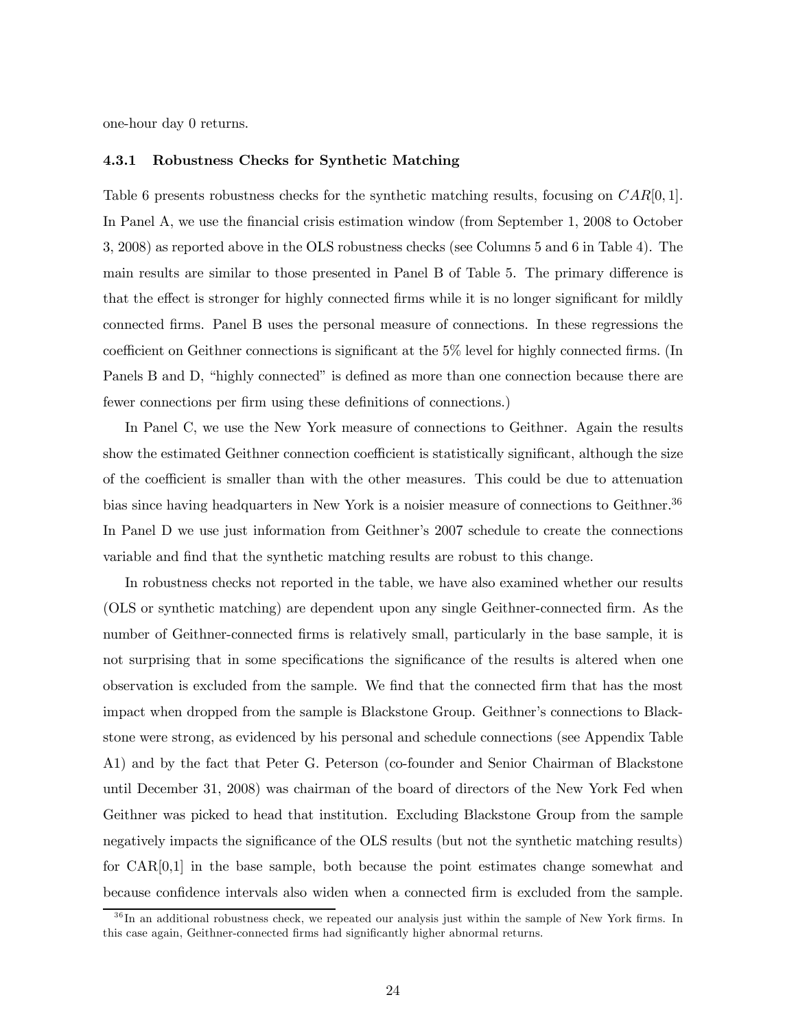one-hour day 0 returns.

### 4.3.1 Robustness Checks for Synthetic Matching

Table 6 presents robustness checks for the synthetic matching results, focusing on $CAR[0,1]$. In Panel A, we use the financial crisis estimation window (from September 1, 2008 to October 3, 2008) as reported above in the OLS robustness checks (see Columns 5 and 6 in Table 4). The main results are similar to those presented in Panel B of Table 5. The primary difference is that the effect is stronger for highly connected firms while it is no longer significant for mildly connected firms. Panel B uses the personal measure of connections. In these regressions the coefficient on Geithner connections is significant at the 5% level for highly connected firms. (In Panels B and D, "highly connected" is defined as more than one connection because there are fewer connections per firm using these definitions of connections.)

In Panel C, we use the New York measure of connections to Geithner. Again the results show the estimated Geithner connection coefficient is statistically significant, although the size of the coefficient is smaller than with the other measures. This could be due to attenuation bias since having headquarters in New York is a noisier measure of connections to Geithner.[36] In Panel D we use just information from Geithner's 2007 schedule to create the connections variable and find that the synthetic matching results are robust to this change.

In robustness checks not reported in the table, we have also examined whether our results (OLS or synthetic matching) are dependent upon any single Geithner-connected firm. As the number of Geithner-connected firms is relatively small, particularly in the base sample, it is not surprising that in some specifications the significance of the results is altered when one observation is excluded from the sample. We find that the connected firm that has the most impact when dropped from the sample is Blackstone Group. Geithner's connections to Blackstone were strong, as evidenced by his personal and schedule connections (see Appendix Table A1) and by the fact that Peter G. Peterson (co-founder and Senior Chairman of Blackstone until December 31, 2008) was chairman of the board of directors of the New York Fed when Geithner was picked to head that institution. Excluding Blackstone Group from the sample negatively impacts the significance of the OLS results (but not the synthetic matching results) for CAR[0,1] in the base sample, both because the point estimates change somewhat and because confidence intervals also widen when a connected firm is excluded from the sample.

[36] In an additional robustness check, we repeated our analysis just within the sample of New York firms. In this case again, Geithner-connected firms had significantly higher abnormal returns.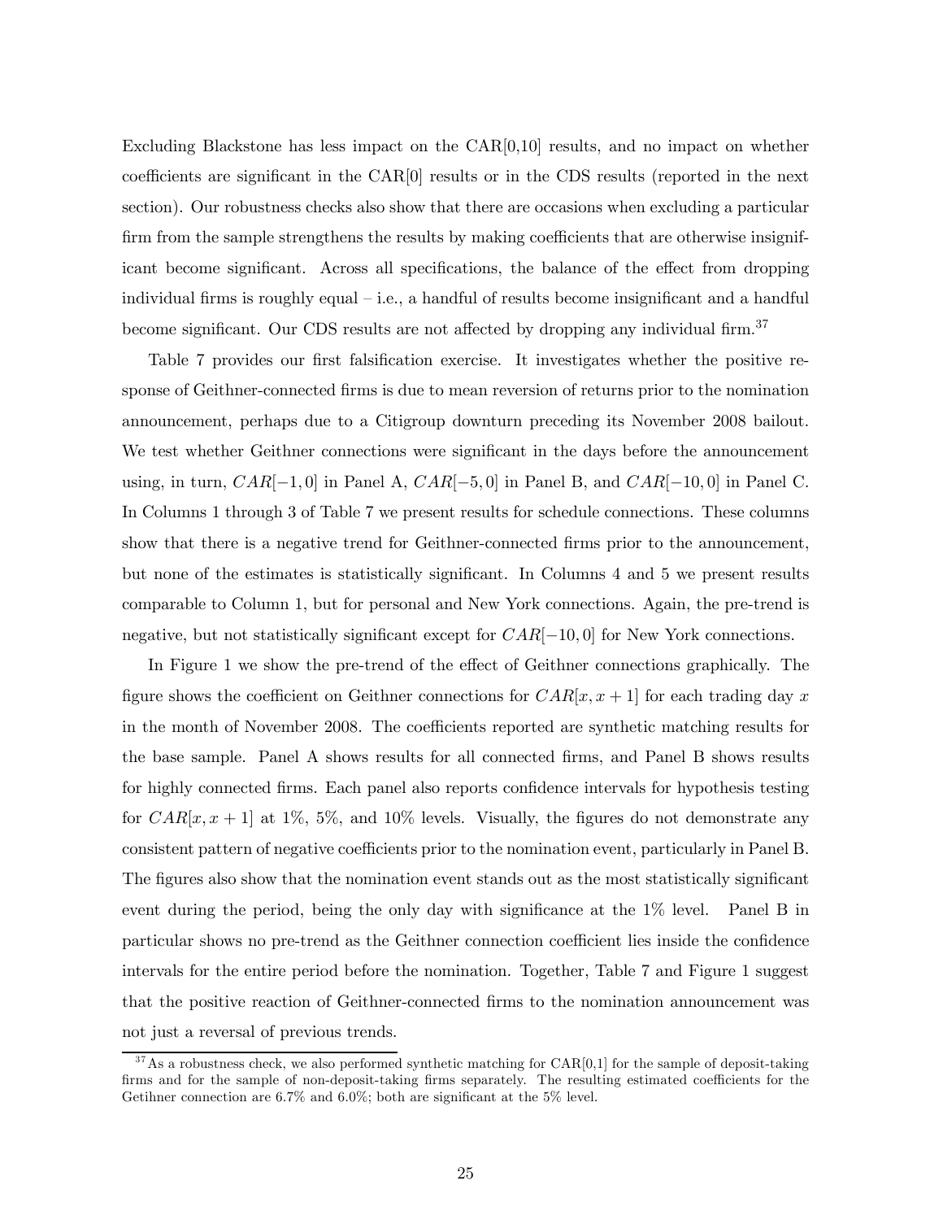Excluding Blackstone has less impact on the CAR[0,10] results, and no impact on whether coefficients are significant in the CAR[0] results or in the CDS results (reported in the next section). Our robustness checks also show that there are occasions when excluding a particular firm from the sample strengthens the results by making coefficients that are otherwise insignificant become significant. Across all specifications, the balance of the effect from dropping individual firms is roughly equal – i.e., a handful of results become insignificant and a handful become significant. Our CDS results are not affected by dropping any individual firm.[37]

Table 7 provides our first falsification exercise. It investigates whether the positive response of Geithner-connected firms is due to mean reversion of returns prior to the nomination announcement, perhaps due to a Citigroup downturn preceding its November 2008 bailout. We test whether Geithner connections were significant in the days before the announcement using, in turn, $CAR[-1, 0]$ in Panel A, $CAR[-5, 0]$ in Panel B, and $CAR[-10, 0]$ in Panel C. In Columns 1 through 3 of Table 7 we present results for schedule connections. These columns show that there is a negative trend for Geithner-connected firms prior to the announcement, but none of the estimates is statistically significant. In Columns 4 and 5 we present results comparable to Column 1, but for personal and New York connections. Again, the pre-trend is negative, but not statistically significant except for $CAR[-10, 0]$ for New York connections.

In Figure 1 we show the pre-trend of the effect of Geithner connections graphically. The figure shows the coefficient on Geithner connections for $CAR[x, x+1]$ for each trading day $x$ in the month of November 2008. The coefficients reported are synthetic matching results for the base sample. Panel A shows results for all connected firms, and Panel B shows results for highly connected firms. Each panel also reports confidence intervals for hypothesis testing for $CAR[x, x+1]$ at 1%, 5%, and 10% levels. Visually, the figures do not demonstrate any consistent pattern of negative coefficients prior to the nomination event, particularly in Panel B. The figures also show that the nomination event stands out as the most statistically significant event during the period, being the only day with significance at the 1% level. Panel B in particular shows no pre-trend as the Geithner connection coefficient lies inside the confidence intervals for the entire period before the nomination. Together, Table 7 and Figure 1 suggest that the positive reaction of Geithner-connected firms to the nomination announcement was not just a reversal of previous trends.

[37] As a robustness check, we also performed synthetic matching for CAR[0,1] for the sample of deposit-taking firms and for the sample of non-deposit-taking firms separately. The resulting estimated coefficients for the Getihner connection are 6.7% and 6.0%; both are significant at the 5% level.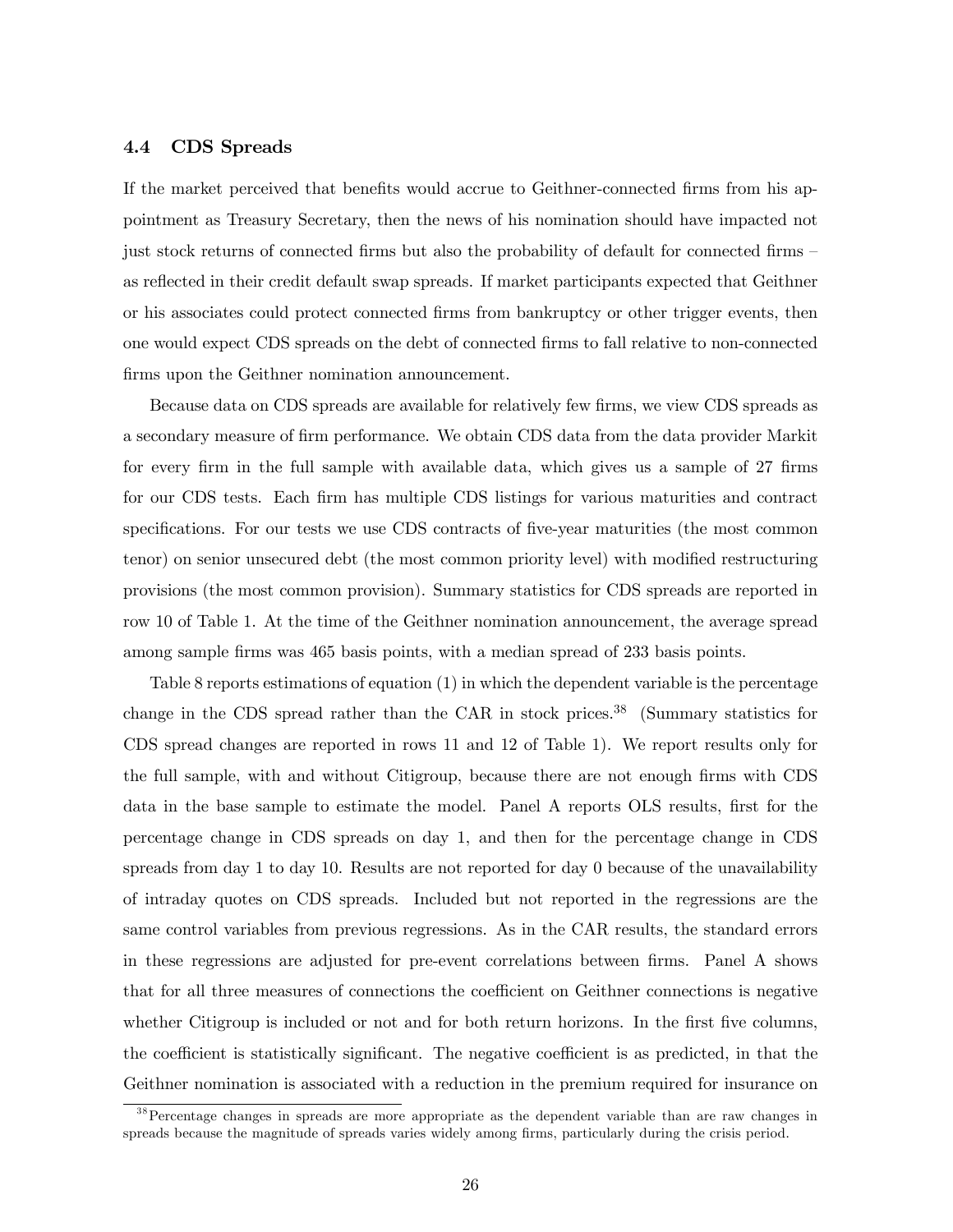### 4.4 CDS Spreads

If the market perceived that benefits would accrue to Geithner-connected firms from his appointment as Treasury Secretary, then the news of his nomination should have impacted not just stock returns of connected firms but also the probability of default for connected firms – as reflected in their credit default swap spreads. If market participants expected that Geithner or his associates could protect connected firms from bankruptcy or other trigger events, then one would expect CDS spreads on the debt of connected firms to fall relative to non-connected firms upon the Geithner nomination announcement.

Because data on CDS spreads are available for relatively few firms, we view CDS spreads as a secondary measure of firm performance. We obtain CDS data from the data provider Markit for every firm in the full sample with available data, which gives us a sample of 27 firms for our CDS tests. Each firm has multiple CDS listings for various maturities and contract specifications. For our tests we use CDS contracts of five-year maturities (the most common tenor) on senior unsecured debt (the most common priority level) with modified restructuring provisions (the most common provision). Summary statistics for CDS spreads are reported in row 10 of Table 1. At the time of the Geithner nomination announcement, the average spread among sample firms was 465 basis points, with a median spread of 233 basis points.

Table 8 reports estimations of equation (1) in which the dependent variable is the percentage change in the CDS spread rather than the CAR in stock prices.[38] (Summary statistics for CDS spread changes are reported in rows 11 and 12 of Table 1). We report results only for the full sample, with and without Citigroup, because there are not enough firms with CDS data in the base sample to estimate the model. Panel A reports OLS results, first for the percentage change in CDS spreads on day 1, and then for the percentage change in CDS spreads from day 1 to day 10. Results are not reported for day 0 because of the unavailability of intraday quotes on CDS spreads. Included but not reported in the regressions are the same control variables from previous regressions. As in the CAR results, the standard errors in these regressions are adjusted for pre-event correlations between firms. Panel A shows that for all three measures of connections the coefficient on Geithner connections is negative whether Citigroup is included or not and for both return horizons. In the first five columns, the coefficient is statistically significant. The negative coefficient is as predicted, in that the Geithner nomination is associated with a reduction in the premium required for insurance on

[38] Percentage changes in spreads are more appropriate as the dependent variable than are raw changes in spreads because the magnitude of spreads varies widely among firms, particularly during the crisis period.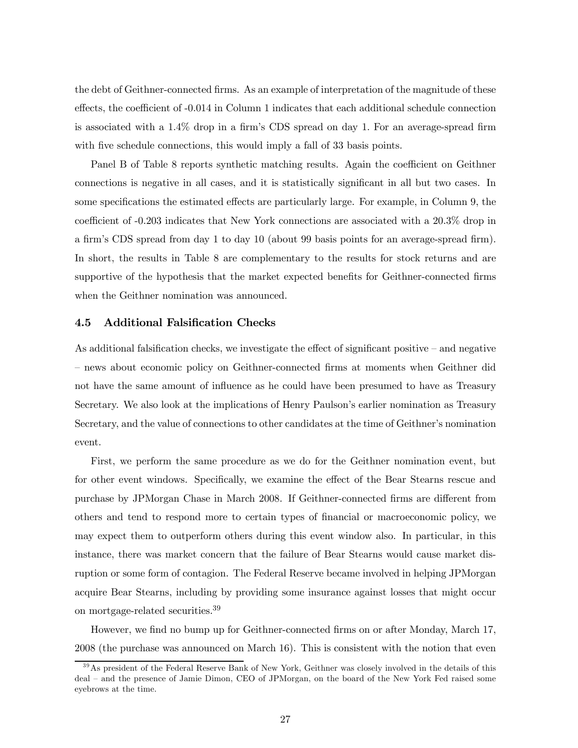the debt of Geithner-connected firms. As an example of interpretation of the magnitude of these effects, the coefficient of -0.014 in Column 1 indicates that each additional schedule connection is associated with a 1.4% drop in a firm's CDS spread on day 1. For an average-spread firm with five schedule connections, this would imply a fall of 33 basis points.

Panel B of Table 8 reports synthetic matching results. Again the coefficient on Geithner connections is negative in all cases, and it is statistically significant in all but two cases. In some specifications the estimated effects are particularly large. For example, in Column 9, the coefficient of -0.203 indicates that New York connections are associated with a 20.3% drop in a firm's CDS spread from day 1 to day 10 (about 99 basis points for an average-spread firm). In short, the results in Table 8 are complementary to the results for stock returns and are supportive of the hypothesis that the market expected benefits for Geithner-connected firms when the Geithner nomination was announced.

### 4.5 Additional Falsification Checks

As additional falsification checks, we investigate the effect of significant positive – and negative – news about economic policy on Geithner-connected firms at moments when Geithner did not have the same amount of influence as he could have been presumed to have as Treasury Secretary. We also look at the implications of Henry Paulson's earlier nomination as Treasury Secretary, and the value of connections to other candidates at the time of Geithner's nomination event.

First, we perform the same procedure as we do for the Geithner nomination event, but for other event windows. Specifically, we examine the effect of the Bear Stearns rescue and purchase by JPMorgan Chase in March 2008. If Geithner-connected firms are different from others and tend to respond more to certain types of financial or macroeconomic policy, we may expect them to outperform others during this event window also. In particular, in this instance, there was market concern that the failure of Bear Stearns would cause market disruption or some form of contagion. The Federal Reserve became involved in helping JPMorgan acquire Bear Stearns, including by providing some insurance against losses that might occur on mortgage-related securities.[39]

However, we find no bump up for Geithner-connected firms on or after Monday, March 17, 2008 (the purchase was announced on March 16). This is consistent with the notion that even

[39] As president of the Federal Reserve Bank of New York, Geithner was closely involved in the details of this deal – and the presence of Jamie Dimon, CEO of JPMorgan, on the board of the New York Fed raised some eyebrows at the time.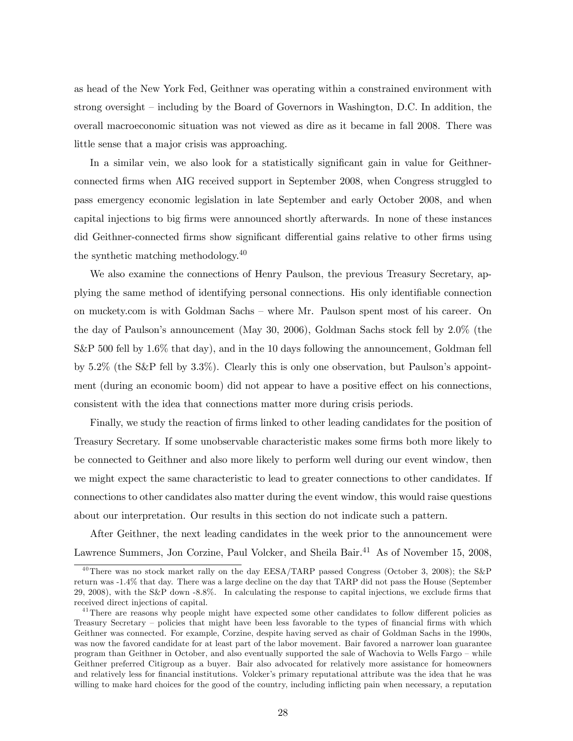as head of the New York Fed, Geithner was operating within a constrained environment with strong oversight – including by the Board of Governors in Washington, D.C. In addition, the overall macroeconomic situation was not viewed as dire as it became in fall 2008. There was little sense that a major crisis was approaching.

In a similar vein, we also look for a statistically significant gain in value for Geithner-connected firms when AIG received support in September 2008, when Congress struggled to pass emergency economic legislation in late September and early October 2008, and when capital injections to big firms were announced shortly afterwards. In none of these instances did Geithner-connected firms show significant differential gains relative to other firms using the synthetic matching methodology.[40]

We also examine the connections of Henry Paulson, the previous Treasury Secretary, applying the same method of identifying personal connections. His only identifiable connection on muckety.com is with Goldman Sachs – where Mr. Paulson spent most of his career. On the day of Paulson's announcement (May 30, 2006), Goldman Sachs stock fell by 2.0% (the S&P 500 fell by 1.6% that day), and in the 10 days following the announcement, Goldman fell by 5.2% (the S&P fell by 3.3%). Clearly this is only one observation, but Paulson's appointment (during an economic boom) did not appear to have a positive effect on his connections, consistent with the idea that connections matter more during crisis periods.

Finally, we study the reaction of firms linked to other leading candidates for the position of Treasury Secretary. If some unobservable characteristic makes some firms both more likely to be connected to Geithner and also more likely to perform well during our event window, then we might expect the same characteristic to lead to greater connections to other candidates. If connections to other candidates also matter during the event window, this would raise questions about our interpretation. Our results in this section do not indicate such a pattern.

After Geithner, the next leading candidates in the week prior to the announcement were Lawrence Summers, Jon Corzine, Paul Volcker, and Sheila Bair.[41] As of November 15, 2008,

[40] There was no stock market rally on the day EESA/TARP passed Congress (October 3, 2008); the S&P return was -1.4% that day. There was a large decline on the day that TARP did not pass the House (September 29, 2008), with the S&P down -8.8%. In calculating the response to capital injections, we exclude firms that received direct injections of capital.

[41] There are reasons why people might have expected some other candidates to follow different policies as Treasury Secretary – policies that might have been less favorable to the types of financial firms with which Geithner was connected. For example, Corzine, despite having served as chair of Goldman Sachs in the 1990s, was now the favored candidate for at least part of the labor movement. Bair favored a narrower loan guarantee program than Geithner in October, and also eventually supported the sale of Wachovia to Wells Fargo – while Geithner preferred Citigroup as a buyer. Bair also advocated for relatively more assistance for homeowners and relatively less for financial institutions. Volcker's primary reputational attribute was the idea that he was willing to make hard choices for the good of the country, including inflicting pain when necessary, a reputation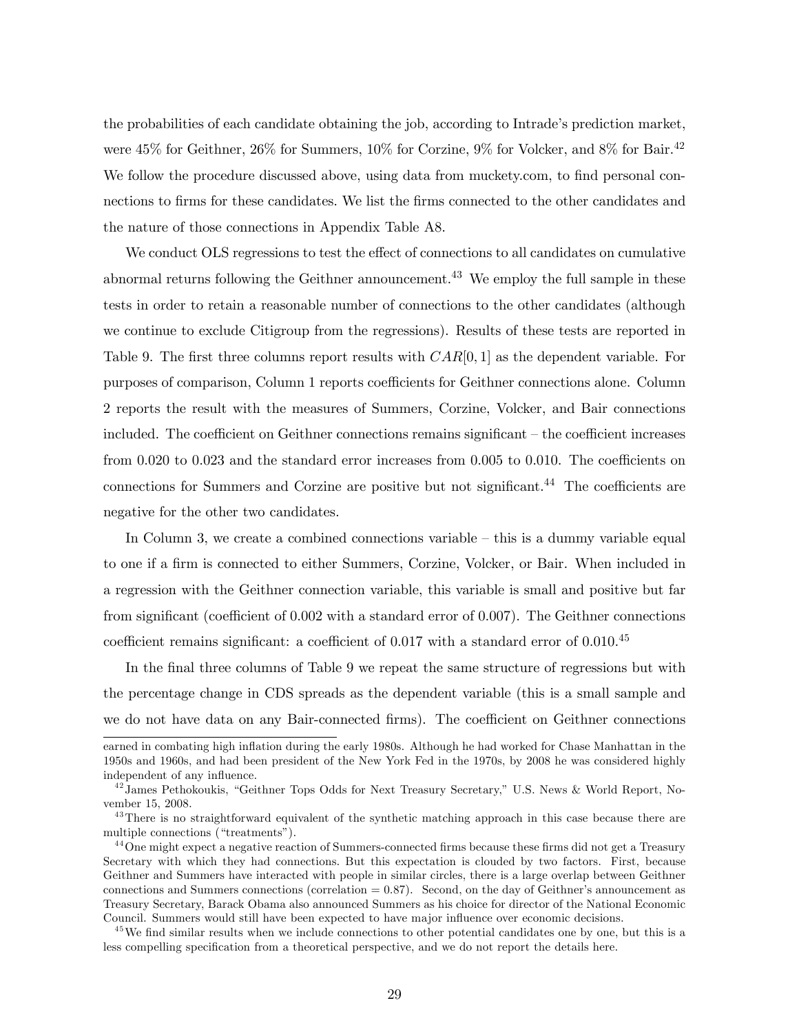the probabilities of each candidate obtaining the job, according to Intrade's prediction market, were 45% for Geithner, 26% for Summers, 10% for Corzine, 9% for Volcker, and 8% for Bair.[42] We follow the procedure discussed above, using data from muckety.com, to find personal connections to firms for these candidates. We list the firms connected to the other candidates and the nature of those connections in Appendix Table A8.

We conduct OLS regressions to test the effect of connections to all candidates on cumulative abnormal returns following the Geithner announcement.[43] We employ the full sample in these tests in order to retain a reasonable number of connections to the other candidates (although we continue to exclude Citigroup from the regressions). Results of these tests are reported in Table 9. The first three columns report results with $CAR[0,1]$ as the dependent variable. For purposes of comparison, Column 1 reports coefficients for Geithner connections alone. Column 2 reports the result with the measures of Summers, Corzine, Volcker, and Bair connections included. The coefficient on Geithner connections remains significant – the coefficient increases from 0.020 to 0.023 and the standard error increases from 0.005 to 0.010. The coefficients on connections for Summers and Corzine are positive but not significant.[44] The coefficients are negative for the other two candidates.

In Column 3, we create a combined connections variable – this is a dummy variable equal to one if a firm is connected to either Summers, Corzine, Volcker, or Bair. When included in a regression with the Geithner connection variable, this variable is small and positive but far from significant (coefficient of 0.002 with a standard error of 0.007). The Geithner connections coefficient remains significant: a coefficient of 0.017 with a standard error of 0.010.[45]

In the final three columns of Table 9 we repeat the same structure of regressions but with the percentage change in CDS spreads as the dependent variable (this is a small sample and we do not have data on any Bair-connected firms). The coefficient on Geithner connections

---

earned in combating high inflation during the early 1980s. Although he had worked for Chase Manhattan in the 1950s and 1960s, and had been president of the New York Fed in the 1970s, by 2008 he was considered highly independent of any influence.

[42] James Pethokoukis, "Geithner Tops Odds for Next Treasury Secretary," U.S. News & World Report, November 15, 2008.

[43] There is no straightforward equivalent of the synthetic matching approach in this case because there are multiple connections ("treatments").

[44] One might expect a negative reaction of Summers-connected firms because these firms did not get a Treasury Secretary with which they had connections. But this expectation is clouded by two factors. First, because Geithner and Summers have interacted with people in similar circles, there is a large overlap between Geithner connections and Summers connections (correlation = 0.87). Second, on the day of Geithner's announcement as Treasury Secretary, Barack Obama also announced Summers as his choice for director of the National Economic Council. Summers would still have been expected to have major influence over economic decisions.

[45] We find similar results when we include connections to other potential candidates one by one, but this is a less compelling specification from a theoretical perspective, and we do not report the details here.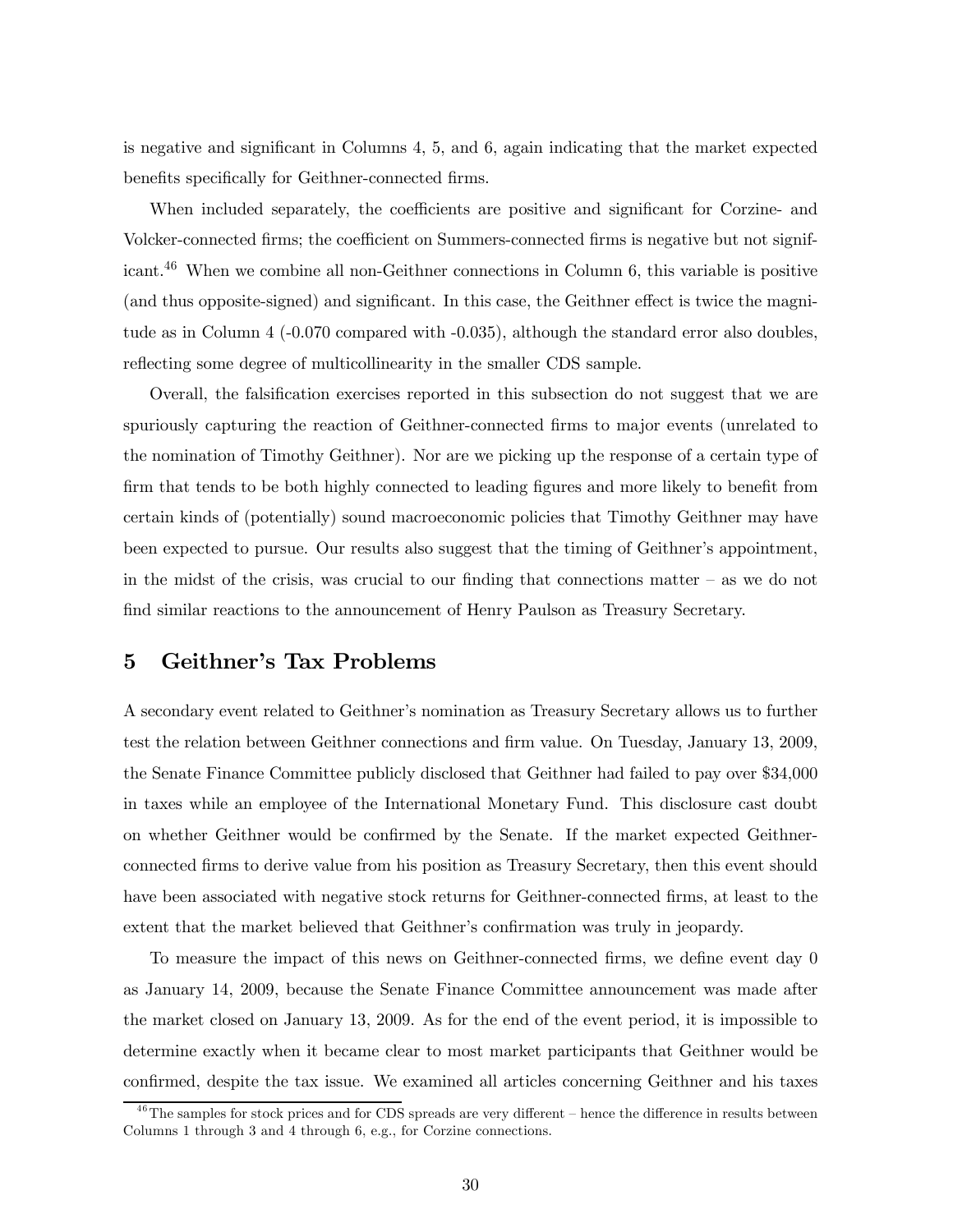is negative and significant in Columns 4, 5, and 6, again indicating that the market expected benefits specifically for Geithner-connected firms.

When included separately, the coefficients are positive and significant for Corzine- and Volcker-connected firms; the coefficient on Summers-connected firms is negative but not significant.[46] When we combine all non-Geithner connections in Column 6, this variable is positive (and thus opposite-signed) and significant. In this case, the Geithner effect is twice the magnitude as in Column 4 (-0.070 compared with -0.035), although the standard error also doubles, reflecting some degree of multicollinearity in the smaller CDS sample.

Overall, the falsification exercises reported in this subsection do not suggest that we are spuriously capturing the reaction of Geithner-connected firms to major events (unrelated to the nomination of Timothy Geithner). Nor are we picking up the response of a certain type of firm that tends to be both highly connected to leading figures and more likely to benefit from certain kinds of (potentially) sound macroeconomic policies that Timothy Geithner may have been expected to pursue. Our results also suggest that the timing of Geithner's appointment, in the midst of the crisis, was crucial to our finding that connections matter – as we do not find similar reactions to the announcement of Henry Paulson as Treasury Secretary.

## 5 Geithner's Tax Problems

A secondary event related to Geithner's nomination as Treasury Secretary allows us to further test the relation between Geithner connections and firm value. On Tuesday, January 13, 2009, the Senate Finance Committee publicly disclosed that Geithner had failed to pay over $34,000 in taxes while an employee of the International Monetary Fund. This disclosure cast doubt on whether Geithner would be confirmed by the Senate. If the market expected Geithner-connected firms to derive value from his position as Treasury Secretary, then this event should have been associated with negative stock returns for Geithner-connected firms, at least to the extent that the market believed that Geithner's confirmation was truly in jeopardy.

To measure the impact of this news on Geithner-connected firms, we define event day 0 as January 14, 2009, because the Senate Finance Committee announcement was made after the market closed on January 13, 2009. As for the end of the event period, it is impossible to determine exactly when it became clear to most market participants that Geithner would be confirmed, despite the tax issue. We examined all articles concerning Geithner and his taxes

[46] The samples for stock prices and for CDS spreads are very different – hence the difference in results between Columns 1 through 3 and 4 through 6, e.g., for Corzine connections.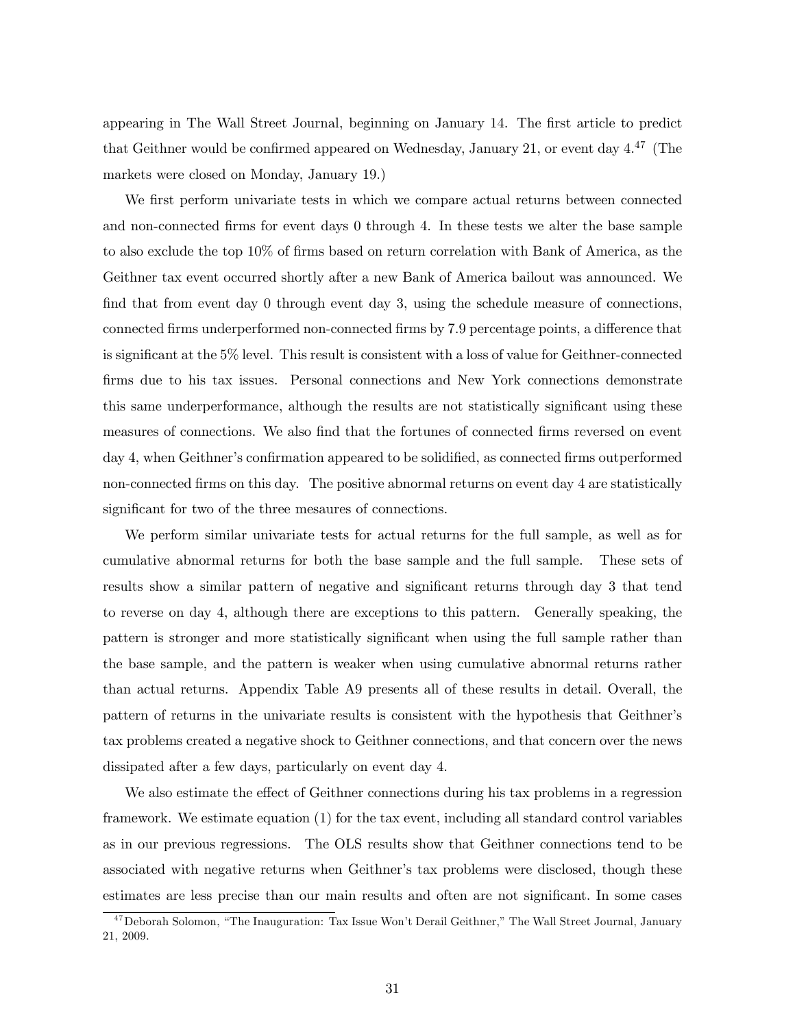appearing in The Wall Street Journal, beginning on January 14. The first article to predict that Geithner would be confirmed appeared on Wednesday, January 21, or event day 4.[47] (The markets were closed on Monday, January 19.)

We first perform univariate tests in which we compare actual returns between connected and non-connected firms for event days 0 through 4. In these tests we alter the base sample to also exclude the top 10% of firms based on return correlation with Bank of America, as the Geithner tax event occurred shortly after a new Bank of America bailout was announced. We find that from event day 0 through event day 3, using the schedule measure of connections, connected firms underperformed non-connected firms by 7.9 percentage points, a difference that is significant at the 5% level. This result is consistent with a loss of value for Geithner-connected firms due to his tax issues. Personal connections and New York connections demonstrate this same underperformance, although the results are not statistically significant using these measures of connections. We also find that the fortunes of connected firms reversed on event day 4, when Geithner's confirmation appeared to be solidified, as connected firms outperformed non-connected firms on this day. The positive abnormal returns on event day 4 are statistically significant for two of the three mesaures of connections.

We perform similar univariate tests for actual returns for the full sample, as well as for cumulative abnormal returns for both the base sample and the full sample. These sets of results show a similar pattern of negative and significant returns through day 3 that tend to reverse on day 4, although there are exceptions to this pattern. Generally speaking, the pattern is stronger and more statistically significant when using the full sample rather than the base sample, and the pattern is weaker when using cumulative abnormal returns rather than actual returns. Appendix Table A9 presents all of these results in detail. Overall, the pattern of returns in the univariate results is consistent with the hypothesis that Geithner's tax problems created a negative shock to Geithner connections, and that concern over the news dissipated after a few days, particularly on event day 4.

We also estimate the effect of Geithner connections during his tax problems in a regression framework. We estimate equation (1) for the tax event, including all standard control variables as in our previous regressions. The OLS results show that Geithner connections tend to be associated with negative returns when Geithner's tax problems were disclosed, though these estimates are less precise than our main results and often are not significant. In some cases

[47] Deborah Solomon, "The Inauguration: Tax Issue Won't Derail Geithner," The Wall Street Journal, January 21, 2009.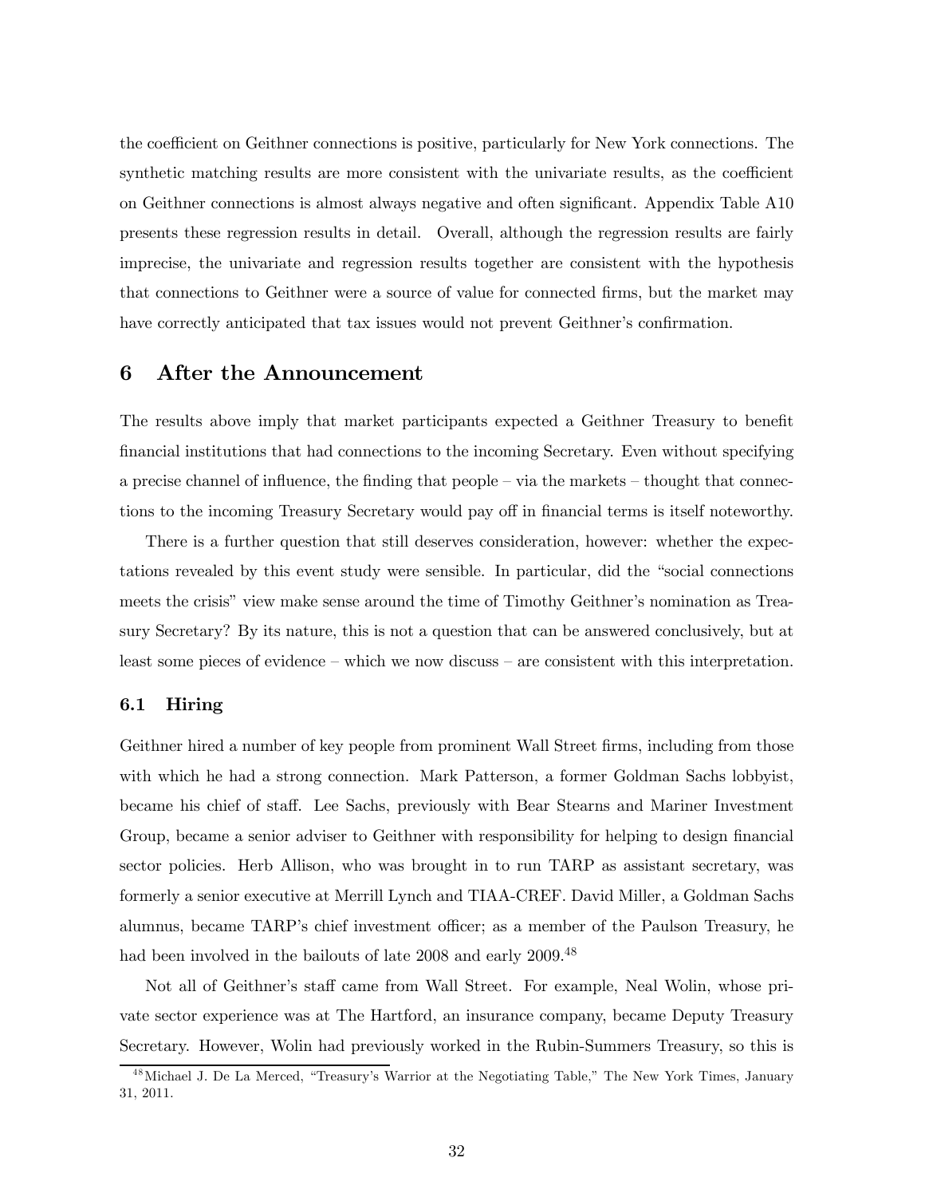the coefficient on Geithner connections is positive, particularly for New York connections. The synthetic matching results are more consistent with the univariate results, as the coefficient on Geithner connections is almost always negative and often significant. Appendix Table A10 presents these regression results in detail. Overall, although the regression results are fairly imprecise, the univariate and regression results together are consistent with the hypothesis that connections to Geithner were a source of value for connected firms, but the market may have correctly anticipated that tax issues would not prevent Geithner's confirmation.

## 6 After the Announcement

The results above imply that market participants expected a Geithner Treasury to benefit financial institutions that had connections to the incoming Secretary. Even without specifying a precise channel of influence, the finding that people – via the markets – thought that connections to the incoming Treasury Secretary would pay off in financial terms is itself noteworthy.

There is a further question that still deserves consideration, however: whether the expectations revealed by this event study were sensible. In particular, did the "social connections meets the crisis" view make sense around the time of Timothy Geithner's nomination as Treasury Secretary? By its nature, this is not a question that can be answered conclusively, but at least some pieces of evidence – which we now discuss – are consistent with this interpretation.

### 6.1 Hiring

Geithner hired a number of key people from prominent Wall Street firms, including from those with which he had a strong connection. Mark Patterson, a former Goldman Sachs lobbyist, became his chief of staff. Lee Sachs, previously with Bear Stearns and Mariner Investment Group, became a senior adviser to Geithner with responsibility for helping to design financial sector policies. Herb Allison, who was brought in to run TARP as assistant secretary, was formerly a senior executive at Merrill Lynch and TIAA-CREF. David Miller, a Goldman Sachs alumnus, became TARP's chief investment officer; as a member of the Paulson Treasury, he had been involved in the bailouts of late 2008 and early 2009.[48]

Not all of Geithner's staff came from Wall Street. For example, Neal Wolin, whose private sector experience was at The Hartford, an insurance company, became Deputy Treasury Secretary. However, Wolin had previously worked in the Rubin-Summers Treasury, so this is

[48] Michael J. De La Merced, "Treasury's Warrior at the Negotiating Table," The New York Times, January 31, 2011.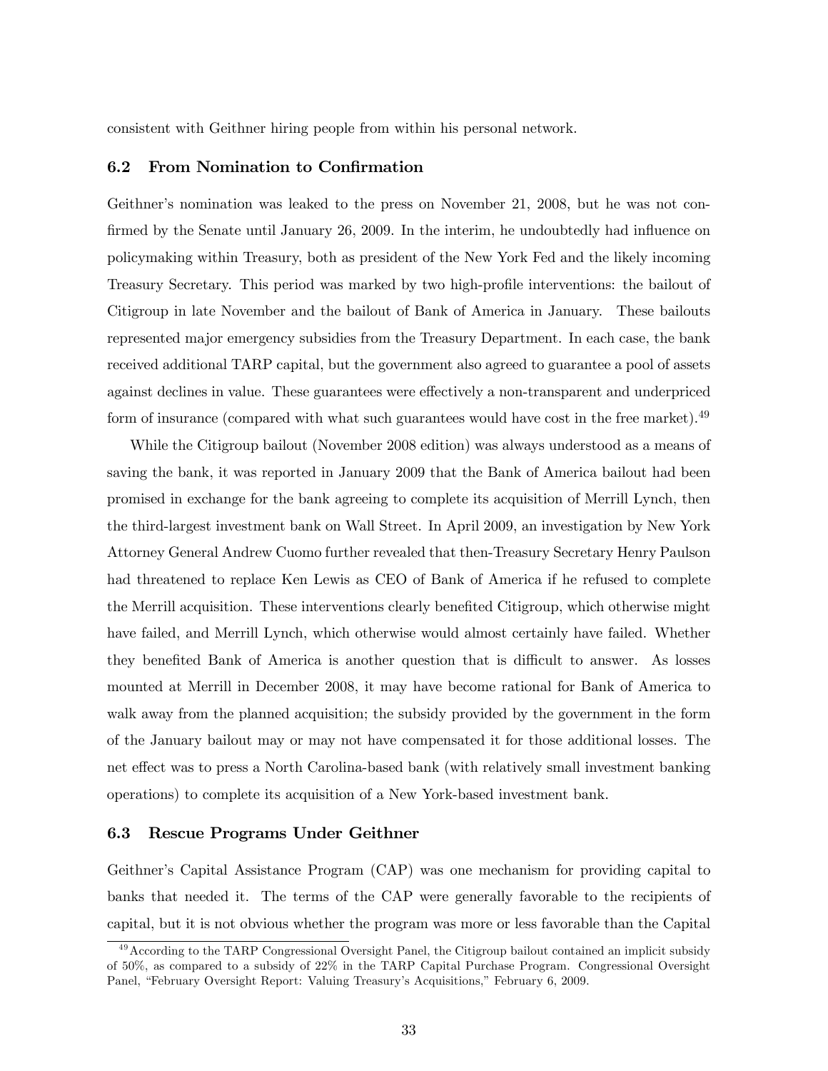consistent with Geithner hiring people from within his personal network.

### 6.2 From Nomination to Confirmation

Geithner's nomination was leaked to the press on November 21, 2008, but he was not confirmed by the Senate until January 26, 2009. In the interim, he undoubtedly had influence on policymaking within Treasury, both as president of the New York Fed and the likely incoming Treasury Secretary. This period was marked by two high-profile interventions: the bailout of Citigroup in late November and the bailout of Bank of America in January. These bailouts represented major emergency subsidies from the Treasury Department. In each case, the bank received additional TARP capital, but the government also agreed to guarantee a pool of assets against declines in value. These guarantees were effectively a non-transparent and underpriced form of insurance (compared with what such guarantees would have cost in the free market).[49]

While the Citigroup bailout (November 2008 edition) was always understood as a means of saving the bank, it was reported in January 2009 that the Bank of America bailout had been promised in exchange for the bank agreeing to complete its acquisition of Merrill Lynch, then the third-largest investment bank on Wall Street. In April 2009, an investigation by New York Attorney General Andrew Cuomo further revealed that then-Treasury Secretary Henry Paulson had threatened to replace Ken Lewis as CEO of Bank of America if he refused to complete the Merrill acquisition. These interventions clearly benefited Citigroup, which otherwise might have failed, and Merrill Lynch, which otherwise would almost certainly have failed. Whether they benefited Bank of America is another question that is difficult to answer. As losses mounted at Merrill in December 2008, it may have become rational for Bank of America to walk away from the planned acquisition; the subsidy provided by the government in the form of the January bailout may or may not have compensated it for those additional losses. The net effect was to press a North Carolina-based bank (with relatively small investment banking operations) to complete its acquisition of a New York-based investment bank.

### 6.3 Rescue Programs Under Geithner

Geithner's Capital Assistance Program (CAP) was one mechanism for providing capital to banks that needed it. The terms of the CAP were generally favorable to the recipients of capital, but it is not obvious whether the program was more or less favorable than the Capital

[49] According to the TARP Congressional Oversight Panel, the Citigroup bailout contained an implicit subsidy of 50%, as compared to a subsidy of 22% in the TARP Capital Purchase Program. Congressional Oversight Panel, "February Oversight Report: Valuing Treasury's Acquisitions," February 6, 2009.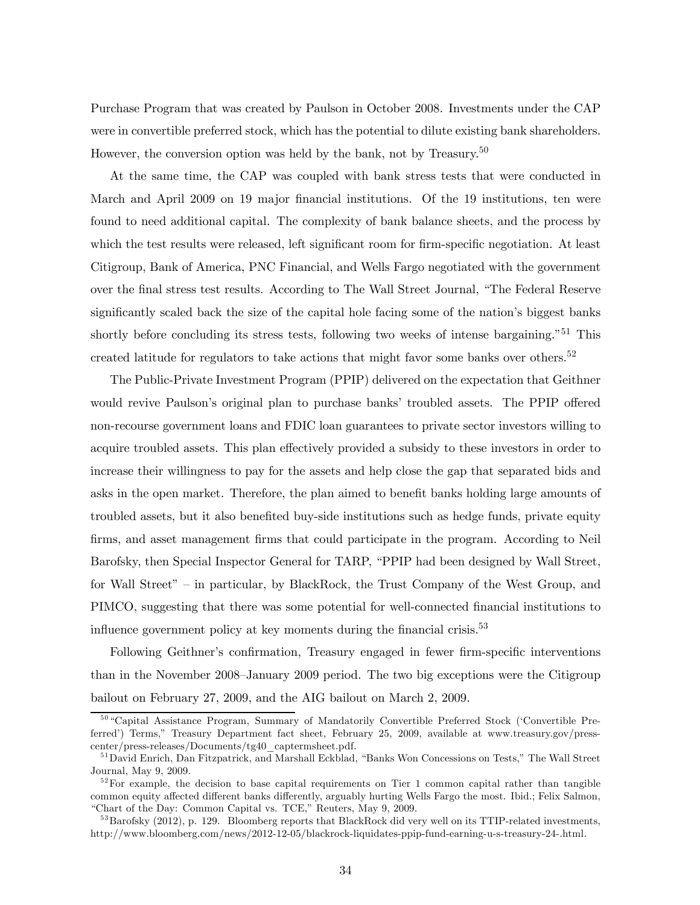Purchase Program that was created by Paulson in October 2008. Investments under the CAP were in convertible preferred stock, which has the potential to dilute existing bank shareholders. However, the conversion option was held by the bank, not by Treasury.[50]

At the same time, the CAP was coupled with bank stress tests that were conducted in March and April 2009 on 19 major financial institutions. Of the 19 institutions, ten were found to need additional capital. The complexity of bank balance sheets, and the process by which the test results were released, left significant room for firm-specific negotiation. At least Citigroup, Bank of America, PNC Financial, and Wells Fargo negotiated with the government over the final stress test results. According to The Wall Street Journal, "The Federal Reserve significantly scaled back the size of the capital hole facing some of the nation's biggest banks shortly before concluding its stress tests, following two weeks of intense bargaining."[51] This created latitude for regulators to take actions that might favor some banks over others.[52]

The Public-Private Investment Program (PPIP) delivered on the expectation that Geithner would revive Paulson's original plan to purchase banks' troubled assets. The PPIP offered non-recourse government loans and FDIC loan guarantees to private sector investors willing to acquire troubled assets. This plan effectively provided a subsidy to these investors in order to increase their willingness to pay for the assets and help close the gap that separated bids and asks in the open market. Therefore, the plan aimed to benefit banks holding large amounts of troubled assets, but it also benefited buy-side institutions such as hedge funds, private equity firms, and asset management firms that could participate in the program. According to Neil Barofsky, then Special Inspector General for TARP, "PPIP had been designed by Wall Street, for Wall Street" – in particular, by BlackRock, the Trust Company of the West Group, and PIMCO, suggesting that there was some potential for well-connected financial institutions to influence government policy at key moments during the financial crisis.[53]

Following Geithner's confirmation, Treasury engaged in fewer firm-specific interventions than in the November 2008–January 2009 period. The two big exceptions were the Citigroup bailout on February 27, 2009, and the AIG bailout on March 2, 2009.

---

[50] "Capital Assistance Program, Summary of Mandatorily Convertible Preferred Stock ('Convertible Preferred') Terms," Treasury Department fact sheet, February 25, 2009, available at www.treasury.gov/press-center/press-releases/Documents/tg40_captermsheet.pdf.

[51] David Enrich, Dan Fitzpatrick, and Marshall Eckblad, "Banks Won Concessions on Tests," The Wall Street Journal, May 9, 2009.

[52] For example, the decision to base capital requirements on Tier 1 common capital rather than tangible common equity affected different banks differently, arguably hurting Wells Fargo the most. Ibid.; Felix Salmon, "Chart of the Day: Common Capital vs. TCE," Reuters, May 9, 2009.

[53] Barofsky (2012), p. 129. Bloomberg reports that BlackRock did very well on its TTIP-related investments, http://www.bloomberg.com/news/2012-12-05/blackrock-liquidates-ppip-fund-earning-u-s-treasury-24-.html.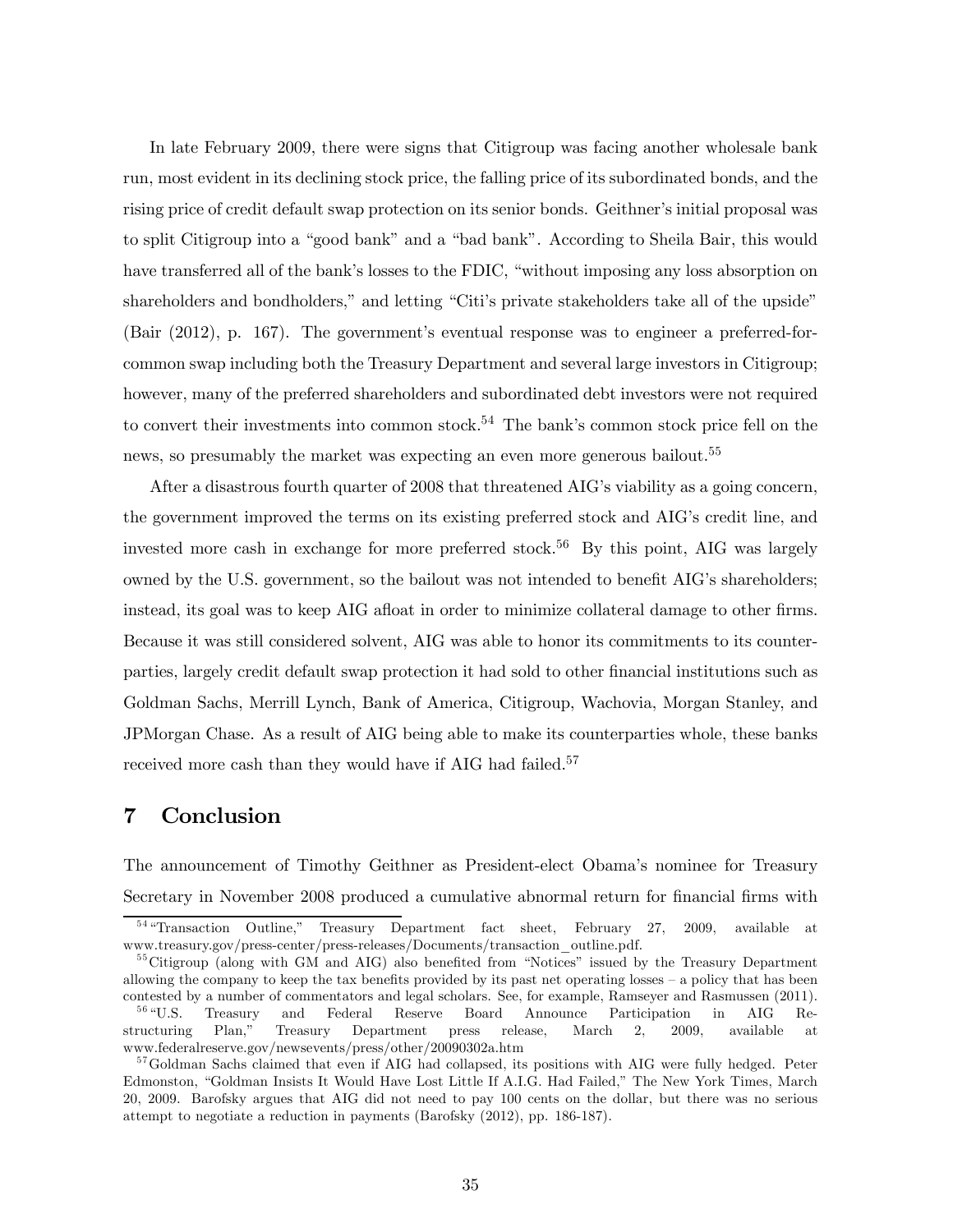In late February 2009, there were signs that Citigroup was facing another wholesale bank run, most evident in its declining stock price, the falling price of its subordinated bonds, and the rising price of credit default swap protection on its senior bonds. Geithner's initial proposal was to split Citigroup into a "good bank" and a "bad bank". According to Sheila Bair, this would have transferred all of the bank's losses to the FDIC, "without imposing any loss absorption on shareholders and bondholders," and letting "Citi's private stakeholders take all of the upside" (Bair (2012), p. 167). The government's eventual response was to engineer a preferred-for-common swap including both the Treasury Department and several large investors in Citigroup; however, many of the preferred shareholders and subordinated debt investors were not required to convert their investments into common stock.[54] The bank's common stock price fell on the news, so presumably the market was expecting an even more generous bailout.[55]

After a disastrous fourth quarter of 2008 that threatened AIG's viability as a going concern, the government improved the terms on its existing preferred stock and AIG's credit line, and invested more cash in exchange for more preferred stock.[56] By this point, AIG was largely owned by the U.S. government, so the bailout was not intended to benefit AIG's shareholders; instead, its goal was to keep AIG afloat in order to minimize collateral damage to other firms. Because it was still considered solvent, AIG was able to honor its commitments to its counterparties, largely credit default swap protection it had sold to other financial institutions such as Goldman Sachs, Merrill Lynch, Bank of America, Citigroup, Wachovia, Morgan Stanley, and JPMorgan Chase. As a result of AIG being able to make its counterparties whole, these banks received more cash than they would have if AIG had failed.[57]

# 7 Conclusion

The announcement of Timothy Geithner as President-elect Obama's nominee for Treasury Secretary in November 2008 produced a cumulative abnormal return for financial firms with

---

[54] "Transaction Outline," Treasury Department fact sheet, February 27, 2009, available at www.treasury.gov/press-center/press-releases/Documents/transaction_outline.pdf.

[55] Citigroup (along with GM and AIG) also benefited from "Notices" issued by the Treasury Department allowing the company to keep the tax benefits provided by its past net operating losses – a policy that has been contested by a number of commentators and legal scholars. See, for example, Ramseyer and Rasmussen (2011).

[56] "U.S. Treasury and Federal Reserve Board Announce Participation in AIG Restructuring Plan," Treasury Department press release, March 2, 2009, available at www.federalreserve.gov/newsevents/press/other/20090302a.htm

[57] Goldman Sachs claimed that even if AIG had collapsed, its positions with AIG were fully hedged. Peter Edmonston, "Goldman Insists It Would Have Lost Little If A.I.G. Had Failed," The New York Times, March 20, 2009. Barofsky argues that AIG did not need to pay 100 cents on the dollar, but there was no serious attempt to negotiate a reduction in payments (Barofsky (2012), pp. 186-187).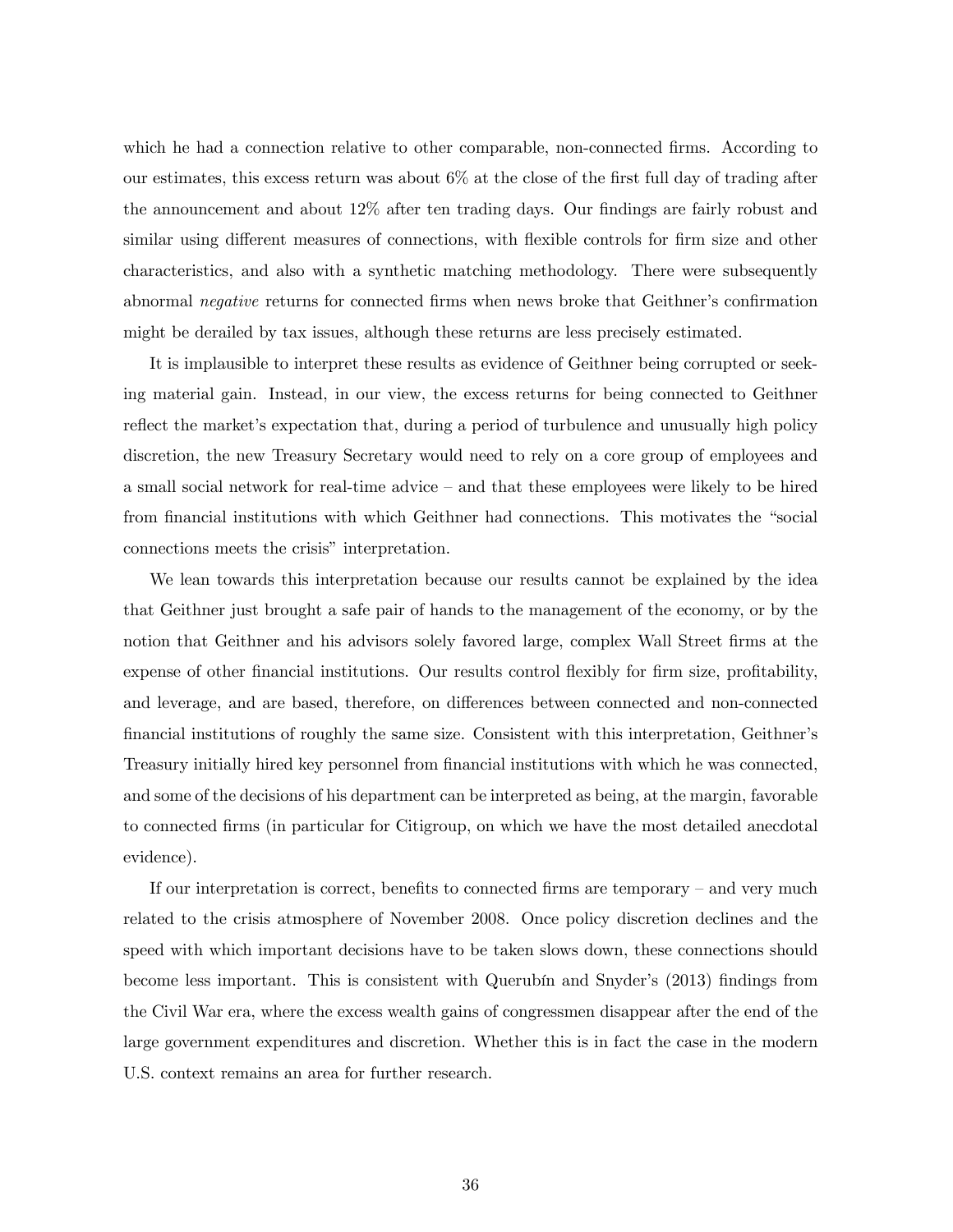which he had a connection relative to other comparable, non-connected firms. According to our estimates, this excess return was about 6% at the close of the first full day of trading after the announcement and about 12% after ten trading days. Our findings are fairly robust and similar using different measures of connections, with flexible controls for firm size and other characteristics, and also with a synthetic matching methodology. There were subsequently abnormal *negative* returns for connected firms when news broke that Geithner's confirmation might be derailed by tax issues, although these returns are less precisely estimated.

It is implausible to interpret these results as evidence of Geithner being corrupted or seeking material gain. Instead, in our view, the excess returns for being connected to Geithner reflect the market's expectation that, during a period of turbulence and unusually high policy discretion, the new Treasury Secretary would need to rely on a core group of employees and a small social network for real-time advice – and that these employees were likely to be hired from financial institutions with which Geithner had connections. This motivates the "social connections meets the crisis" interpretation.

We lean towards this interpretation because our results cannot be explained by the idea that Geithner just brought a safe pair of hands to the management of the economy, or by the notion that Geithner and his advisors solely favored large, complex Wall Street firms at the expense of other financial institutions. Our results control flexibly for firm size, profitability, and leverage, and are based, therefore, on differences between connected and non-connected financial institutions of roughly the same size. Consistent with this interpretation, Geithner's Treasury initially hired key personnel from financial institutions with which he was connected, and some of the decisions of his department can be interpreted as being, at the margin, favorable to connected firms (in particular for Citigroup, on which we have the most detailed anecdotal evidence).

If our interpretation is correct, benefits to connected firms are temporary – and very much related to the crisis atmosphere of November 2008. Once policy discretion declines and the speed with which important decisions have to be taken slows down, these connections should become less important. This is consistent with Querubín and Snyder's (2013) findings from the Civil War era, where the excess wealth gains of congressmen disappear after the end of the large government expenditures and discretion. Whether this is in fact the case in the modern U.S. context remains an area for further research.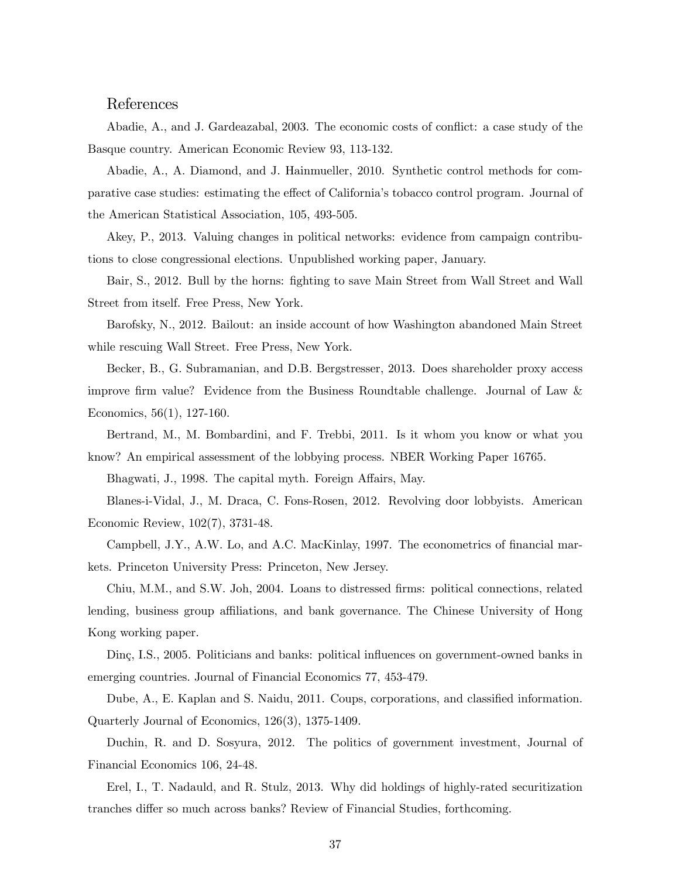# References

Abadie, A., and J. Gardeazabal, 2003. The economic costs of conflict: a case study of the Basque country. American Economic Review 93, 113-132.

Abadie, A., A. Diamond, and J. Hainmueller, 2010. Synthetic control methods for comparative case studies: estimating the effect of California's tobacco control program. Journal of the American Statistical Association, 105, 493-505.

Akey, P., 2013. Valuing changes in political networks: evidence from campaign contributions to close congressional elections. Unpublished working paper, January.

Bair, S., 2012. Bull by the horns: fighting to save Main Street from Wall Street and Wall Street from itself. Free Press, New York.

Barofsky, N., 2012. Bailout: an inside account of how Washington abandoned Main Street while rescuing Wall Street. Free Press, New York.

Becker, B., G. Subramanian, and D.B. Bergstresser, 2013. Does shareholder proxy access improve firm value? Evidence from the Business Roundtable challenge. Journal of Law & Economics, 56(1), 127-160.

Bertrand, M., M. Bombardini, and F. Trebbi, 2011. Is it whom you know or what you know? An empirical assessment of the lobbying process. NBER Working Paper 16765.

Bhagwati, J., 1998. The capital myth. Foreign Affairs, May.

Blanes-i-Vidal, J., M. Draca, C. Fons-Rosen, 2012. Revolving door lobbyists. American Economic Review, 102(7), 3731-48.

Campbell, J.Y., A.W. Lo, and A.C. MacKinlay, 1997. The econometrics of financial markets. Princeton University Press: Princeton, New Jersey.

Chiu, M.M., and S.W. Joh, 2004. Loans to distressed firms: political connections, related lending, business group affiliations, and bank governance. The Chinese University of Hong Kong working paper.

Dinç, I.S., 2005. Politicians and banks: political influences on government-owned banks in emerging countries. Journal of Financial Economics 77, 453-479.

Dube, A., E. Kaplan and S. Naidu, 2011. Coups, corporations, and classified information. Quarterly Journal of Economics, 126(3), 1375-1409.

Duchin, R. and D. Sosyura, 2012. The politics of government investment, Journal of Financial Economics 106, 24-48.

Erel, I., T. Nadauld, and R. Stulz, 2013. Why did holdings of highly-rated securitization tranches differ so much across banks? Review of Financial Studies, forthcoming.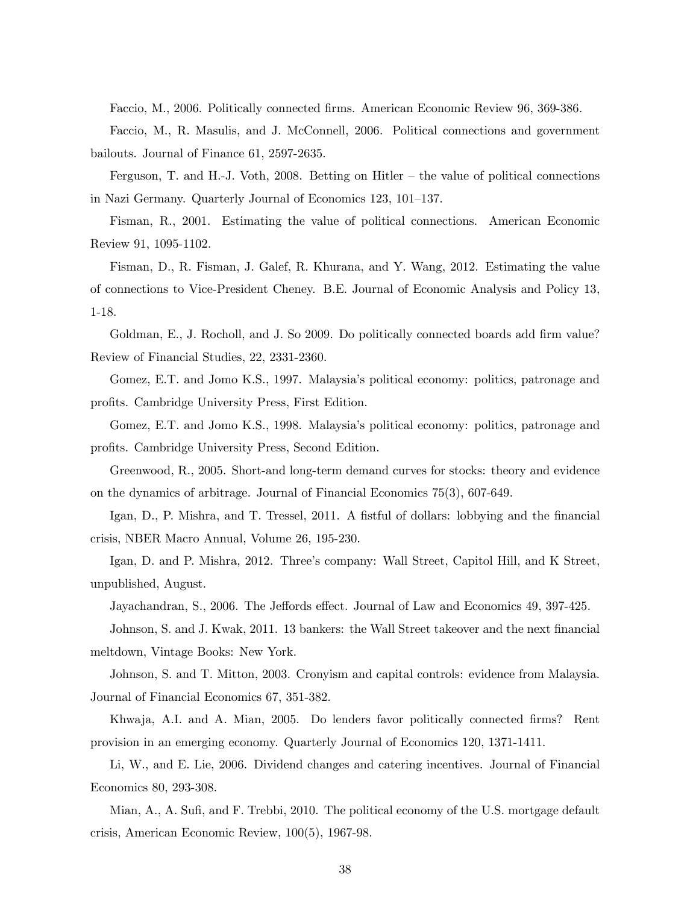Faccio, M., 2006. Politically connected firms. American Economic Review 96, 369-386.

Faccio, M., R. Masulis, and J. McConnell, 2006. Political connections and government bailouts. Journal of Finance 61, 2597-2635.

Ferguson, T. and H.-J. Voth, 2008. Betting on Hitler – the value of political connections in Nazi Germany. Quarterly Journal of Economics 123, 101–137.

Fisman, R., 2001. Estimating the value of political connections. American Economic Review 91, 1095-1102.

Fisman, D., R. Fisman, J. Galef, R. Khurana, and Y. Wang, 2012. Estimating the value of connections to Vice-President Cheney. B.E. Journal of Economic Analysis and Policy 13, 1-18.

Goldman, E., J. Rocholl, and J. So 2009. Do politically connected boards add firm value? Review of Financial Studies, 22, 2331-2360.

Gomez, E.T. and Jomo K.S., 1997. Malaysia's political economy: politics, patronage and profits. Cambridge University Press, First Edition.

Gomez, E.T. and Jomo K.S., 1998. Malaysia's political economy: politics, patronage and profits. Cambridge University Press, Second Edition.

Greenwood, R., 2005. Short-and long-term demand curves for stocks: theory and evidence on the dynamics of arbitrage. Journal of Financial Economics 75(3), 607-649.

Igan, D., P. Mishra, and T. Tressel, 2011. A fistful of dollars: lobbying and the financial crisis, NBER Macro Annual, Volume 26, 195-230.

Igan, D. and P. Mishra, 2012. Three's company: Wall Street, Capitol Hill, and K Street, unpublished, August.

Jayachandran, S., 2006. The Jeffords effect. Journal of Law and Economics 49, 397-425.

Johnson, S. and J. Kwak, 2011. 13 bankers: the Wall Street takeover and the next financial meltdown, Vintage Books: New York.

Johnson, S. and T. Mitton, 2003. Cronyism and capital controls: evidence from Malaysia. Journal of Financial Economics 67, 351-382.

Khwaja, A.I. and A. Mian, 2005. Do lenders favor politically connected firms? Rent provision in an emerging economy. Quarterly Journal of Economics 120, 1371-1411.

Li, W., and E. Lie, 2006. Dividend changes and catering incentives. Journal of Financial Economics 80, 293-308.

Mian, A., A. Sufi, and F. Trebbi, 2010. The political economy of the U.S. mortgage default crisis, American Economic Review, 100(5), 1967-98.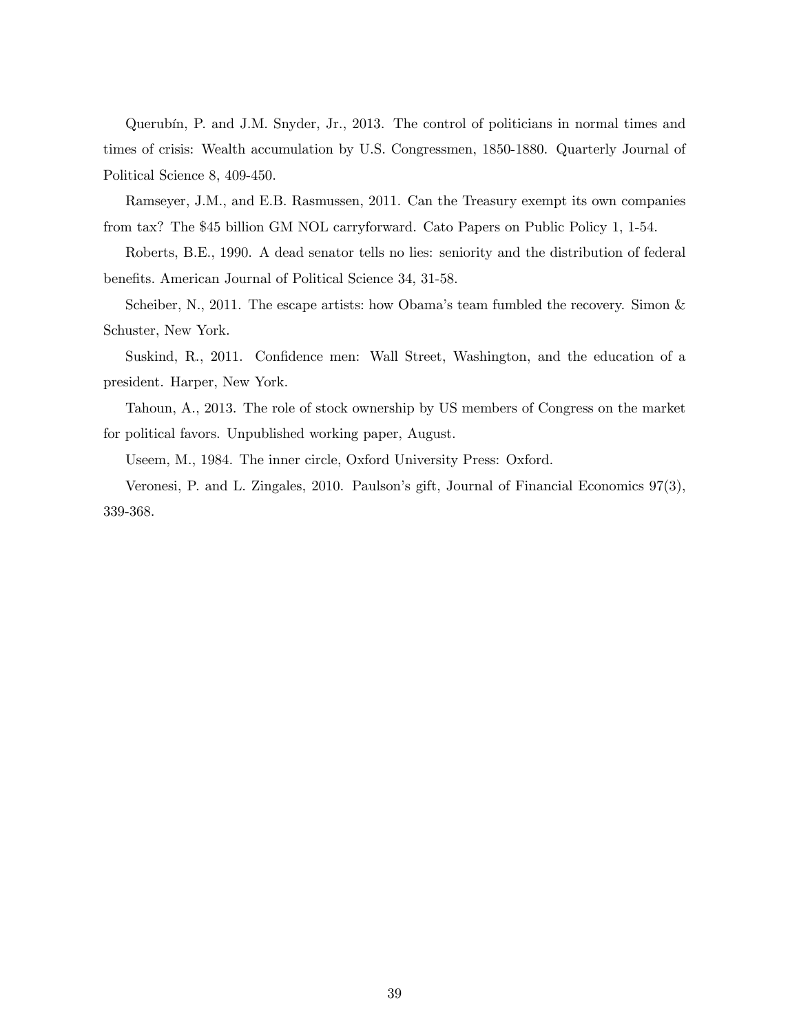Querubín, P. and J.M. Snyder, Jr., 2013. The control of politicians in normal times and times of crisis: Wealth accumulation by U.S. Congressmen, 1850-1880. Quarterly Journal of Political Science 8, 409-450.

Ramseyer, J.M., and E.B. Rasmussen, 2011. Can the Treasury exempt its own companies from tax? The $45 billion GM NOL carryforward. Cato Papers on Public Policy 1, 1-54.

Roberts, B.E., 1990. A dead senator tells no lies: seniority and the distribution of federal benefits. American Journal of Political Science 34, 31-58.

Scheiber, N., 2011. The escape artists: how Obama's team fumbled the recovery. Simon & Schuster, New York.

Suskind, R., 2011. Confidence men: Wall Street, Washington, and the education of a president. Harper, New York.

Tahoun, A., 2013. The role of stock ownership by US members of Congress on the market for political favors. Unpublished working paper, August.

Useem, M., 1984. The inner circle, Oxford University Press: Oxford.

Veronesi, P. and L. Zingales, 2010. Paulson's gift, Journal of Financial Economics 97(3), 339-368.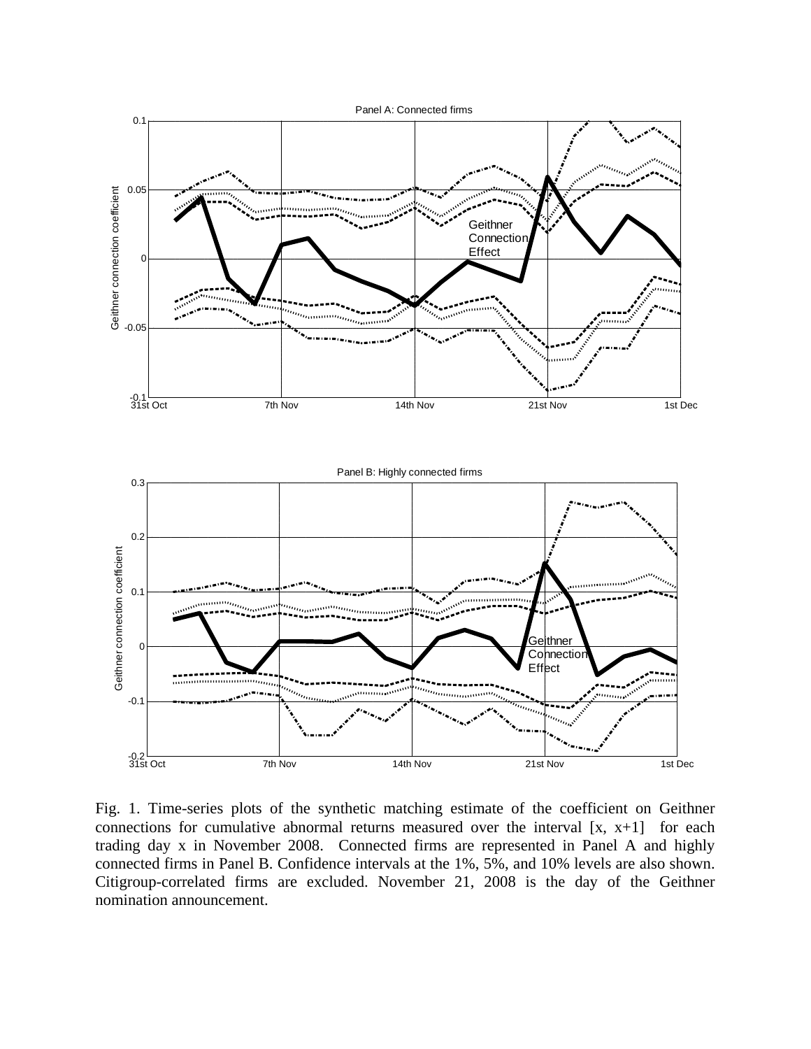Fig. 1. Time-series plots of the synthetic matching estimate of the coefficient on Geithner connections for cumulative abnormal returns measured over the interval [x, x+1] for each trading day x in November 2008. Connected firms are represented in Panel A and highly connected firms in Panel B. Confidence intervals at the 1%, 5%, and 10% levels are also shown. Citigroup-correlated firms are excluded. November 21, 2008 is the day of the Geithner nomination announcement.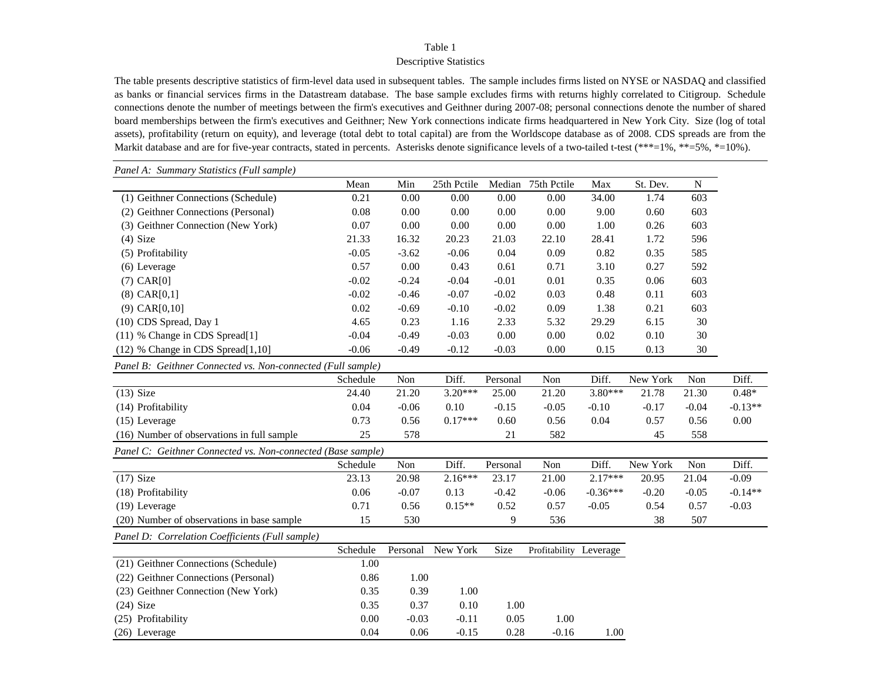Table 1

Descriptive Statistics

The table presents descriptive statistics of firm-level data used in subsequent tables. The sample includes firms listed on NYSE or NASDAQ and classified as banks or financial services firms in the Datastream database. The base sample excludes firms with returns highly correlated to Citigroup. Schedule connections denote the number of meetings between the firm's executives and Geithner during 2007-08; personal connections denote the number of shared board memberships between the firm's executives and Geithner; New York connections indicate firms headquartered in New York City. Size (log of total assets), profitability (return on equity), and leverage (total debt to total capital) are from the Worldscope database as of 2008. CDS spreads are from the Markit database and are for five-year contracts, stated in percents. Asterisks denote significance levels of a two-tailed t-test (***=1%, **=5%, *=10%).

*Panel A: Summary Statistics (Full sample)*

| | Mean | Min | 25th Pctile | Median | 75th Pctile | Max | St. Dev. | N |
|---|---|---|---|---|---|---|---|---|
| (1) Geithner Connections (Schedule) | 0.21 | 0.00 | 0.00 | 0.00 | 0.00 | 34.00 | 1.74 | 603 |
| (2) Geithner Connections (Personal) | 0.08 | 0.00 | 0.00 | 0.00 | 0.00 | 9.00 | 0.60 | 603 |
| (3) Geithner Connection (New York) | 0.07 | 0.00 | 0.00 | 0.00 | 0.00 | 1.00 | 0.26 | 603 |
| (4) Size | 21.33 | 16.32 | 20.23 | 21.03 | 22.10 | 28.41 | 1.72 | 596 |
| (5) Profitability | -0.05 | -3.62 | -0.06 | 0.04 | 0.09 | 0.82 | 0.35 | 585 |
| (6) Leverage | 0.57 | 0.00 | 0.43 | 0.61 | 0.71 | 3.10 | 0.27 | 592 |
| (7) CAR[0] | -0.02 | -0.24 | -0.04 | -0.01 | 0.01 | 0.35 | 0.06 | 603 |
| (8) CAR[0,1] | -0.02 | -0.46 | -0.07 | -0.02 | 0.03 | 0.48 | 0.11 | 603 |
| (9) CAR[0,10] | 0.02 | -0.69 | -0.10 | -0.02 | 0.09 | 1.38 | 0.21 | 603 |
| (10) CDS Spread, Day 1 | 4.65 | 0.23 | 1.16 | 2.33 | 5.32 | 29.29 | 6.15 | 30 |
| (11) % Change in CDS Spread[1] | -0.04 | -0.49 | -0.03 | 0.00 | 0.00 | 0.02 | 0.10 | 30 |
| (12) % Change in CDS Spread[1,10] | -0.06 | -0.49 | -0.12 | -0.03 | 0.00 | 0.15 | 0.13 | 30 |

*Panel B: Geithner Connected vs. Non-connected (Full sample)*

| | Schedule | Non | Diff. | Personal | Non | Diff. | New York | Non | Diff. |
|---|---|---|---|---|---|---|---|---|---|
| (13) Size | 24.40 | 21.20 | 3.20*** | 25.00 | 21.20 | 3.80*** | 21.78 | 21.30 | 0.48* |
| (14) Profitability | 0.04 | -0.06 | 0.10 | -0.15 | -0.05 | -0.10 | -0.17 | -0.04 | -0.13** |
| (15) Leverage | 0.73 | 0.56 | 0.17*** | 0.60 | 0.56 | 0.04 | 0.57 | 0.56 | 0.00 |
| (16) Number of observations in full sample | 25 | 578 | | 21 | 582 | | 45 | 558 | |

*Panel C: Geithner Connected vs. Non-connected (Base sample)*

| | Schedule | Non | Diff. | Personal | Non | Diff. | New York | Non | Diff. |
|---|---|---|---|---|---|---|---|---|---|
| (17) Size | 23.13 | 20.98 | 2.16*** | 23.17 | 21.00 | 2.17*** | 20.95 | 21.04 | -0.09 |
| (18) Profitability | 0.06 | -0.07 | 0.13 | -0.42 | -0.06 | -0.36*** | -0.20 | -0.05 | -0.14** |
| (19) Leverage | 0.71 | 0.56 | 0.15** | 0.52 | 0.57 | -0.05 | 0.54 | 0.57 | -0.03 |
| (20) Number of observations in base sample | 15 | 530 | | 9 | 536 | | 38 | 507 | |

*Panel D: Correlation Coefficients (Full sample)*

| | Schedule | Personal | New York | Size | Profitability | Leverage |
|---|---|---|---|---|---|---|
| (21) Geithner Connections (Schedule) | 1.00 | | | | | |
| (22) Geithner Connections (Personal) | 0.86 | 1.00 | | | | |
| (23) Geithner Connection (New York) | 0.35 | 0.39 | 1.00 | | | |
| (24) Size | 0.35 | 0.37 | 0.10 | 1.00 | | |
| (25) Profitability | 0.00 | -0.03 | -0.11 | 0.05 | 1.00 | |
| (26) Leverage | 0.04 | 0.06 | -0.15 | 0.28 | -0.16 | 1.00 |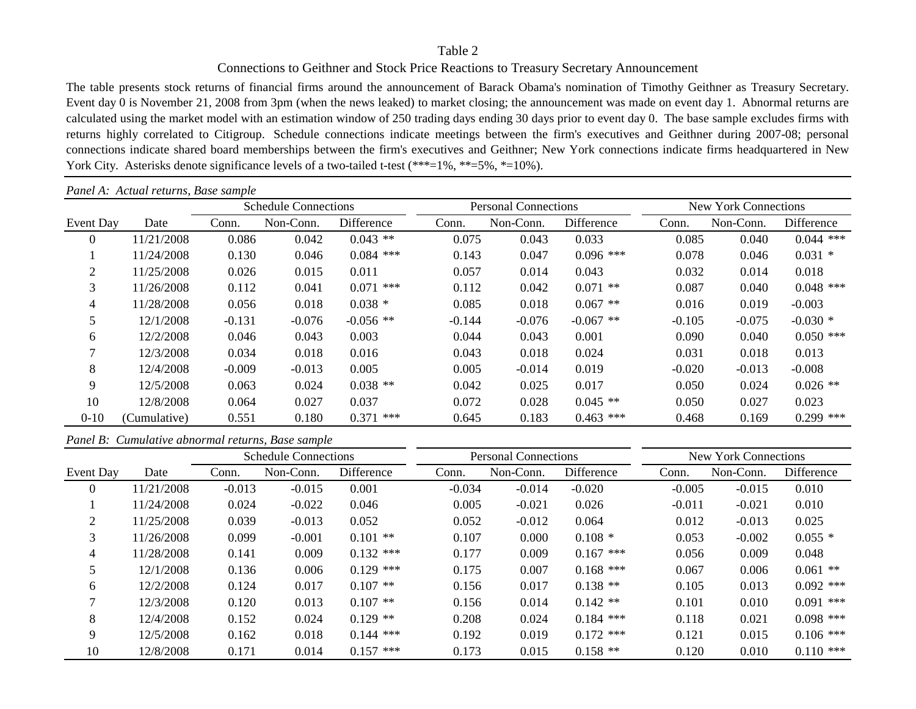Table 2

Connections to Geithner and Stock Price Reactions to Treasury Secretary Announcement

The table presents stock returns of financial firms around the announcement of Barack Obama's nomination of Timothy Geithner as Treasury Secretary. Event day 0 is November 21, 2008 from 3pm (when the news leaked) to market closing; the announcement was made on event day 1. Abnormal returns are calculated using the market model with an estimation window of 250 trading days ending 30 days prior to event day 0. The base sample excludes firms with returns highly correlated to Citigroup. Schedule connections indicate meetings between the firm's executives and Geithner during 2007-08; personal connections indicate shared board memberships between the firm's executives and Geithner; New York connections indicate firms headquartered in New York City. Asterisks denote significance levels of a two-tailed t-test (***=1%, **=5%, *=10%).

*Panel A: Actual returns, Base sample*

| | | Schedule Connections | | | Personal Connections | | | New York Connections | | |
|---|---|---|---|---|---|---|---|---|---|---|
| Event Day | Date | Conn. | Non-Conn. | Difference | Conn. | Non-Conn. | Difference | Conn. | Non-Conn. | Difference |
| 0 | 11/21/2008 | 0.086 | 0.042 | 0.043 ** | 0.075 | 0.043 | 0.033 | 0.085 | 0.040 | 0.044 *** |
| 1 | 11/24/2008 | 0.130 | 0.046 | 0.084 *** | 0.143 | 0.047 | 0.096 *** | 0.078 | 0.046 | 0.031 * |
| 2 | 11/25/2008 | 0.026 | 0.015 | 0.011 | 0.057 | 0.014 | 0.043 | 0.032 | 0.014 | 0.018 |
| 3 | 11/26/2008 | 0.112 | 0.041 | 0.071 *** | 0.112 | 0.042 | 0.071 ** | 0.087 | 0.040 | 0.048 *** |
| 4 | 11/28/2008 | 0.056 | 0.018 | 0.038 * | 0.085 | 0.018 | 0.067 ** | 0.016 | 0.019 | -0.003 |
| 5 | 12/1/2008 | -0.131 | -0.076 | -0.056 ** | -0.144 | -0.076 | -0.067 ** | -0.105 | -0.075 | -0.030 * |
| 6 | 12/2/2008 | 0.046 | 0.043 | 0.003 | 0.044 | 0.043 | 0.001 | 0.090 | 0.040 | 0.050 *** |
| 7 | 12/3/2008 | 0.034 | 0.018 | 0.016 | 0.043 | 0.018 | 0.024 | 0.031 | 0.018 | 0.013 |
| 8 | 12/4/2008 | -0.009 | -0.013 | 0.005 | 0.005 | -0.014 | 0.019 | -0.020 | -0.013 | -0.008 |
| 9 | 12/5/2008 | 0.063 | 0.024 | 0.038 ** | 0.042 | 0.025 | 0.017 | 0.050 | 0.024 | 0.026 ** |
| 10 | 12/8/2008 | 0.064 | 0.027 | 0.037 | 0.072 | 0.028 | 0.045 ** | 0.050 | 0.027 | 0.023 |
| 0-10 | (Cumulative) | 0.551 | 0.180 | 0.371 *** | 0.645 | 0.183 | 0.463 *** | 0.468 | 0.169 | 0.299 *** |

*Panel B: Cumulative abnormal returns, Base sample*

| | | Schedule Connections | | | Personal Connections | | | New York Connections | | |
|---|---|---|---|---|---|---|---|---|---|---|
| Event Day | Date | Conn. | Non-Conn. | Difference | Conn. | Non-Conn. | Difference | Conn. | Non-Conn. | Difference |
| 0 | 11/21/2008 | -0.013 | -0.015 | 0.001 | -0.034 | -0.014 | -0.020 | -0.005 | -0.015 | 0.010 |
| 1 | 11/24/2008 | 0.024 | -0.022 | 0.046 | 0.005 | -0.021 | 0.026 | -0.011 | -0.021 | 0.010 |
| 2 | 11/25/2008 | 0.039 | -0.013 | 0.052 | 0.052 | -0.012 | 0.064 | 0.012 | -0.013 | 0.025 |
| 3 | 11/26/2008 | 0.099 | -0.001 | 0.101 ** | 0.107 | 0.000 | 0.108 * | 0.053 | -0.002 | 0.055 * |
| 4 | 11/28/2008 | 0.141 | 0.009 | 0.132 *** | 0.177 | 0.009 | 0.167 *** | 0.056 | 0.009 | 0.048 |
| 5 | 12/1/2008 | 0.136 | 0.006 | 0.129 *** | 0.175 | 0.007 | 0.168 *** | 0.067 | 0.006 | 0.061 ** |
| 6 | 12/2/2008 | 0.124 | 0.017 | 0.107 ** | 0.156 | 0.017 | 0.138 ** | 0.105 | 0.013 | 0.092 *** |
| 7 | 12/3/2008 | 0.120 | 0.013 | 0.107 ** | 0.156 | 0.014 | 0.142 ** | 0.101 | 0.010 | 0.091 *** |
| 8 | 12/4/2008 | 0.152 | 0.024 | 0.129 ** | 0.208 | 0.024 | 0.184 *** | 0.118 | 0.021 | 0.098 *** |
| 9 | 12/5/2008 | 0.162 | 0.018 | 0.144 *** | 0.192 | 0.019 | 0.172 *** | 0.121 | 0.015 | 0.106 *** |
| 10 | 12/8/2008 | 0.171 | 0.014 | 0.157 *** | 0.173 | 0.015 | 0.158 ** | 0.120 | 0.010 | 0.110 *** |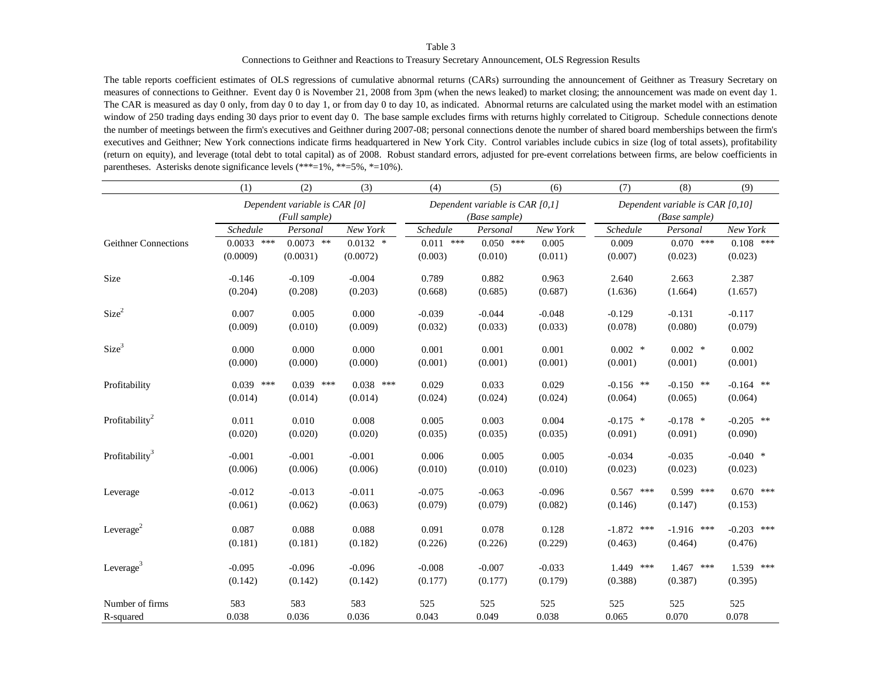Table 3

Connections to Geithner and Reactions to Treasury Secretary Announcement, OLS Regression Results

The table reports coefficient estimates of OLS regressions of cumulative abnormal returns (CARs) surrounding the announcement of Geithner as Treasury Secretary on measures of connections to Geithner. Event day 0 is November 21, 2008 from 3pm (when the news leaked) to market closing; the announcement was made on event day 1. The CAR is measured as day 0 only, from day 0 to day 1, or from day 0 to day 10, as indicated. Abnormal returns are calculated using the market model with an estimation window of 250 trading days ending 30 days prior to event day 0. The base sample excludes firms with returns highly correlated to Citigroup. Schedule connections denote the number of meetings between the firm's executives and Geithner during 2007-08; personal connections denote the number of shared board memberships between the firm's executives and Geithner; New York connections indicate firms headquartered in New York City. Control variables include cubics in size (log of total assets), profitability (return on equity), and leverage (total debt to total capital) as of 2008. Robust standard errors, adjusted for pre-event correlations between firms, are below coefficients in parentheses. Asterisks denote significance levels (***=1%, **=5%, *=10%).

| | (1) | (2) | (3) | (4) | (5) | (6) | (7) | (8) | (9) |
|---|---|---|---|---|---|---|---|---|---|
| | *Dependent variable is CAR [0]* *(Full sample)* | | | *Dependent variable is CAR [0,1]* *(Base sample)* | | | *Dependent variable is CAR [0,10]* *(Base sample)* | | |
| | *Schedule* | *Personal* | *New York* | *Schedule* | *Personal* | *New York* | *Schedule* | *Personal* | *New York* |
| Geithner Connections | 0.0033 *** | 0.0073 ** | 0.0132 * | 0.011 *** | 0.050 *** | 0.005 | 0.009 | 0.070 *** | 0.108 *** |
| | (0.0009) | (0.0031) | (0.0072) | (0.003) | (0.010) | (0.011) | (0.007) | (0.023) | (0.023) |
| Size | -0.146 | -0.109 | -0.004 | 0.789 | 0.882 | 0.963 | 2.640 | 2.663 | 2.387 |
| | (0.204) | (0.208) | (0.203) | (0.668) | (0.685) | (0.687) | (1.636) | (1.664) | (1.657) |
| $Size^2$ | 0.007 | 0.005 | 0.000 | -0.039 | -0.044 | -0.048 | -0.129 | -0.131 | -0.117 |
| | (0.009) | (0.010) | (0.009) | (0.032) | (0.033) | (0.033) | (0.078) | (0.080) | (0.079) |
| $Size^3$ | 0.000 | 0.000 | 0.000 | 0.001 | 0.001 | 0.001 | 0.002 * | 0.002 * | 0.002 |
| | (0.000) | (0.000) | (0.000) | (0.001) | (0.001) | (0.001) | (0.001) | (0.001) | (0.001) |
| Profitability | 0.039 *** | 0.039 *** | 0.038 *** | 0.029 | 0.033 | 0.029 | -0.156 ** | -0.150 ** | -0.164 ** |
| | (0.014) | (0.014) | (0.014) | (0.024) | (0.024) | (0.024) | (0.064) | (0.065) | (0.064) |
| $Profitability^2$ | 0.011 | 0.010 | 0.008 | 0.005 | 0.003 | 0.004 | -0.175 * | -0.178 * | -0.205 ** |
| | (0.020) | (0.020) | (0.020) | (0.035) | (0.035) | (0.035) | (0.091) | (0.091) | (0.090) |
| $Profitability^3$ | -0.001 | -0.001 | -0.001 | 0.006 | 0.005 | 0.005 | -0.034 | -0.035 | -0.040 * |
| | (0.006) | (0.006) | (0.006) | (0.010) | (0.010) | (0.010) | (0.023) | (0.023) | (0.023) |
| Leverage | -0.012 | -0.013 | -0.011 | -0.075 | -0.063 | -0.096 | 0.567 *** | 0.599 *** | 0.670 *** |
| | (0.061) | (0.062) | (0.063) | (0.079) | (0.079) | (0.082) | (0.146) | (0.147) | (0.153) |
| $Leverage^2$ | 0.087 | 0.088 | 0.088 | 0.091 | 0.078 | 0.128 | -1.872 *** | -1.916 *** | -0.203 *** |
| | (0.181) | (0.181) | (0.182) | (0.226) | (0.226) | (0.229) | (0.463) | (0.464) | (0.476) |
| $Leverage^3$ | -0.095 | -0.096 | -0.096 | -0.008 | -0.007 | -0.033 | 1.449 *** | 1.467 *** | 1.539 *** |
| | (0.142) | (0.142) | (0.142) | (0.177) | (0.177) | (0.179) | (0.388) | (0.387) | (0.395) |
| Number of firms | 583 | 583 | 583 | 525 | 525 | 525 | 525 | 525 | 525 |
| R-squared | 0.038 | 0.036 | 0.036 | 0.043 | 0.049 | 0.038 | 0.065 | 0.070 | 0.078 |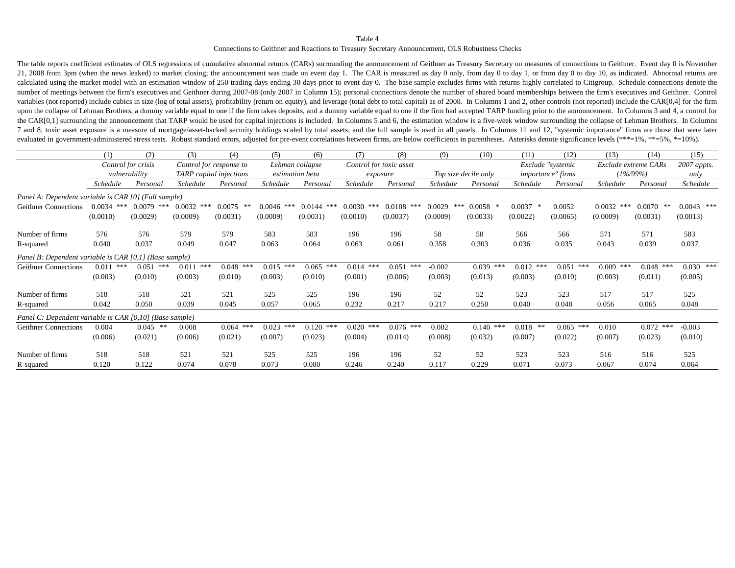Table 4

Connections to Geithner and Reactions to Treasury Secretary Announcement, OLS Robustness Checks

The table reports coefficient estimates of OLS regressions of cumulative abnormal returns (CARs) surrounding the announcement of Geithner as Treasury Secretary on measures of connections to Geithner. Event day 0 is November 21, 2008 from 3pm (when the news leaked) to market closing; the announcement was made on event day 1. The CAR is measured as day 0 only, from day 0 to day 1, or from day 0 to day 10, as indicated. Abnormal returns are calculated using the market model with an estimation window of 250 trading days ending 30 days prior to event day 0. The base sample excludes firms with returns highly correlated to Citigroup. Schedule connections denote the number of meetings between the firm's executives and Geithner during 2007-08 (only 2007 in Column 15); personal connections denote the number of shared board memberships between the firm's executives and Geithner. Control variables (not reported) include cubics in size (log of total assets), profitability (return on equity), and leverage (total debt to total capital) as of 2008. In Columns 1 and 2, other controls (not reported) include the CAR[0,4] for the firm upon the collapse of Lehman Brothers, a dummy variable equal to one if the firm takes deposits, and a dummy variable equal to one if the firm had accepted TARP funding prior to the announcement. In Columns 3 and 4, a control for the CAR[0,1] surrounding the announcement that TARP would be used for capital injections is included. In Columns 5 and 6, the estimation window is a five-week window surrounding the collapse of Lehman Brothers. In Columns 7 and 8, toxic asset exposure is a measure of mortgage/asset-backed security holdings scaled by total assets, and the full sample is used in all panels. In Columns 11 and 12, "systemic importance" firms are those that were later evaluated in government-administered stress tests. Robust standard errors, adjusted for pre-event correlations between firms, are below coefficients in parentheses. Asterisks denote significance levels (***=1%, **=5%, *=10%).

| | (1) | (2) | (3) | (4) | (5) | (6) | (7) | (8) | (9) | (10) | (11) | (12) | (13) | (14) | (15) |
|---|---|---|---|---|---|---|---|---|---|---|---|---|---|---|---|
| | *Control for crisis vulnerability* | | *Control for response to TARP capital injections* | | *Lehman collapse estimation beta* | | *Control for toxic asset exposure* | | *Top size decile only* | | *Exclude "systemic importance" firms* | | *Exclude extreme CARs (1%/99%)* | | *2007 appts. only* |
| | *Schedule* | *Personal* | *Schedule* | *Personal* | *Schedule* | *Personal* | *Schedule* | *Personal* | *Schedule* | *Personal* | *Schedule* | *Personal* | *Schedule* | *Personal* | *Schedule* |
| *Panel A: Dependent variable is CAR [0] (Full sample)* | | | | | | | | | | | | | | | |
| Geithner Connections | 0.0034 *** | 0.0079 *** | 0.0032 *** | 0.0075 ** | 0.0046 *** | 0.0144 *** | 0.0030 *** | 0.0108 *** | 0.0029 *** | 0.0058 * | 0.0037 * | 0.0052 | 0.0032 *** | 0.0070 ** | 0.0043 *** |
| | (0.0010) | (0.0029) | (0.0009) | (0.0031) | (0.0009) | (0.0031) | (0.0010) | (0.0037) | (0.0009) | (0.0033) | (0.0022) | (0.0065) | (0.0009) | (0.0031) | (0.0013) |
| Number of firms | 576 | 576 | 579 | 579 | 583 | 583 | 196 | 196 | 58 | 58 | 566 | 566 | 571 | 571 | 583 |
| R-squared | 0.040 | 0.037 | 0.049 | 0.047 | 0.063 | 0.064 | 0.063 | 0.061 | 0.358 | 0.303 | 0.036 | 0.035 | 0.043 | 0.039 | 0.037 |
| *Panel B: Dependent variable is CAR [0,1] (Base sample)* | | | | | | | | | | | | | | | |
| Geithner Connections | 0.011 *** | 0.051 *** | 0.011 *** | 0.048 *** | 0.015 *** | 0.065 *** | 0.014 *** | 0.051 *** | -0.002 | 0.039 *** | 0.012 *** | 0.051 *** | 0.009 *** | 0.048 *** | 0.030 *** |
| | (0.003) | (0.010) | (0.003) | (0.010) | (0.003) | (0.010) | (0.001) | (0.006) | (0.003) | (0.013) | (0.003) | (0.010) | (0.003) | (0.011) | (0.005) |
| Number of firms | 518 | 518 | 521 | 521 | 525 | 525 | 196 | 196 | 52 | 52 | 523 | 523 | 517 | 517 | 525 |
| R-squared | 0.042 | 0.050 | 0.039 | 0.045 | 0.057 | 0.065 | 0.232 | 0.217 | 0.217 | 0.250 | 0.040 | 0.048 | 0.056 | 0.065 | 0.048 |
| *Panel C: Dependent variable is CAR [0,10] (Base sample)* | | | | | | | | | | | | | | | |
| Geithner Connections | 0.004 | 0.045 ** | 0.008 | 0.064 *** | 0.023 *** | 0.120 *** | 0.020 *** | 0.076 *** | 0.002 | 0.140 *** | 0.018 ** | 0.065 *** | 0.010 | 0.072 *** | -0.003 |
| | (0.006) | (0.021) | (0.006) | (0.021) | (0.007) | (0.023) | (0.004) | (0.014) | (0.008) | (0.032) | (0.007) | (0.022) | (0.007) | (0.023) | (0.010) |
| Number of firms | 518 | 518 | 521 | 521 | 525 | 525 | 196 | 196 | 52 | 52 | 523 | 523 | 516 | 516 | 525 |
| R-squared | 0.120 | 0.122 | 0.074 | 0.078 | 0.073 | 0.080 | 0.246 | 0.240 | 0.117 | 0.229 | 0.071 | 0.073 | 0.067 | 0.074 | 0.064 |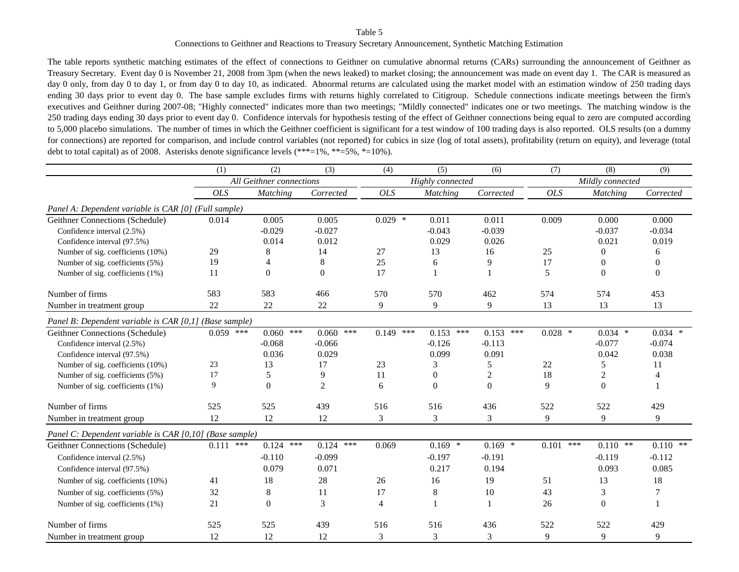Table 5

Connections to Geithner and Reactions to Treasury Secretary Announcement, Synthetic Matching Estimation

The table reports synthetic matching estimates of the effect of connections to Geithner on cumulative abnormal returns (CARs) surrounding the announcement of Geithner as Treasury Secretary. Event day 0 is November 21, 2008 from 3pm (when the news leaked) to market closing; the announcement was made on event day 1. The CAR is measured as day 0 only, from day 0 to day 1, or from day 0 to day 10, as indicated. Abnormal returns are calculated using the market model with an estimation window of 250 trading days ending 30 days prior to event day 0. The base sample excludes firms with returns highly correlated to Citigroup. Schedule connections indicate meetings between the firm's executives and Geithner during 2007-08; "Highly connected" indicates more than two meetings; "Mildly connected" indicates one or two meetings. The matching window is the 250 trading days ending 30 days prior to event day 0. Confidence intervals for hypothesis testing of the effect of Geithner connections being equal to zero are computed according to 5,000 placebo simulations. The number of times in which the Geithner coefficient is significant for a test window of 100 trading days is also reported. OLS results (on a dummy for connections) are reported for comparison, and include control variables (not reported) for cubics in size (log of total assets), profitability (return on equity), and leverage (total debt to total capital) as of 2008. Asterisks denote significance levels (***=1%, **=5%, *=10%).

| | (1) | (2) | (3) | (4) | (5) | (6) | (7) | (8) | (9) |
|---|---|---|---|---|---|---|---|---|---|
| | *All Geithner connections* | | | *Highly connected* | | | *Mildly connected* | | |
| | *OLS* | *Matching* | *Corrected* | *OLS* | *Matching* | *Corrected* | *OLS* | *Matching* | *Corrected* |
| *Panel A: Dependent variable is CAR [0] (Full sample)* | | | | | | | | | |
| Geithner Connections (Schedule) | 0.014 | 0.005 | 0.005 | 0.029 * | 0.011 | 0.011 | 0.009 | 0.000 | 0.000 |
| Confidence interval (2.5%) | | -0.029 | -0.027 | | -0.043 | -0.039 | | -0.037 | -0.034 |
| Confidence interval (97.5%) | | 0.014 | 0.012 | | 0.029 | 0.026 | | 0.021 | 0.019 |
| Number of sig. coefficients (10%) | 29 | 8 | 14 | 27 | 13 | 16 | 25 | 0 | 6 |
| Number of sig. coefficients (5%) | 19 | 4 | 8 | 25 | 6 | 9 | 17 | 0 | 0 |
| Number of sig. coefficients (1%) | 11 | 0 | 0 | 17 | 1 | 1 | 5 | 0 | 0 |
| Number of firms | 583 | 583 | 466 | 570 | 570 | 462 | 574 | 574 | 453 |
| Number in treatment group | 22 | 22 | 22 | 9 | 9 | 9 | 13 | 13 | 13 |
| *Panel B: Dependent variable is CAR [0,1] (Base sample)* | | | | | | | | | |
| Geithner Connections (Schedule) | 0.059 *** | 0.060 *** | 0.060 *** | 0.149 *** | 0.153 *** | 0.153 *** | 0.028 * | 0.034 * | 0.034 * |
| Confidence interval (2.5%) | | -0.068 | -0.066 | | -0.126 | -0.113 | | -0.077 | -0.074 |
| Confidence interval (97.5%) | | 0.036 | 0.029 | | 0.099 | 0.091 | | 0.042 | 0.038 |
| Number of sig. coefficients (10%) | 23 | 13 | 17 | 23 | 3 | 5 | 22 | 5 | 11 |
| Number of sig. coefficients (5%) | 17 | 5 | 9 | 11 | 0 | 2 | 18 | 2 | 4 |
| Number of sig. coefficients (1%) | 9 | 0 | 2 | 6 | 0 | 0 | 9 | 0 | 1 |
| Number of firms | 525 | 525 | 439 | 516 | 516 | 436 | 522 | 522 | 429 |
| Number in treatment group | 12 | 12 | 12 | 3 | 3 | 3 | 9 | 9 | 9 |
| *Panel C: Dependent variable is CAR [0,10] (Base sample)* | | | | | | | | | |
| Geithner Connections (Schedule) | 0.111 *** | 0.124 *** | 0.124 *** | 0.069 | 0.169 * | 0.169 * | 0.101 *** | 0.110 ** | 0.110 ** |
| Confidence interval (2.5%) | | -0.110 | -0.099 | | -0.197 | -0.191 | | -0.119 | -0.112 |
| Confidence interval (97.5%) | | 0.079 | 0.071 | | 0.217 | 0.194 | | 0.093 | 0.085 |
| Number of sig. coefficients (10%) | 41 | 18 | 28 | 26 | 16 | 19 | 51 | 13 | 18 |
| Number of sig. coefficients (5%) | 32 | 8 | 11 | 17 | 8 | 10 | 43 | 3 | 7 |
| Number of sig. coefficients (1%) | 21 | 0 | 3 | 4 | 1 | 1 | 26 | 0 | 1 |
| Number of firms | 525 | 525 | 439 | 516 | 516 | 436 | 522 | 522 | 429 |
| Number in treatment group | 12 | 12 | 12 | 3 | 3 | 3 | 9 | 9 | 9 |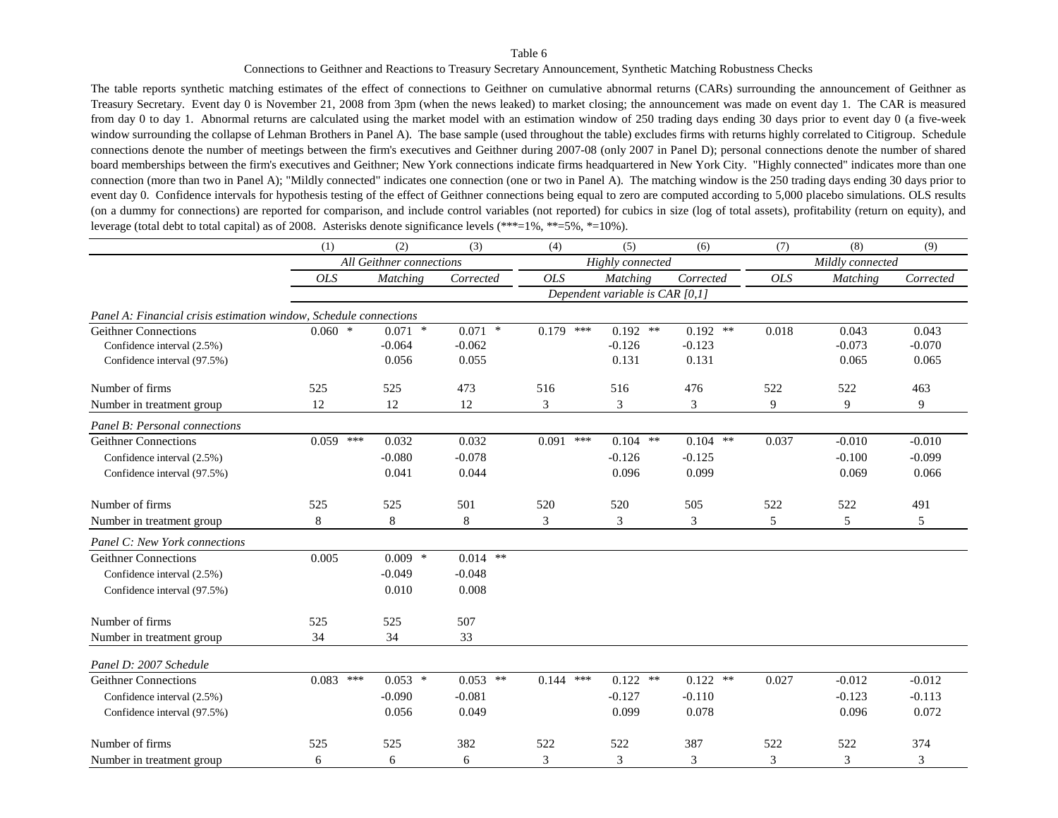Table 6

Connections to Geithner and Reactions to Treasury Secretary Announcement, Synthetic Matching Robustness Checks

The table reports synthetic matching estimates of the effect of connections to Geithner on cumulative abnormal returns (CARs) surrounding the announcement of Geithner as Treasury Secretary. Event day 0 is November 21, 2008 from 3pm (when the news leaked) to market closing; the announcement was made on event day 1. The CAR is measured from day 0 to day 1. Abnormal returns are calculated using the market model with an estimation window of 250 trading days ending 30 days prior to event day 0 (a five-week window surrounding the collapse of Lehman Brothers in Panel A). The base sample (used throughout the table) excludes firms with returns highly correlated to Citigroup. Schedule connections denote the number of meetings between the firm's executives and Geithner during 2007-08 (only 2007 in Panel D); personal connections denote the number of shared board memberships between the firm's executives and Geithner; New York connections indicate firms headquartered in New York City. "Highly connected" indicates more than one connection (more than two in Panel A); "Mildly connected" indicates one connection (one or two in Panel A). The matching window is the 250 trading days ending 30 days prior to event day 0. Confidence intervals for hypothesis testing of the effect of Geithner connections being equal to zero are computed according to 5,000 placebo simulations. OLS results (on a dummy for connections) are reported for comparison, and include control variables (not reported) for cubics in size (log of total assets), profitability (return on equity), and leverage (total debt to total capital) as of 2008. Asterisks denote significance levels (***=1%, **=5%, *=10%).

| | (1) | (2) | (3) | (4) | (5) | (6) | (7) | (8) | (9) |
|---|---|---|---|---|---|---|---|---|---|
| | *All Geithner connections* | | | *Highly connected* | | | *Mildly connected* | | |
| | *OLS* | *Matching* | *Corrected* | *OLS* | *Matching* | *Corrected* | *OLS* | *Matching* | *Corrected* |
| | | | | | *Dependent variable is CAR [0,1]* | | | | |
| *Panel A: Financial crisis estimation window, Schedule connections* | | | | | | | | | |
| Geithner Connections | 0.060 * | 0.071 * | 0.071 * | 0.179 *** | 0.192 ** | 0.192 ** | 0.018 | 0.043 | 0.043 |
| Confidence interval (2.5%) | | -0.064 | -0.062 | | -0.126 | -0.123 | | -0.073 | -0.070 |
| Confidence interval (97.5%) | | 0.056 | 0.055 | | 0.131 | 0.131 | | 0.065 | 0.065 |
| Number of firms | 525 | 525 | 473 | 516 | 516 | 476 | 522 | 522 | 463 |
| Number in treatment group | 12 | 12 | 12 | 3 | 3 | 3 | 9 | 9 | 9 |
| *Panel B: Personal connections* | | | | | | | | | |
| Geithner Connections | 0.059 *** | 0.032 | 0.032 | 0.091 *** | 0.104 ** | 0.104 ** | 0.037 | -0.010 | -0.010 |
| Confidence interval (2.5%) | | -0.080 | -0.078 | | -0.126 | -0.125 | | -0.100 | -0.099 |
| Confidence interval (97.5%) | | 0.041 | 0.044 | | 0.096 | 0.099 | | 0.069 | 0.066 |
| Number of firms | 525 | 525 | 501 | 520 | 520 | 505 | 522 | 522 | 491 |
| Number in treatment group | 8 | 8 | 8 | 3 | 3 | 3 | 5 | 5 | 5 |
| *Panel C: New York connections* | | | | | | | | | |
| Geithner Connections | 0.005 | 0.009 * | 0.014 ** | | | | | | |
| Confidence interval (2.5%) | | -0.049 | -0.048 | | | | | | |
| Confidence interval (97.5%) | | 0.010 | 0.008 | | | | | | |
| Number of firms | 525 | 525 | 507 | | | | | | |
| Number in treatment group | 34 | 34 | 33 | | | | | | |
| *Panel D: 2007 Schedule* | | | | | | | | | |
| Geithner Connections | 0.083 *** | 0.053 * | 0.053 ** | 0.144 *** | 0.122 ** | 0.122 ** | 0.027 | -0.012 | -0.012 |
| Confidence interval (2.5%) | | -0.090 | -0.081 | | -0.127 | -0.110 | | -0.123 | -0.113 |
| Confidence interval (97.5%) | | 0.056 | 0.049 | | 0.099 | 0.078 | | 0.096 | 0.072 |
| Number of firms | 525 | 525 | 382 | 522 | 522 | 387 | 522 | 522 | 374 |
| Number in treatment group | 6 | 6 | 6 | 3 | 3 | 3 | 3 | 3 | 3 |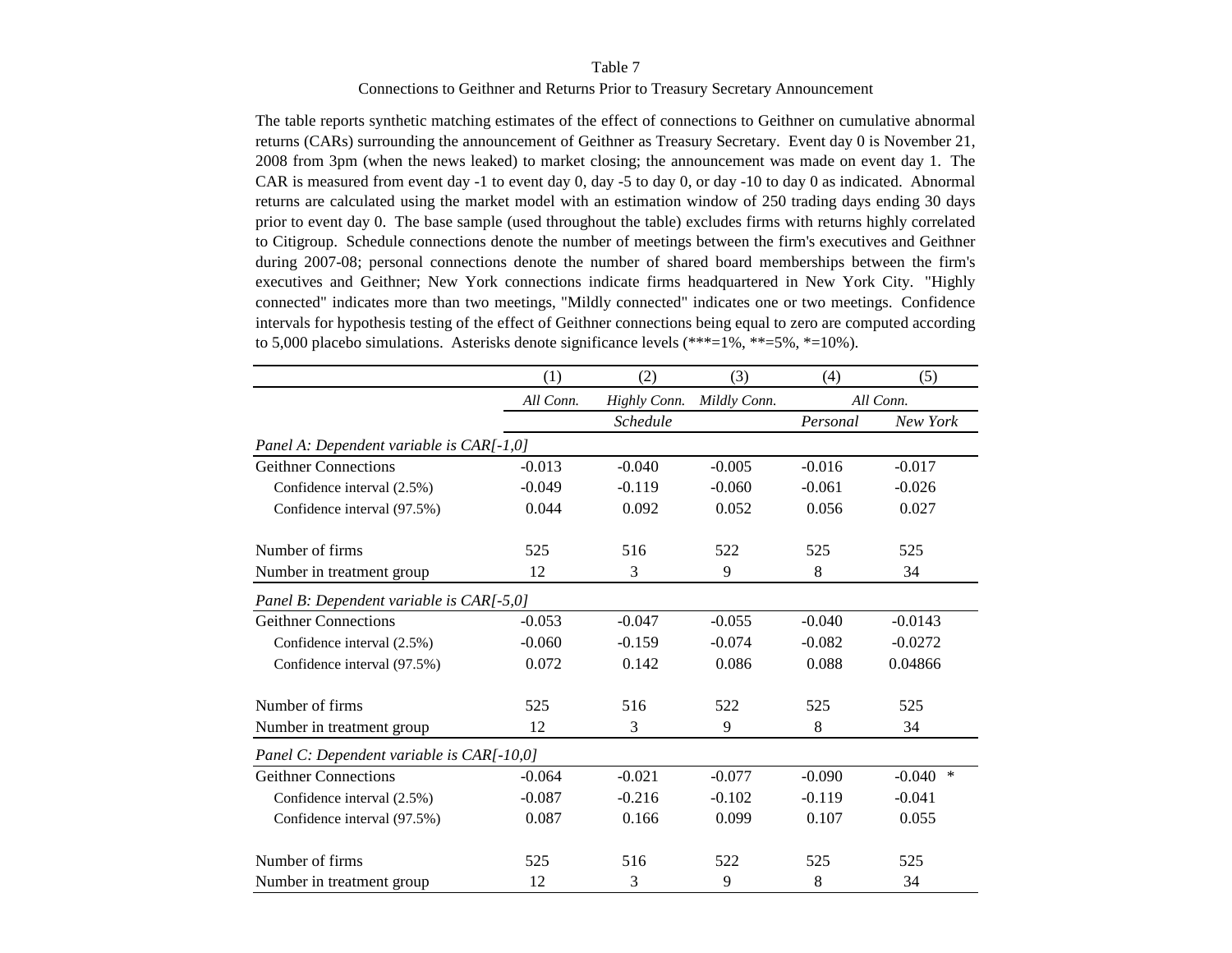Table 7

Connections to Geithner and Returns Prior to Treasury Secretary Announcement

The table reports synthetic matching estimates of the effect of connections to Geithner on cumulative abnormal returns (CARs) surrounding the announcement of Geithner as Treasury Secretary. Event day 0 is November 21, 2008 from 3pm (when the news leaked) to market closing; the announcement was made on event day 1. The CAR is measured from event day -1 to event day 0, day -5 to day 0, or day -10 to day 0 as indicated. Abnormal returns are calculated using the market model with an estimation window of 250 trading days ending 30 days prior to event day 0. The base sample (used throughout the table) excludes firms with returns highly correlated to Citigroup. Schedule connections denote the number of meetings between the firm's executives and Geithner during 2007-08; personal connections denote the number of shared board memberships between the firm's executives and Geithner; New York connections indicate firms headquartered in New York City. "Highly connected" indicates more than two meetings, "Mildly connected" indicates one or two meetings. Confidence intervals for hypothesis testing of the effect of Geithner connections being equal to zero are computed according to 5,000 placebo simulations. Asterisks denote significance levels (***=1%, **=5%, *=10%).

| | (1) | (2) | (3) | (4) | (5) |
|---|---|---|---|---|---|
| | *All Conn.* | *Highly Conn.* | *Mildly Conn.* | *All Conn.* | |
| | | *Schedule* | | *Personal* | *New York* |
| *Panel A: Dependent variable is CAR[-1,0]* | | | | | |
| Geithner Connections | -0.013 | -0.040 | -0.005 | -0.016 | -0.017 |
| Confidence interval (2.5%) | -0.049 | -0.119 | -0.060 | -0.061 | -0.026 |
| Confidence interval (97.5%) | 0.044 | 0.092 | 0.052 | 0.056 | 0.027 |
| Number of firms | 525 | 516 | 522 | 525 | 525 |
| Number in treatment group | 12 | 3 | 9 | 8 | 34 |
| *Panel B: Dependent variable is CAR[-5,0]* | | | | | |
| Geithner Connections | -0.053 | -0.047 | -0.055 | -0.040 | -0.0143 |
| Confidence interval (2.5%) | -0.060 | -0.159 | -0.074 | -0.082 | -0.0272 |
| Confidence interval (97.5%) | 0.072 | 0.142 | 0.086 | 0.088 | 0.04866 |
| Number of firms | 525 | 516 | 522 | 525 | 525 |
| Number in treatment group | 12 | 3 | 9 | 8 | 34 |
| *Panel C: Dependent variable is CAR[-10,0]* | | | | | |
| Geithner Connections | -0.064 | -0.021 | -0.077 | -0.090 | -0.040 * |
| Confidence interval (2.5%) | -0.087 | -0.216 | -0.102 | -0.119 | -0.041 |
| Confidence interval (97.5%) | 0.087 | 0.166 | 0.099 | 0.107 | 0.055 |
| Number of firms | 525 | 516 | 522 | 525 | 525 |
| Number in treatment group | 12 | 3 | 9 | 8 | 34 |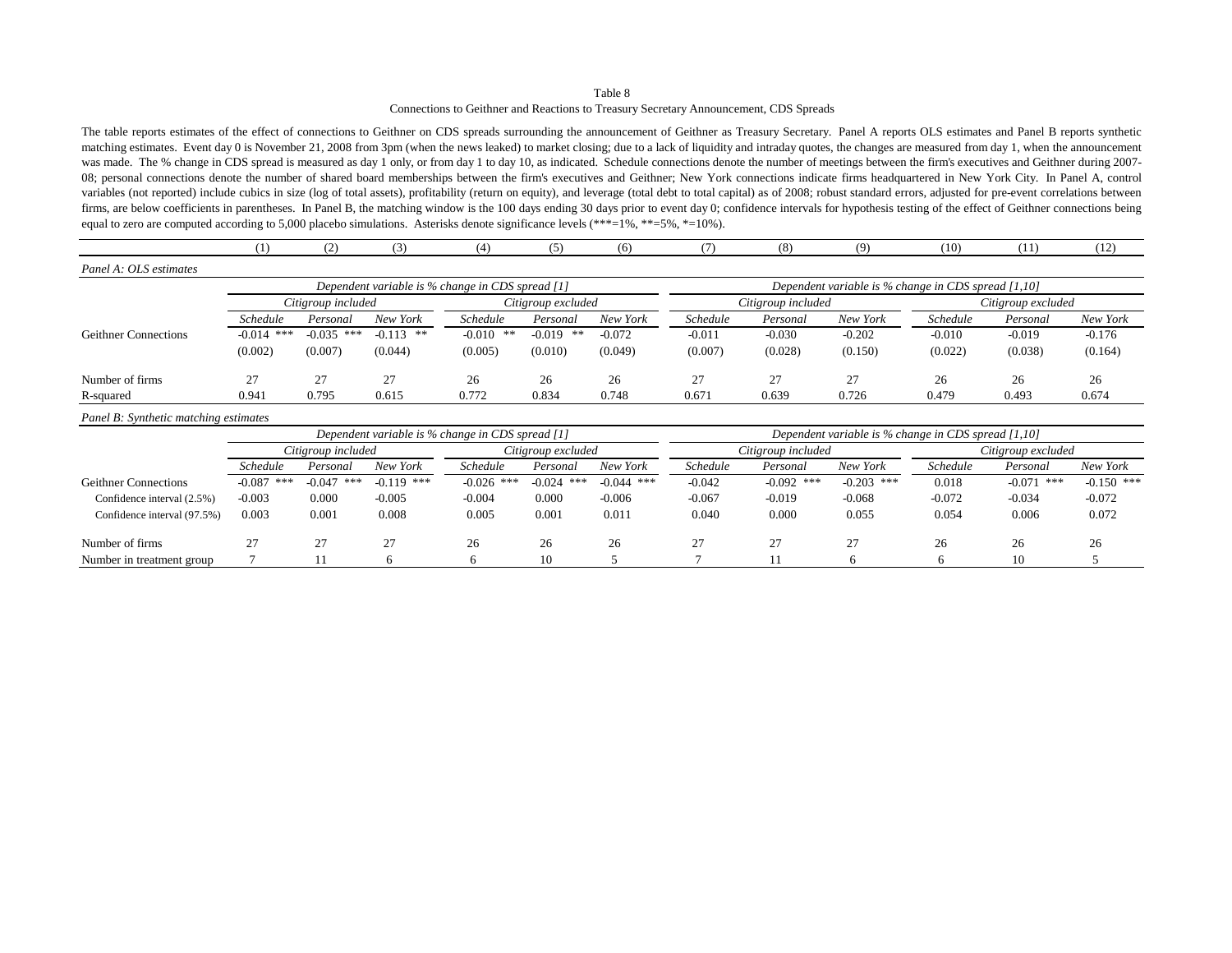Table 8

Connections to Geithner and Reactions to Treasury Secretary Announcement, CDS Spreads

The table reports estimates of the effect of connections to Geithner on CDS spreads surrounding the announcement of Geithner as Treasury Secretary. Panel A reports OLS estimates and Panel B reports synthetic matching estimates. Event day 0 is November 21, 2008 from 3pm (when the news leaked) to market closing; due to a lack of liquidity and intraday quotes, the changes are measured from day 1, when the announcement was made. The % change in CDS spread is measured as day 1 only, or from day 1 to day 10, as indicated. Schedule connections denote the number of meetings between the firm's executives and Geithner during 2007-08; personal connections denote the number of shared board memberships between the firm's executives and Geithner; New York connections indicate firms headquartered in New York City. In Panel A, control variables (not reported) include cubics in size (log of total assets), profitability (return on equity), and leverage (total debt to total capital) as of 2008; robust standard errors, adjusted for pre-event correlations between firms, are below coefficients in parentheses. In Panel B, the matching window is the 100 days ending 30 days prior to event day 0; confidence intervals for hypothesis testing of the effect of Geithner connections being equal to zero are computed according to 5,000 placebo simulations. Asterisks denote significance levels (***=1%, **=5%, *=10%).

| | (1) | (2) | (3) | (4) | (5) | (6) | (7) | (8) | (9) | (10) | (11) | (12) |
|---|---|---|---|---|---|---|---|---|---|---|---|---|
| *Panel A: OLS estimates* | | | | | | | | | | | | |
| | *Dependent variable is % change in CDS spread [1]* | | | | | | *Dependent variable is % change in CDS spread [1,10]* | | | | | |
| | *Citigroup included* | | | *Citigroup excluded* | | | *Citigroup included* | | | *Citigroup excluded* | | |
| | *Schedule* | *Personal* | *New York* | *Schedule* | *Personal* | *New York* | *Schedule* | *Personal* | *New York* | *Schedule* | *Personal* | *New York* |
| Geithner Connections | -0.014 *** | -0.035 *** | -0.113 ** | -0.010 ** | -0.019 ** | -0.072 | -0.011 | -0.030 | -0.202 | -0.010 | -0.019 | -0.176 |
| | (0.002) | (0.007) | (0.044) | (0.005) | (0.010) | (0.049) | (0.007) | (0.028) | (0.150) | (0.022) | (0.038) | (0.164) |
| Number of firms | 27 | 27 | 27 | 26 | 26 | 26 | 27 | 27 | 27 | 26 | 26 | 26 |
| R-squared | 0.941 | 0.795 | 0.615 | 0.772 | 0.834 | 0.748 | 0.671 | 0.639 | 0.726 | 0.479 | 0.493 | 0.674 |
| *Panel B: Synthetic matching estimates* | | | | | | | | | | | | |
| | *Dependent variable is % change in CDS spread [1]* | | | | | | *Dependent variable is % change in CDS spread [1,10]* | | | | | |
| | *Citigroup included* | | | *Citigroup excluded* | | | *Citigroup included* | | | *Citigroup excluded* | | |
| | *Schedule* | *Personal* | *New York* | *Schedule* | *Personal* | *New York* | *Schedule* | *Personal* | *New York* | *Schedule* | *Personal* | *New York* |
| Geithner Connections | -0.087 *** | -0.047 *** | -0.119 *** | -0.026 *** | -0.024 *** | -0.044 *** | -0.042 | -0.092 *** | -0.203 *** | 0.018 | -0.071 *** | -0.150 *** |
| Confidence interval (2.5%) | -0.003 | 0.000 | -0.005 | -0.004 | 0.000 | -0.006 | -0.067 | -0.019 | -0.068 | -0.072 | -0.034 | -0.072 |
| Confidence interval (97.5%) | 0.003 | 0.001 | 0.008 | 0.005 | 0.001 | 0.011 | 0.040 | 0.000 | 0.055 | 0.054 | 0.006 | 0.072 |
| Number of firms | 27 | 27 | 27 | 26 | 26 | 26 | 27 | 27 | 27 | 26 | 26 | 26 |
| Number in treatment group | 7 | 11 | 6 | 6 | 10 | 5 | 7 | 11 | 6 | 6 | 10 | 5 |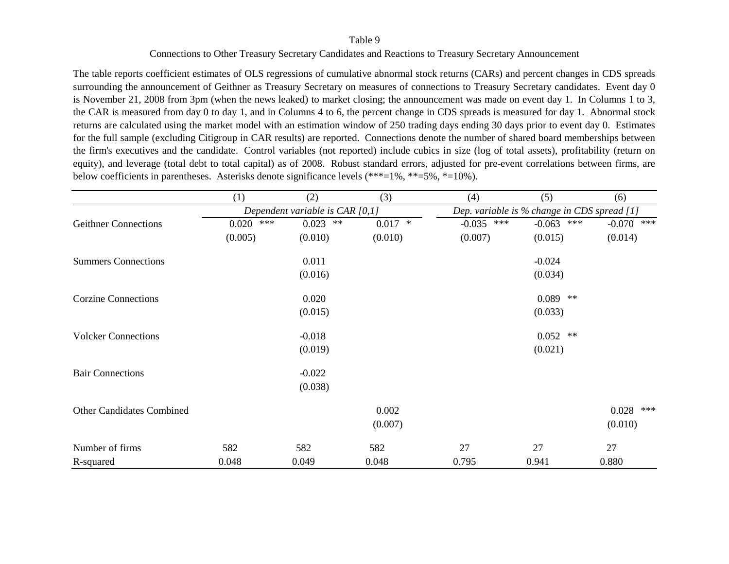Table 9

Connections to Other Treasury Secretary Candidates and Reactions to Treasury Secretary Announcement

The table reports coefficient estimates of OLS regressions of cumulative abnormal stock returns (CARs) and percent changes in CDS spreads surrounding the announcement of Geithner as Treasury Secretary on measures of connections to Treasury Secretary candidates. Event day 0 is November 21, 2008 from 3pm (when the news leaked) to market closing; the announcement was made on event day 1. In Columns 1 to 3, the CAR is measured from day 0 to day 1, and in Columns 4 to 6, the percent change in CDS spreads is measured for day 1. Abnormal stock returns are calculated using the market model with an estimation window of 250 trading days ending 30 days prior to event day 0. Estimates for the full sample (excluding Citigroup in CAR results) are reported. Connections denote the number of shared board memberships between the firm's executives and the candidate. Control variables (not reported) include cubics in size (log of total assets), profitability (return on equity), and leverage (total debt to total capital) as of 2008. Robust standard errors, adjusted for pre-event correlations between firms, are below coefficients in parentheses. Asterisks denote significance levels (***=1%, **=5%, *=10%).

| | (1) | (2) | (3) | (4) | (5) | (6) |
|---|---|---|---|---|---|---|
| | *Dependent variable is CAR [0,1]* | | | *Dep. variable is % change in CDS spread [1]* | | |
| Geithner Connections | 0.020 *** | 0.023 ** | 0.017 * | -0.035 *** | -0.063 *** | -0.070 *** |
| | (0.005) | (0.010) | (0.010) | (0.007) | (0.015) | (0.014) |
| Summers Connections | | 0.011 | | | -0.024 | |
| | | (0.016) | | | (0.034) | |
| Corzine Connections | | 0.020 | | | 0.089 ** | |
| | | (0.015) | | | (0.033) | |
| Volcker Connections | | -0.018 | | | 0.052 ** | |
| | | (0.019) | | | (0.021) | |
| Bair Connections | | -0.022 | | | | |
| | | (0.038) | | | | |
| Other Candidates Combined | | | 0.002 | | | 0.028 *** |
| | | | (0.007) | | | (0.010) |
| Number of firms | 582 | 582 | 582 | 27 | 27 | 27 |
| R-squared | 0.048 | 0.049 | 0.048 | 0.795 | 0.941 | 0.880 |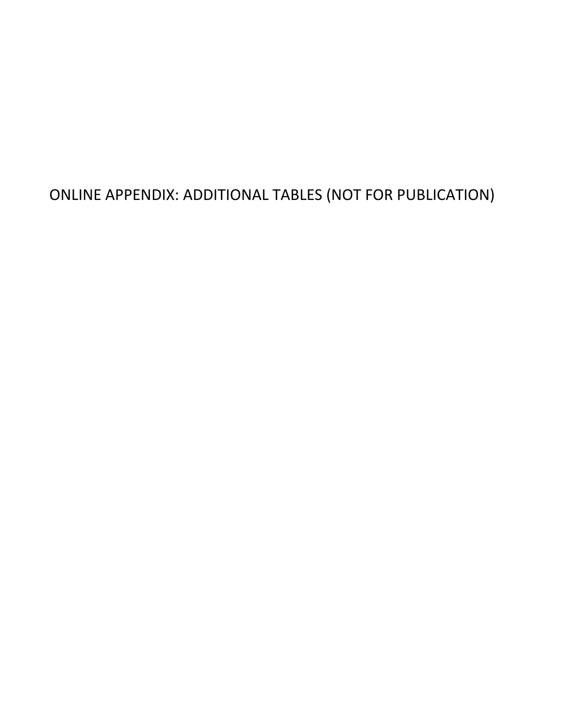# ONLINE APPENDIX: ADDITIONAL TABLES (NOT FOR PUBLICATION)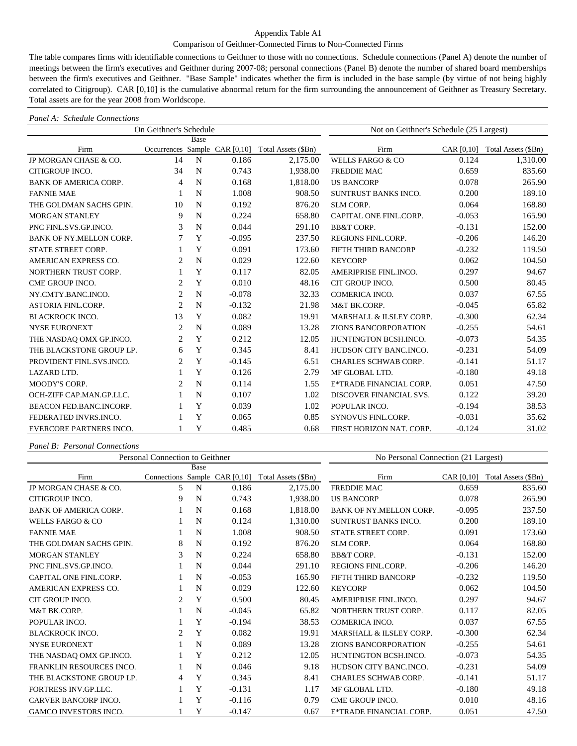Appendix Table A1

Comparison of Geithner-Connected Firms to Non-Connected Firms

The table compares firms with identifiable connections to Geithner to those with no connections. Schedule connections (Panel A) denote the number of meetings between the firm's executives and Geithner during 2007-08; personal connections (Panel B) denote the number of shared board memberships between the firm's executives and Geithner. "Base Sample" indicates whether the firm is included in the base sample (by virtue of not being highly correlated to Citigroup). CAR [0,10] is the cumulative abnormal return for the firm surrounding the announcement of Geithner as Treasury Secretary. Total assets are for the year 2008 from Worldscope.

*Panel A: Schedule Connections*

| On Geithner's Schedule | | | | | Not on Geithner's Schedule (25 Largest) | | |
|---|---|---|---|---|---|---|---|
| Firm | Occurrences | Base Sample | CAR [0,10] | Total Assets ($Bn) | Firm | CAR [0,10] | Total Assets ($Bn) |
| JP MORGAN CHASE & CO. | 14 | N | 0.186 | 2,175.00 | WELLS FARGO & CO | 0.124 | 1,310.00 |
| CITIGROUP INCO. | 34 | N | 0.743 | 1,938.00 | FREDDIE MAC | 0.659 | 835.60 |
| BANK OF AMERICA CORP. | 4 | N | 0.168 | 1,818.00 | US BANCORP | 0.078 | 265.90 |
| FANNIE MAE | 1 | N | 1.008 | 908.50 | SUNTRUST BANKS INCO. | 0.200 | 189.10 |
| THE GOLDMAN SACHS GPIN. | 10 | N | 0.192 | 876.20 | SLM CORP. | 0.064 | 168.80 |
| MORGAN STANLEY | 9 | N | 0.224 | 658.80 | CAPITAL ONE FINL.CORP. | -0.053 | 165.90 |
| PNC FINL.SVS.GP.INCO. | 3 | N | 0.044 | 291.10 | BB&T CORP. | -0.131 | 152.00 |
| BANK OF NY.MELLON CORP. | 7 | Y | -0.095 | 237.50 | REGIONS FINL.CORP. | -0.206 | 146.20 |
| STATE STREET CORP. | 1 | Y | 0.091 | 173.60 | FIFTH THIRD BANCORP | -0.232 | 119.50 |
| AMERICAN EXPRESS CO. | 2 | N | 0.029 | 122.60 | KEYCORP | 0.062 | 104.50 |
| NORTHERN TRUST CORP. | 1 | Y | 0.117 | 82.05 | AMERIPRISE FINL.INCO. | 0.297 | 94.67 |
| CME GROUP INCO. | 2 | Y | 0.010 | 48.16 | CIT GROUP INCO. | 0.500 | 80.45 |
| NY.CMTY.BANC.INCO. | 2 | N | -0.078 | 32.33 | COMERICA INCO. | 0.037 | 67.55 |
| ASTORIA FINL.CORP. | 2 | N | -0.132 | 21.98 | M&T BK.CORP. | -0.045 | 65.82 |
| BLACKROCK INCO. | 13 | Y | 0.082 | 19.91 | MARSHALL & ILSLEY CORP. | -0.300 | 62.34 |
| NYSE EURONEXT | 2 | N | 0.089 | 13.28 | ZIONS BANCORPORATION | -0.255 | 54.61 |
| THE NASDAQ OMX GP.INCO. | 2 | Y | 0.212 | 12.05 | HUNTINGTON BCSH.INCO. | -0.073 | 54.35 |
| THE BLACKSTONE GROUP LP. | 6 | Y | 0.345 | 8.41 | HUDSON CITY BANC.INCO. | -0.231 | 54.09 |
| PROVIDENT FINL.SVS.INCO. | 2 | Y | -0.145 | 6.51 | CHARLES SCHWAB CORP. | -0.141 | 51.17 |
| LAZARD LTD. | 1 | Y | 0.126 | 2.79 | MF GLOBAL LTD. | -0.180 | 49.18 |
| MOODY'S CORP. | 2 | N | 0.114 | 1.55 | E*TRADE FINANCIAL CORP. | 0.051 | 47.50 |
| OCH-ZIFF CAP.MAN.GP.LLC. | 1 | N | 0.107 | 1.02 | DISCOVER FINANCIAL SVS. | 0.122 | 39.20 |
| BEACON FED.BANC.INCORP. | 1 | Y | 0.039 | 1.02 | POPULAR INCO. | -0.194 | 38.53 |
| FEDERATED INVRS.INCO. | 1 | Y | 0.065 | 0.85 | SYNOVUS FINL.CORP. | -0.031 | 35.62 |
| EVERCORE PARTNERS INCO. | 1 | Y | 0.485 | 0.68 | FIRST HORIZON NAT. CORP. | -0.124 | 31.02 |

*Panel B: Personal Connections*

| Personal Connection to Geithner | | | | | No Personal Connection (21 Largest) | | |
|---|---|---|---|---|---|---|---|
| Firm | Connections | Base Sample | CAR [0,10] | Total Assets ($Bn) | Firm | CAR [0,10] | Total Assets ($Bn) |
| JP MORGAN CHASE & CO. | 5 | N | 0.186 | 2,175.00 | FREDDIE MAC | 0.659 | 835.60 |
| CITIGROUP INCO. | 9 | N | 0.743 | 1,938.00 | US BANCORP | 0.078 | 265.90 |
| BANK OF AMERICA CORP. | 1 | N | 0.168 | 1,818.00 | BANK OF NY.MELLON CORP. | -0.095 | 237.50 |
| WELLS FARGO & CO | 1 | N | 0.124 | 1,310.00 | SUNTRUST BANKS INCO. | 0.200 | 189.10 |
| FANNIE MAE | 1 | N | 1.008 | 908.50 | STATE STREET CORP. | 0.091 | 173.60 |
| THE GOLDMAN SACHS GPIN. | 8 | N | 0.192 | 876.20 | SLM CORP. | 0.064 | 168.80 |
| MORGAN STANLEY | 3 | N | 0.224 | 658.80 | BB&T CORP. | -0.131 | 152.00 |
| PNC FINL.SVS.GP.INCO. | 1 | N | 0.044 | 291.10 | REGIONS FINL.CORP. | -0.206 | 146.20 |
| CAPITAL ONE FINL.CORP. | 1 | N | -0.053 | 165.90 | FIFTH THIRD BANCORP | -0.232 | 119.50 |
| AMERICAN EXPRESS CO. | 1 | N | 0.029 | 122.60 | KEYCORP | 0.062 | 104.50 |
| CIT GROUP INCO. | 2 | Y | 0.500 | 80.45 | AMERIPRISE FINL.INCO. | 0.297 | 94.67 |
| M&T BK.CORP. | 1 | N | -0.045 | 65.82 | NORTHERN TRUST CORP. | 0.117 | 82.05 |
| POPULAR INCO. | 1 | Y | -0.194 | 38.53 | COMERICA INCO. | 0.037 | 67.55 |
| BLACKROCK INCO. | 2 | Y | 0.082 | 19.91 | MARSHALL & ILSLEY CORP. | -0.300 | 62.34 |
| NYSE EURONEXT | 1 | N | 0.089 | 13.28 | ZIONS BANCORPORATION | -0.255 | 54.61 |
| THE NASDAQ OMX GP.INCO. | 1 | Y | 0.212 | 12.05 | HUNTINGTON BCSH.INCO. | -0.073 | 54.35 |
| FRANKLIN RESOURCES INCO. | 1 | N | 0.046 | 9.18 | HUDSON CITY BANC.INCO. | -0.231 | 54.09 |
| THE BLACKSTONE GROUP LP. | 4 | Y | 0.345 | 8.41 | CHARLES SCHWAB CORP. | -0.141 | 51.17 |
| FORTRESS INV.GP.LLC. | 1 | Y | -0.131 | 1.17 | MF GLOBAL LTD. | -0.180 | 49.18 |
| CARVER BANCORP INCO. | 1 | Y | -0.116 | 0.79 | CME GROUP INCO. | 0.010 | 48.16 |
| GAMCO INVESTORS INCO. | 1 | Y | -0.147 | 0.67 | E*TRADE FINANCIAL CORP. | 0.051 | 47.50 |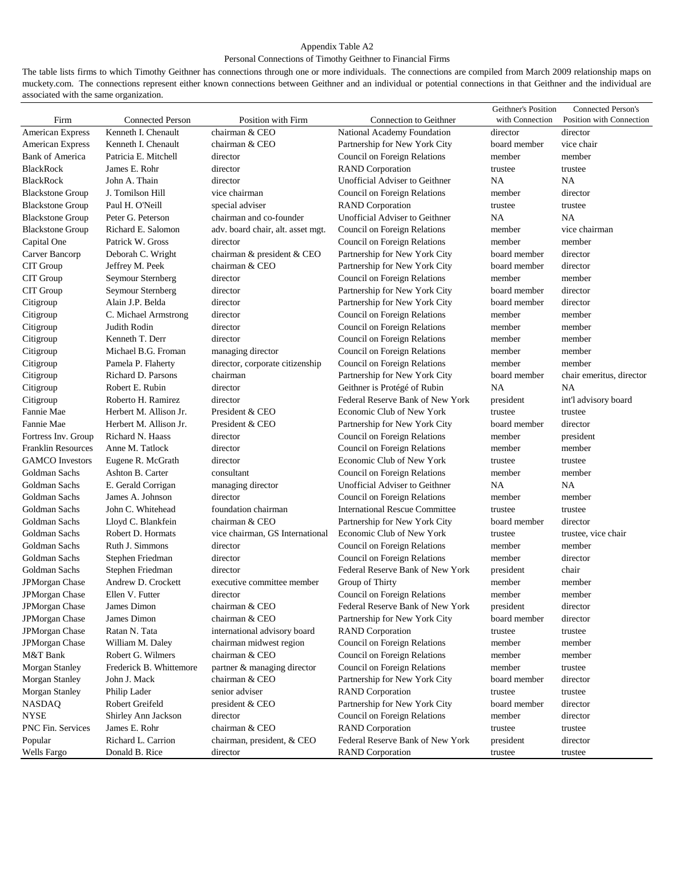Appendix Table A2

Personal Connections of Timothy Geithner to Financial Firms

The table lists firms to which Timothy Geithner has connections through one or more individuals. The connections are compiled from March 2009 relationship maps on muckety.com. The connections represent either known connections between Geithner and an individual or potential connections in that Geithner and the individual are associated with the same organization.

| Firm | Connected Person | Position with Firm | Connection to Geithner | Geithner's Position with Connection | Connected Person's Position with Connection |
|---|---|---|---|---|---|
| American Express | Kenneth I. Chenault | chairman & CEO | National Academy Foundation | director | director |
| American Express | Kenneth I. Chenault | chairman & CEO | Partnership for New York City | board member | vice chair |
| Bank of America | Patricia E. Mitchell | director | Council on Foreign Relations | member | member |
| BlackRock | James E. Rohr | director | RAND Corporation | trustee | trustee |
| BlackRock | John A. Thain | director | Unofficial Adviser to Geithner | NA | NA |
| Blackstone Group | J. Tomilson Hill | vice chairman | Council on Foreign Relations | member | director |
| Blackstone Group | Paul H. O'Neill | special adviser | RAND Corporation | trustee | trustee |
| Blackstone Group | Peter G. Peterson | chairman and co-founder | Unofficial Adviser to Geithner | NA | NA |
| Blackstone Group | Richard E. Salomon | adv. board chair, alt. asset mgt. | Council on Foreign Relations | member | vice chairman |
| Capital One | Patrick W. Gross | director | Council on Foreign Relations | member | member |
| Carver Bancorp | Deborah C. Wright | chairman & president & CEO | Partnership for New York City | board member | director |
| CIT Group | Jeffrey M. Peek | chairman & CEO | Partnership for New York City | board member | director |
| CIT Group | Seymour Sternberg | director | Council on Foreign Relations | member | member |
| CIT Group | Seymour Sternberg | director | Partnership for New York City | board member | director |
| Citigroup | Alain J.P. Belda | director | Partnership for New York City | board member | director |
| Citigroup | C. Michael Armstrong | director | Council on Foreign Relations | member | member |
| Citigroup | Judith Rodin | director | Council on Foreign Relations | member | member |
| Citigroup | Kenneth T. Derr | director | Council on Foreign Relations | member | member |
| Citigroup | Michael B.G. Froman | managing director | Council on Foreign Relations | member | member |
| Citigroup | Pamela P. Flaherty | director, corporate citizenship | Council on Foreign Relations | member | member |
| Citigroup | Richard D. Parsons | chairman | Partnership for New York City | board member | chair emeritus, director |
| Citigroup | Robert E. Rubin | director | Geithner is Protégé of Rubin | NA | NA |
| Citigroup | Roberto H. Ramirez | director | Federal Reserve Bank of New York | president | int'l advisory board |
| Fannie Mae | Herbert M. Allison Jr. | President & CEO | Economic Club of New York | trustee | trustee |
| Fannie Mae | Herbert M. Allison Jr. | President & CEO | Partnership for New York City | board member | director |
| Fortress Inv. Group | Richard N. Haass | director | Council on Foreign Relations | member | president |
| Franklin Resources | Anne M. Tatlock | director | Council on Foreign Relations | member | member |
| GAMCO Investors | Eugene R. McGrath | director | Economic Club of New York | trustee | trustee |
| Goldman Sachs | Ashton B. Carter | consultant | Council on Foreign Relations | member | member |
| Goldman Sachs | E. Gerald Corrigan | managing director | Unofficial Adviser to Geithner | NA | NA |
| Goldman Sachs | James A. Johnson | director | Council on Foreign Relations | member | member |
| Goldman Sachs | John C. Whitehead | foundation chairman | International Rescue Committee | trustee | trustee |
| Goldman Sachs | Lloyd C. Blankfein | chairman & CEO | Partnership for New York City | board member | director |
| Goldman Sachs | Robert D. Hormats | vice chairman, GS International | Economic Club of New York | trustee | trustee, vice chair |
| Goldman Sachs | Ruth J. Simmons | director | Council on Foreign Relations | member | member |
| Goldman Sachs | Stephen Friedman | director | Council on Foreign Relations | member | director |
| Goldman Sachs | Stephen Friedman | director | Federal Reserve Bank of New York | president | chair |
| JPMorgan Chase | Andrew D. Crockett | executive committee member | Group of Thirty | member | member |
| JPMorgan Chase | Ellen V. Futter | director | Council on Foreign Relations | member | member |
| JPMorgan Chase | James Dimon | chairman & CEO | Federal Reserve Bank of New York | president | director |
| JPMorgan Chase | James Dimon | chairman & CEO | Partnership for New York City | board member | director |
| JPMorgan Chase | Ratan N. Tata | international advisory board | RAND Corporation | trustee | trustee |
| JPMorgan Chase | William M. Daley | chairman midwest region | Council on Foreign Relations | member | member |
| M&T Bank | Robert G. Wilmers | chairman & CEO | Council on Foreign Relations | member | member |
| Morgan Stanley | Frederick B. Whittemore | partner & managing director | Council on Foreign Relations | member | trustee |
| Morgan Stanley | John J. Mack | chairman & CEO | Partnership for New York City | board member | director |
| Morgan Stanley | Philip Lader | senior adviser | RAND Corporation | trustee | trustee |
| NASDAQ | Robert Greifeld | president & CEO | Partnership for New York City | board member | director |
| NYSE | Shirley Ann Jackson | director | Council on Foreign Relations | member | director |
| PNC Fin. Services | James E. Rohr | chairman & CEO | RAND Corporation | trustee | trustee |
| Popular | Richard L. Carrion | chairman, president, & CEO | Federal Reserve Bank of New York | president | director |
| Wells Fargo | Donald B. Rice | director | RAND Corporation | trustee | trustee |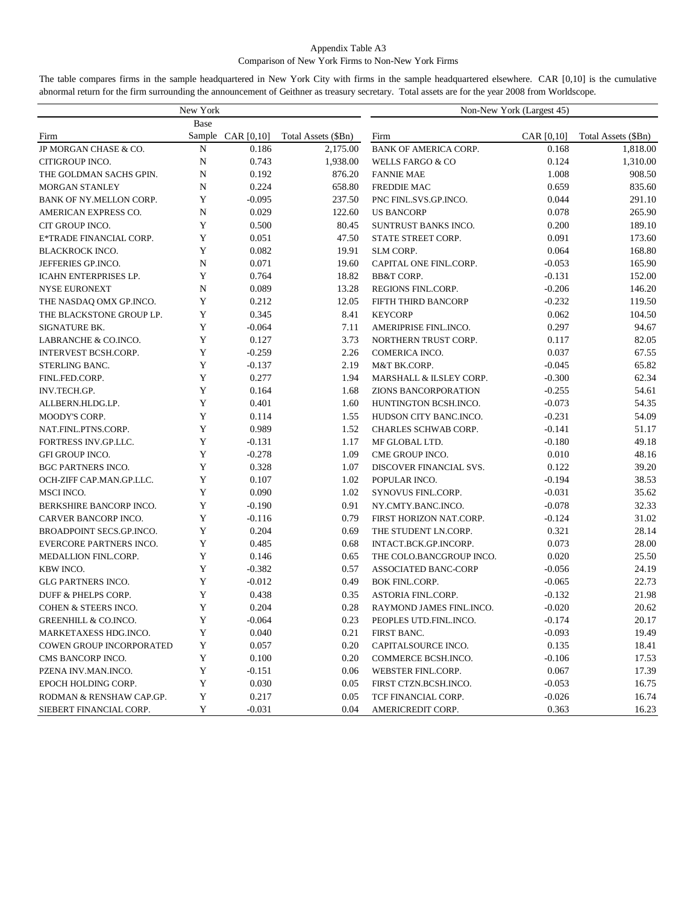Appendix Table A3

Comparison of New York Firms to Non-New York Firms

The table compares firms in the sample headquartered in New York City with firms in the sample headquartered elsewhere. CAR [0,10] is the cumulative abnormal return for the firm surrounding the announcement of Geithner as treasury secretary. Total assets are for the year 2008 from Worldscope.

| New York | | | | Non-New York (Largest 45) | | |
|---|---|---|---|---|---|---|
| Firm | Base Sample | CAR [0,10] | Total Assets ($Bn) | Firm | CAR [0,10] | Total Assets ($Bn) |
| JP MORGAN CHASE & CO. | N | 0.186 | 2,175.00 | BANK OF AMERICA CORP. | 0.168 | 1,818.00 |
| CITIGROUP INCO. | N | 0.743 | 1,938.00 | WELLS FARGO & CO | 0.124 | 1,310.00 |
| THE GOLDMAN SACHS GPIN. | N | 0.192 | 876.20 | FANNIE MAE | 1.008 | 908.50 |
| MORGAN STANLEY | N | 0.224 | 658.80 | FREDDIE MAC | 0.659 | 835.60 |
| BANK OF NY.MELLON CORP. | Y | -0.095 | 237.50 | PNC FINL.SVS.GP.INCO. | 0.044 | 291.10 |
| AMERICAN EXPRESS CO. | N | 0.029 | 122.60 | US BANCORP | 0.078 | 265.90 |
| CIT GROUP INCO. | Y | 0.500 | 80.45 | SUNTRUST BANKS INCO. | 0.200 | 189.10 |
| E*TRADE FINANCIAL CORP. | Y | 0.051 | 47.50 | STATE STREET CORP. | 0.091 | 173.60 |
| BLACKROCK INCO. | Y | 0.082 | 19.91 | SLM CORP. | 0.064 | 168.80 |
| JEFFERIES GP.INCO. | N | 0.071 | 19.60 | CAPITAL ONE FINL.CORP. | -0.053 | 165.90 |
| ICAHN ENTERPRISES LP. | Y | 0.764 | 18.82 | BB&T CORP. | -0.131 | 152.00 |
| NYSE EURONEXT | N | 0.089 | 13.28 | REGIONS FINL.CORP. | -0.206 | 146.20 |
| THE NASDAQ OMX GP.INCO. | Y | 0.212 | 12.05 | FIFTH THIRD BANCORP | -0.232 | 119.50 |
| THE BLACKSTONE GROUP LP. | Y | 0.345 | 8.41 | KEYCORP | 0.062 | 104.50 |
| SIGNATURE BK. | Y | -0.064 | 7.11 | AMERIPRISE FINL.INCO. | 0.297 | 94.67 |
| LABRANCHE & CO.INCO. | Y | 0.127 | 3.73 | NORTHERN TRUST CORP. | 0.117 | 82.05 |
| INTERVEST BCSH.CORP. | Y | -0.259 | 2.26 | COMERICA INCO. | 0.037 | 67.55 |
| STERLING BANC. | Y | -0.137 | 2.19 | M&T BK.CORP. | -0.045 | 65.82 |
| FINL.FED.CORP. | Y | 0.277 | 1.94 | MARSHALL & ILSLEY CORP. | -0.300 | 62.34 |
| INV.TECH.GP. | Y | 0.164 | 1.68 | ZIONS BANCORPORATION | -0.255 | 54.61 |
| ALLBERN.HLDG.LP. | Y | 0.401 | 1.60 | HUNTINGTON BCSH.INCO. | -0.073 | 54.35 |
| MOODY'S CORP. | Y | 0.114 | 1.55 | HUDSON CITY BANC.INCO. | -0.231 | 54.09 |
| NAT.FINL.PTNS.CORP. | Y | 0.989 | 1.52 | CHARLES SCHWAB CORP. | -0.141 | 51.17 |
| FORTRESS INV.GP.LLC. | Y | -0.131 | 1.17 | MF GLOBAL LTD. | -0.180 | 49.18 |
| GFI GROUP INCO. | Y | -0.278 | 1.09 | CME GROUP INCO. | 0.010 | 48.16 |
| BGC PARTNERS INCO. | Y | 0.328 | 1.07 | DISCOVER FINANCIAL SVS. | 0.122 | 39.20 |
| OCH-ZIFF CAP.MAN.GP.LLC. | Y | 0.107 | 1.02 | POPULAR INCO. | -0.194 | 38.53 |
| MSCI INCO. | Y | 0.090 | 1.02 | SYNOVUS FINL.CORP. | -0.031 | 35.62 |
| BERKSHIRE BANCORP INCO. | Y | -0.190 | 0.91 | NY.CMTY.BANC.INCO. | -0.078 | 32.33 |
| CARVER BANCORP INCO. | Y | -0.116 | 0.79 | FIRST HORIZON NAT.CORP. | -0.124 | 31.02 |
| BROADPOINT SECS.GP.INCO. | Y | 0.204 | 0.69 | THE STUDENT LN.CORP. | 0.321 | 28.14 |
| EVERCORE PARTNERS INCO. | Y | 0.485 | 0.68 | INTACT.BCK.GP.INCORP. | 0.073 | 28.00 |
| MEDALLION FINL.CORP. | Y | 0.146 | 0.65 | THE COLO.BANCGROUP INCO. | 0.020 | 25.50 |
| KBW INCO. | Y | -0.382 | 0.57 | ASSOCIATED BANC-CORP | -0.056 | 24.19 |
| GLG PARTNERS INCO. | Y | -0.012 | 0.49 | BOK FINL.CORP. | -0.065 | 22.73 |
| DUFF & PHELPS CORP. | Y | 0.438 | 0.35 | ASTORIA FINL.CORP. | -0.132 | 21.98 |
| COHEN & STEERS INCO. | Y | 0.204 | 0.28 | RAYMOND JAMES FINL.INCO. | -0.020 | 20.62 |
| GREENHILL & CO.INCO. | Y | -0.064 | 0.23 | PEOPLES UTD.FINL.INCO. | -0.174 | 20.17 |
| MARKETAXESS HDG.INCO. | Y | 0.040 | 0.21 | FIRST BANC. | -0.093 | 19.49 |
| COWEN GROUP INCORPORATED | Y | 0.057 | 0.20 | CAPITALSOURCE INCO. | 0.135 | 18.41 |
| CMS BANCORP INCO. | Y | 0.100 | 0.20 | COMMERCE BCSH.INCO. | -0.106 | 17.53 |
| PZENA INV.MAN.INCO. | Y | -0.151 | 0.06 | WEBSTER FINL.CORP. | 0.067 | 17.39 |
| EPOCH HOLDING CORP. | Y | 0.030 | 0.05 | FIRST CTZN.BCSH.INCO. | -0.053 | 16.75 |
| RODMAN & RENSHAW CAP.GP. | Y | 0.217 | 0.05 | TCF FINANCIAL CORP. | -0.026 | 16.74 |
| SIEBERT FINANCIAL CORP. | Y | -0.031 | 0.04 | AMERICREDIT CORP. | 0.363 | 16.23 |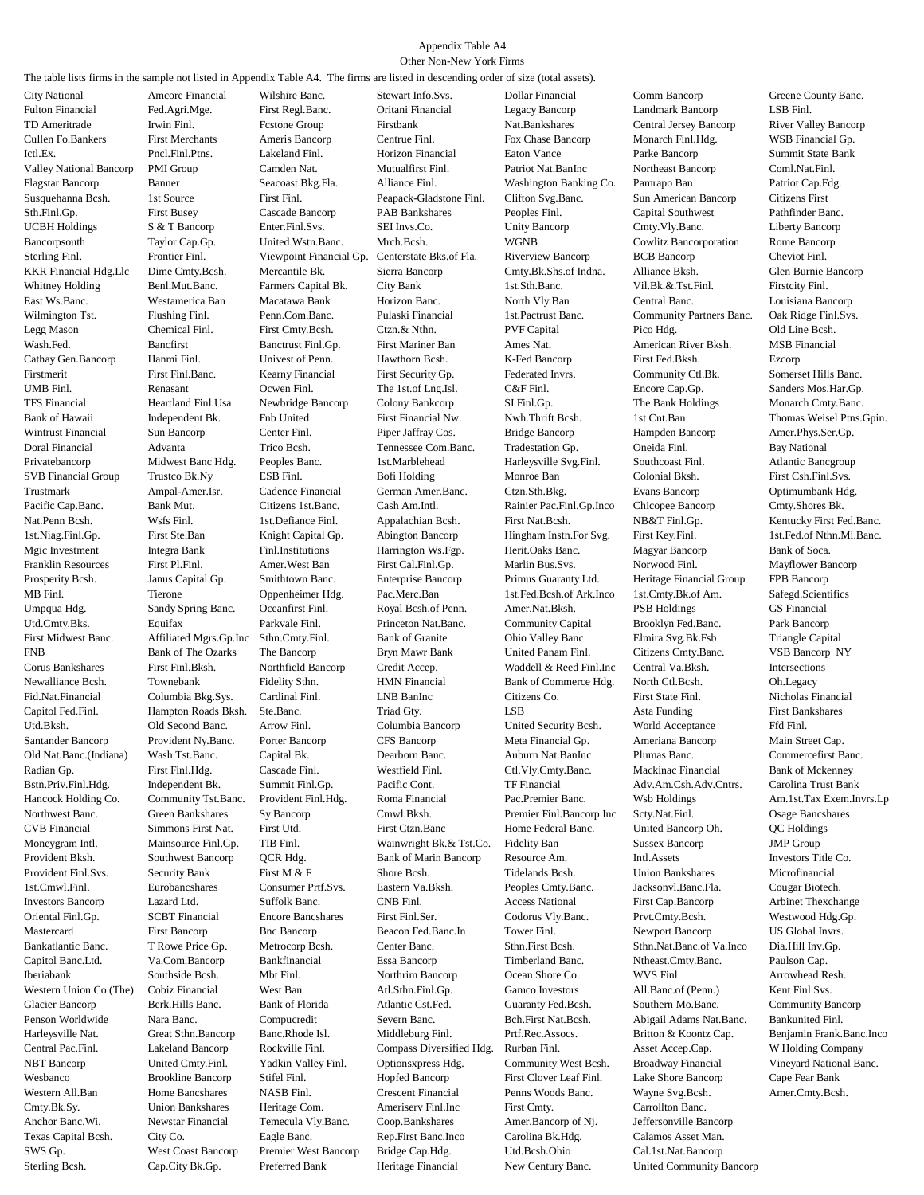Appendix Table A4

Other Non-New York Firms

The table lists firms in the sample not listed in Appendix Table A4. The firms are listed in descending order of size (total assets).

| | | | | | | |
|---|---|---|---|---|---|---|
| City National | Amcore Financial | Wilshire Banc. | Stewart Info.Svs. | Dollar Financial | Comm Bancorp | Greene County Banc. |
| Fulton Financial | Fed.Agri.Mge. | First Regl.Banc. | Oritani Financial | Legacy Bancorp | Landmark Bancorp | LSB Finl. |
| TD Ameritrade | Irwin Finl. | Fcstone Group | Firstbank | Nat.Bankshares | Central Jersey Bancorp | River Valley Bancorp |
| Cullen Fo.Bankers | First Merchants | Ameris Bancorp | Centrue Finl. | Fox Chase Bancorp | Monarch Finl.Hdg. | WSB Financial Gp. |
| Ictl.Ex. | Pncl.Finl.Ptns. | Lakeland Finl. | Horizon Financial | Eaton Vance | Parke Bancorp | Summit State Bank |
| Valley National Bancorp | PMI Group | Camden Nat. | Mutualfirst Finl. | Patriot Nat.BanInc | Northeast Bancorp | Coml.Nat.Finl. |
| Flagstar Bancorp | Banner | Seacoast Bkg.Fla. | Alliance Finl. | Washington Banking Co. | Pamrapo Ban | Patriot Cap.Fdg. |
| Susquehanna Bcsh. | 1st Source | First Finl. | Peapack-Gladstone Finl. | Clifton Svg.Banc. | Sun American Bancorp | Citizens First |
| Sth.Finl.Gp. | First Busey | Cascade Bancorp | PAB Bankshares | Peoples Finl. | Capital Southwest | Pathfinder Banc. |
| UCBH Holdings | S & T Bancorp | Enter.Finl.Svs. | SEI Invs.Co. | Unity Bancorp | Cmty.Vly.Banc. | Liberty Bancorp |
| Bancorpsouth | Taylor Cap.Gp. | United Wstn.Banc. | Mrch.Bcsh. | WGNB | Cowlitz Bancorporation | Rome Bancorp |
| Sterling Finl. | Frontier Finl. | Viewpoint Financial Gp. | Centerstate Bks.of Fla. | Riverview Bancorp | BCB Bancorp | Cheviot Finl. |
| KKR Financial Hdg.Llc | Dime Cmty.Bcsh. | Mercantile Bk. | Sierra Bancorp | Cmty.Bk.Shs.of Indna. | Alliance Bksh. | Glen Burnie Bancorp |
| Whitney Holding | Benl.Mut.Banc. | Farmers Capital Bk. | City Bank | 1st.Sth.Banc. | Vil.Bk.&.Tst.Finl. | Firstcity Finl. |
| East Ws.Banc. | Westamerica Ban | Macatawa Bank | Horizon Banc. | North Vly.Ban | Central Banc. | Louisiana Bancorp |
| Wilmington Tst. | Flushing Finl. | Penn.Com.Banc. | Pulaski Financial | 1st.Pactrust Banc. | Community Partners Banc. | Oak Ridge Finl.Svs. |
| Legg Mason | Chemical Finl. | First Cmty.Bcsh. | Ctzn.& Nthn. | PVF Capital | Pico Hdg. | Old Line Bcsh. |
| Wash.Fed. | Bancfirst | Banctrust Finl.Gp. | First Mariner Ban | Ames Nat. | American River Bksh. | MSB Financial |
| Cathay Gen.Bancorp | Hanmi Finl. | Univest of Penn. | Hawthorn Bcsh. | K-Fed Bancorp | First Fed.Bksh. | Ezcorp |
| Firstmerit | First Finl.Banc. | Kearny Financial | First Security Gp. | Federated Invrs. | Community Ctl.Bk. | Somerset Hills Banc. |
| UMB Finl. | Renasant | Ocwen Finl. | The 1st.of Lng.Isl. | C&F Finl. | Encore Cap.Gp. | Sanders Mos.Har.Gp. |
| TFS Financial | Heartland Finl.Usa | Newbridge Bancorp | Colony Bankcorp | SI Finl.Gp. | The Bank Holdings | Monarch Cmty.Banc. |
| Bank of Hawaii | Independent Bk. | Fnb United | First Financial Nw. | Nwh.Thrift Bcsh. | 1st Cnt.Ban | Thomas Weisel Ptns.Gpin. |
| Wintrust Financial | Sun Bancorp | Center Finl. | Piper Jaffray Cos. | Bridge Bancorp | Hampden Bancorp | Amer.Phys.Ser.Gp. |
| Doral Financial | Advanta | Trico Bcsh. | Tennessee Com.Banc. | Tradestation Gp. | Oneida Finl. | Bay National |
| Privatebancorp | Midwest Banc Hdg. | Peoples Banc. | 1st.Marblehead | Harleysville Svg.Finl. | Southcoast Finl. | Atlantic Bancgroup |
| SVB Financial Group | Trustco Bk.Ny | ESB Finl. | Bofi Holding | Monroe Ban | Colonial Bksh. | First Csh.Finl.Svs. |
| Trustmark | Ampal-Amer.Isr. | Cadence Financial | German Amer.Banc. | Ctzn.Sth.Bkg. | Evans Bancorp | Optimumbank Hdg. |
| Pacific Cap.Banc. | Bank Mut. | Citizens 1st.Banc. | Cash Am.Intl. | Rainier Pac.Finl.Gp.Inco | Chicopee Bancorp | Cmty.Shores Bk. |
| Nat.Penn Bcsh. | Wsfs Finl. | 1st.Defiance Finl. | Appalachian Bcsh. | First Nat.Bcsh. | NB&T Finl.Gp. | Kentucky First Fed.Banc. |
| 1st.Niag.Finl.Gp. | First Ste.Ban | Knight Capital Gp. | Abington Bancorp | Hingham Instn.For Svg. | First Key.Finl. | 1st.Fed.of Nthn.Mi.Banc. |
| Mgic Investment | Integra Bank | Finl.Institutions | Harrington Ws.Fgp. | Herit.Oaks Banc. | Magyar Bancorp | Bank of Soca. |
| Franklin Resources | First Pl.Finl. | Amer.West Ban | First Cal.Finl.Gp. | Marlin Bus.Svs. | Norwood Finl. | Mayflower Bancorp |
| Prosperity Bcsh. | Janus Capital Gp. | Smithtown Banc. | Enterprise Bancorp | Primus Guaranty Ltd. | Heritage Financial Group | FPB Bancorp |
| MB Finl. | Tierone | Oppenheimer Hdg. | Pac.Merc.Ban | 1st.Fed.Bcsh.of Ark.Inco | 1st.Cmty.Bk.of Am. | Safegd.Scientifics |
| Umpqua Hdg. | Sandy Spring Banc. | Oceanfirst Finl. | Royal Bcsh.of Penn. | Amer.Nat.Bksh. | PSB Holdings | GS Financial |
| Utd.Cmty.Bks. | Equifax | Parkvale Finl. | Princeton Nat.Banc. | Community Capital | Brooklyn Fed.Banc. | Park Bancorp |
| First Midwest Banc. | Affiliated Mgrs.Gp.Inc | Sthn.Cmty.Finl. | Bank of Granite | Ohio Valley Banc | Elmira Svg.Bk.Fsb | Triangle Capital |
| FNB | Bank of The Ozarks | The Bancorp | Bryn Mawr Bank | United Panam Finl. | Citizens Cmty.Banc. | VSB Bancorp NY |
| Corus Bankshares | First Finl.Bksh. | Northfield Bancorp | Credit Accep. | Waddell & Reed Finl.Inc | Central Va.Bksh. | Intersections |
| Newalliance Bcsh. | Townebank | Fidelity Sthn. | HMN Financial | Bank of Commerce Hdg. | North Ctl.Bcsh. | Oh.Legacy |
| Fid.Nat.Financial | Columbia Bkg.Sys. | Cardinal Finl. | LNB BanInc | Citizens Co. | First State Finl. | Nicholas Financial |
| Capitol Fed.Finl. | Hampton Roads Bksh. | Ste.Banc. | Triad Gty. | LSB | Asta Funding | First Bankshares |
| Utd.Bksh. | Old Second Banc. | Arrow Finl. | Columbia Bancorp | United Security Bcsh. | World Acceptance | Ffd Finl. |
| Santander Bancorp | Provident Ny.Banc. | Porter Bancorp | CFS Bancorp | Meta Financial Gp. | Ameriana Bancorp | Main Street Cap. |
| Old Nat.Banc.(Indiana) | Wash.Tst.Banc. | Capital Bk. | Dearborn Banc. | Auburn Nat.BanInc | Plumas Banc. | Commercefirst Banc. |
| Radian Gp. | First Finl.Hdg. | Cascade Finl. | Westfield Finl. | Ctl.Vly.Cmty.Banc. | Mackinac Financial | Bank of Mckenney |
| Bstn.Priv.Finl.Hdg. | Independent Bk. | Summit Finl.Gp. | Pacific Cont. | TF Financial | Adv.Am.Csh.Adv.Cntrs. | Carolina Trust Bank |
| Hancock Holding Co. | Community Tst.Banc. | Provident Finl.Hdg. | Roma Financial | Pac.Premier Banc. | Wsb Holdings | Am.1st.Tax Exem.Invrs.Lp |
| Northwest Banc. | Green Bankshares | Sy Bancorp | Cmwl.Bksh. | Premier Finl.Bancorp Inc | Scty.Nat.Finl. | Osage Bancshares |
| CVB Financial | Simmons First Nat. | First Utd. | First Ctzn.Banc | Home Federal Banc. | United Bancorp Oh. | QC Holdings |
| Moneygram Intl. | Mainsource Finl.Gp. | TIB Finl. | Wainwright Bk.& Tst.Co. | Fidelity Ban | Sussex Bancorp | JMP Group |
| Provident Bksh. | Southwest Bancorp | QCR Hdg. | Bank of Marin Bancorp | Resource Am. | Intl.Assets | Investors Title Co. |
| Provident Finl.Svs. | Security Bank | First M & F | Shore Bcsh. | Tidelands Bcsh. | Union Bankshares | Microfinancial |
| 1st.Cmwl.Finl. | Eurobancshares | Consumer Prtf.Svs. | Eastern Va.Bksh. | Peoples Cmty.Banc. | Jacksonvl.Banc.Fla. | Cougar Biotech. |
| Investors Bancorp | Lazard Ltd. | Suffolk Banc. | CNB Finl. | Access National | First Cap.Bancorp | Arbinet Thexchange |
| Oriental Finl.Gp. | SCBT Financial | Encore Bancshares | First Finl.Ser. | Codorus Vly.Banc. | Prvt.Cmty.Bcsh. | Westwood Hdg.Gp. |
| Mastercard | First Bancorp | Bnc Bancorp | Beacon Fed.Banc.In | Tower Finl. | Newport Bancorp | US Global Invrs. |
| Bankatlantic Banc. | T Rowe Price Gp. | Metrocorp Bcsh. | Center Banc. | Sthn.First Bcsh. | Sthn.Nat.Banc.of Va.Inco | Dia.Hill Inv.Gp. |
| Capitol Banc.Ltd. | Va.Com.Bancorp | Bankfinancial | Essa Bancorp | Timberland Banc. | Ntheast.Cmty.Banc. | Paulson Cap. |
| Iberiabank | Southside Bcsh. | Mbt Finl. | Northrim Bancorp | Ocean Shore Co. | WVS Finl. | Arrowhead Resh. |
| Western Union Co.(The) | Cobiz Financial | West Ban | Atl.Sthn.Finl.Gp. | Gamco Investors | All.Banc.of (Penn.) | Kent Finl.Svs. |
| Glacier Bancorp | Berk.Hills Banc. | Bank of Florida | Atlantic Cst.Fed. | Guaranty Fed.Bcsh. | Southern Mo.Banc. | Community Bancorp |
| Penson Worldwide | Nara Banc. | Compucredit | Severn Banc. | Bch.First Nat.Bcsh. | Abigail Adams Nat.Banc. | Bankunited Finl. |
| Harleysville Nat. | Great Sthn.Bancorp | Banc.Rhode Isl. | Middleburg Finl. | Prtf.Rec.Assocs. | Britton & Koontz Cap. | Benjamin Frank.Banc.Inco |
| Central Pac.Finl. | Lakeland Bancorp | Rockville Finl. | Compass Diversified Hdg. | Rurban Finl. | Asset Accep.Cap. | W Holding Company |
| NBT Bancorp | United Cmty.Finl. | Yadkin Valley Finl. | Optionsxpress Hdg. | Community West Bcsh. | Broadway Financial | Vineyard National Banc. |
| Wesbanco | Brookline Bancorp | Stifel Finl. | Hopfed Bancorp | First Clover Leaf Finl. | Lake Shore Bancorp | Cape Fear Bank |
| Western All.Ban | Home Bancshares | NASB Finl. | Crescent Financial | Penns Woods Banc. | Wayne Svg.Bcsh. | Amer.Cmty.Bcsh. |
| Cmty.Bk.Sy. | Union Bankshares | Heritage Com. | Ameriserv Finl.Inc | First Cmty. | Carrollton Banc. | |
| Anchor Banc.Wi. | Newstar Financial | Temecula Vly.Banc. | Coop.Bankshares | Amer.Bancorp of Nj. | Jeffersonville Bancorp | |
| Texas Capital Bcsh. | City Co. | Eagle Banc. | Rep.First Banc.Inco | Carolina Bk.Hdg. | Calamos Asset Man. | |
| SWS Gp. | West Coast Bancorp | Premier West Bancorp | Bridge Cap.Hdg. | Utd.Bcsh.Ohio | Cal.1st.Nat.Bancorp | |
| Sterling Bcsh. | Cap.City Bk.Gp. | Preferred Bank | Heritage Financial | New Century Banc. | United Community Bancorp | |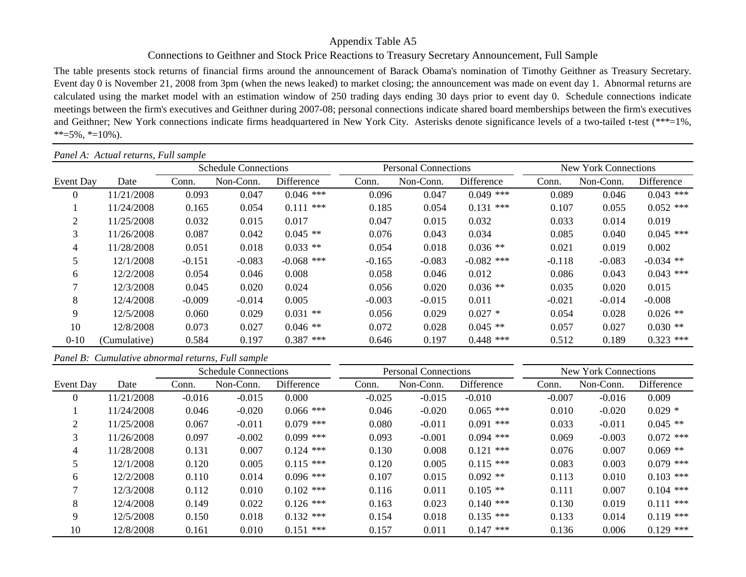# Appendix Table A5

## Connections to Geithner and Stock Price Reactions to Treasury Secretary Announcement, Full Sample

The table presents stock returns of financial firms around the announcement of Barack Obama's nomination of Timothy Geithner as Treasury Secretary. Event day 0 is November 21, 2008 from 3pm (when the news leaked) to market closing; the announcement was made on event day 1. Abnormal returns are calculated using the market model with an estimation window of 250 trading days ending 30 days prior to event day 0. Schedule connections indicate meetings between the firm's executives and Geithner during 2007-08; personal connections indicate shared board memberships between the firm's executives and Geithner; New York connections indicate firms headquartered in New York City. Asterisks denote significance levels of a two-tailed t-test (***=1%, **=5%, *=10%).

*Panel A: Actual returns, Full sample*

| | | Schedule Connections | | | Personal Connections | | | New York Connections | | |
|---|---|---|---|---|---|---|---|---|---|---|
| Event Day | Date | Conn. | Non-Conn. | Difference | Conn. | Non-Conn. | Difference | Conn. | Non-Conn. | Difference |
| 0 | 11/21/2008 | 0.093 | 0.047 | 0.046 *** | 0.096 | 0.047 | 0.049 *** | 0.089 | 0.046 | 0.043 *** |
| 1 | 11/24/2008 | 0.165 | 0.054 | 0.111 *** | 0.185 | 0.054 | 0.131 *** | 0.107 | 0.055 | 0.052 *** |
| 2 | 11/25/2008 | 0.032 | 0.015 | 0.017 | 0.047 | 0.015 | 0.032 | 0.033 | 0.014 | 0.019 |
| 3 | 11/26/2008 | 0.087 | 0.042 | 0.045 ** | 0.076 | 0.043 | 0.034 | 0.085 | 0.040 | 0.045 *** |
| 4 | 11/28/2008 | 0.051 | 0.018 | 0.033 ** | 0.054 | 0.018 | 0.036 ** | 0.021 | 0.019 | 0.002 |
| 5 | 12/1/2008 | -0.151 | -0.083 | -0.068 *** | -0.165 | -0.083 | -0.082 *** | -0.118 | -0.083 | -0.034 ** |
| 6 | 12/2/2008 | 0.054 | 0.046 | 0.008 | 0.058 | 0.046 | 0.012 | 0.086 | 0.043 | 0.043 *** |
| 7 | 12/3/2008 | 0.045 | 0.020 | 0.024 | 0.056 | 0.020 | 0.036 ** | 0.035 | 0.020 | 0.015 |
| 8 | 12/4/2008 | -0.009 | -0.014 | 0.005 | -0.003 | -0.015 | 0.011 | -0.021 | -0.014 | -0.008 |
| 9 | 12/5/2008 | 0.060 | 0.029 | 0.031 ** | 0.056 | 0.029 | 0.027 * | 0.054 | 0.028 | 0.026 ** |
| 10 | 12/8/2008 | 0.073 | 0.027 | 0.046 ** | 0.072 | 0.028 | 0.045 ** | 0.057 | 0.027 | 0.030 ** |
| 0-10 | (Cumulative) | 0.584 | 0.197 | 0.387 *** | 0.646 | 0.197 | 0.448 *** | 0.512 | 0.189 | 0.323 *** |

*Panel B: Cumulative abnormal returns, Full sample*

| | | Schedule Connections | | | Personal Connections | | | New York Connections | | |
|---|---|---|---|---|---|---|---|---|---|---|
| Event Day | Date | Conn. | Non-Conn. | Difference | Conn. | Non-Conn. | Difference | Conn. | Non-Conn. | Difference |
| 0 | 11/21/2008 | -0.016 | -0.015 | 0.000 | -0.025 | -0.015 | -0.010 | -0.007 | -0.016 | 0.009 |
| 1 | 11/24/2008 | 0.046 | -0.020 | 0.066 *** | 0.046 | -0.020 | 0.065 *** | 0.010 | -0.020 | 0.029 * |
| 2 | 11/25/2008 | 0.067 | -0.011 | 0.079 *** | 0.080 | -0.011 | 0.091 *** | 0.033 | -0.011 | 0.045 ** |
| 3 | 11/26/2008 | 0.097 | -0.002 | 0.099 *** | 0.093 | -0.001 | 0.094 *** | 0.069 | -0.003 | 0.072 *** |
| 4 | 11/28/2008 | 0.131 | 0.007 | 0.124 *** | 0.130 | 0.008 | 0.121 *** | 0.076 | 0.007 | 0.069 ** |
| 5 | 12/1/2008 | 0.120 | 0.005 | 0.115 *** | 0.120 | 0.005 | 0.115 *** | 0.083 | 0.003 | 0.079 *** |
| 6 | 12/2/2008 | 0.110 | 0.014 | 0.096 *** | 0.107 | 0.015 | 0.092 ** | 0.113 | 0.010 | 0.103 *** |
| 7 | 12/3/2008 | 0.112 | 0.010 | 0.102 *** | 0.116 | 0.011 | 0.105 ** | 0.111 | 0.007 | 0.104 *** |
| 8 | 12/4/2008 | 0.149 | 0.022 | 0.126 *** | 0.163 | 0.023 | 0.140 *** | 0.130 | 0.019 | 0.111 *** |
| 9 | 12/5/2008 | 0.150 | 0.018 | 0.132 *** | 0.154 | 0.018 | 0.135 *** | 0.133 | 0.014 | 0.119 *** |
| 10 | 12/8/2008 | 0.161 | 0.010 | 0.151 *** | 0.157 | 0.011 | 0.147 *** | 0.136 | 0.006 | 0.129 *** |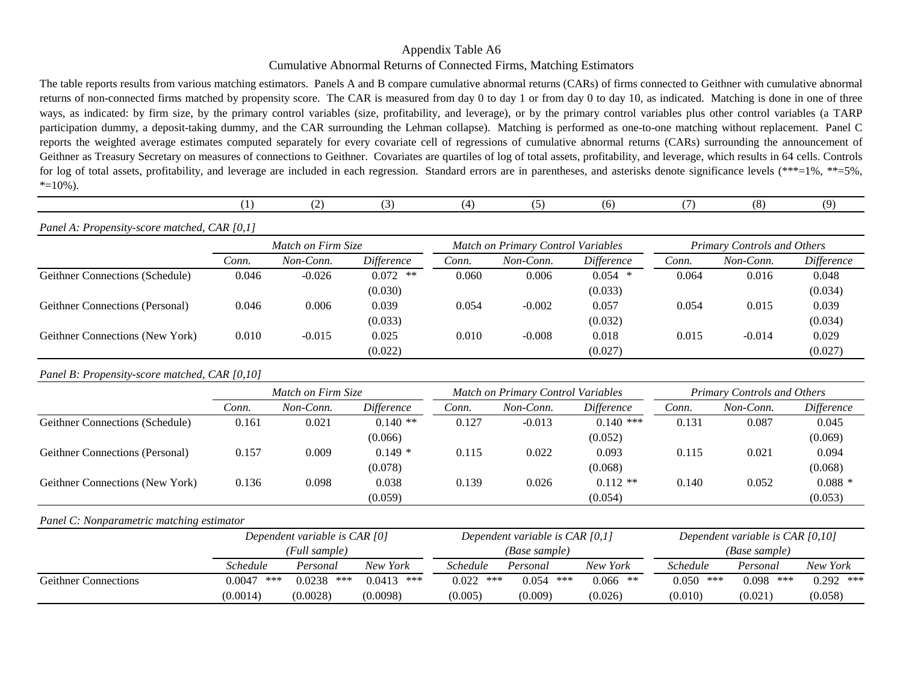# Appendix Table A6

## Cumulative Abnormal Returns of Connected Firms, Matching Estimators

The table reports results from various matching estimators. Panels A and B compare cumulative abnormal returns (CARs) of firms connected to Geithner with cumulative abnormal returns of non-connected firms matched by propensity score. The CAR is measured from day 0 to day 1 or from day 0 to day 10, as indicated. Matching is done in one of three ways, as indicated: by firm size, by the primary control variables (size, profitability, and leverage), or by the primary control variables plus other control variables (a TARP participation dummy, a deposit-taking dummy, and the CAR surrounding the Lehman collapse). Matching is performed as one-to-one matching without replacement. Panel C reports the weighted average estimates computed separately for every covariate cell of regressions of cumulative abnormal returns (CARs) surrounding the announcement of Geithner as Treasury Secretary on measures of connections to Geithner. Covariates are quartiles of log of total assets, profitability, and leverage, which results in 64 cells. Controls for log of total assets, profitability, and leverage are included in each regression. Standard errors are in parentheses, and asterisks denote significance levels (***=1%, **=5%, *=10%).

| | (1) | (2) | (3) | (4) | (5) | (6) | (7) | (8) | (9) |
|---|---|---|---|---|---|---|---|---|---|
| *Panel A: Propensity-score matched, CAR [0,1]* | | | | | | | | | |
| | *Match on Firm Size* | | | *Match on Primary Control Variables* | | | *Primary Controls and Others* | | |
| | *Conn.* | *Non-Conn.* | *Difference* | *Conn.* | *Non-Conn.* | *Difference* | *Conn.* | *Non-Conn.* | *Difference* |
| Geithner Connections (Schedule) | 0.046 | -0.026 | 0.072 ** | 0.060 | 0.006 | 0.054 * | 0.064 | 0.016 | 0.048 |
| | | | (0.030) | | | (0.033) | | | (0.034) |
| Geithner Connections (Personal) | 0.046 | 0.006 | 0.039 | 0.054 | -0.002 | 0.057 | 0.054 | 0.015 | 0.039 |
| | | | (0.033) | | | (0.032) | | | (0.034) |
| Geithner Connections (New York) | 0.010 | -0.015 | 0.025 | 0.010 | -0.008 | 0.018 | 0.015 | -0.014 | 0.029 |
| | | | (0.022) | | | (0.027) | | | (0.027) |
| *Panel B: Propensity-score matched, CAR [0,10]* | | | | | | | | | |
| | *Match on Firm Size* | | | *Match on Primary Control Variables* | | | *Primary Controls and Others* | | |
| | *Conn.* | *Non-Conn.* | *Difference* | *Conn.* | *Non-Conn.* | *Difference* | *Conn.* | *Non-Conn.* | *Difference* |
| Geithner Connections (Schedule) | 0.161 | 0.021 | 0.140 ** | 0.127 | -0.013 | 0.140 *** | 0.131 | 0.087 | 0.045 |
| | | | (0.066) | | | (0.052) | | | (0.069) |
| Geithner Connections (Personal) | 0.157 | 0.009 | 0.149 * | 0.115 | 0.022 | 0.093 | 0.115 | 0.021 | 0.094 |
| | | | (0.078) | | | (0.068) | | | (0.068) |
| Geithner Connections (New York) | 0.136 | 0.098 | 0.038 | 0.139 | 0.026 | 0.112 ** | 0.140 | 0.052 | 0.088 * |
| | | | (0.059) | | | (0.054) | | | (0.053) |
| *Panel C: Nonparametric matching estimator* | | | | | | | | | |
| | *Dependent variable is CAR [0] (Full sample)* | | | *Dependent variable is CAR [0,1] (Base sample)* | | | *Dependent variable is CAR [0,10] (Base sample)* | | |
| | *Schedule* | *Personal* | *New York* | *Schedule* | *Personal* | *New York* | *Schedule* | *Personal* | *New York* |
| Geithner Connections | 0.0047 *** | 0.0238 *** | 0.0413 *** | 0.022 *** | 0.054 *** | 0.066 ** | 0.050 *** | 0.098 *** | 0.292 *** |
| | (0.0014) | (0.0028) | (0.0098) | (0.005) | (0.009) | (0.026) | (0.010) | (0.021) | (0.058) |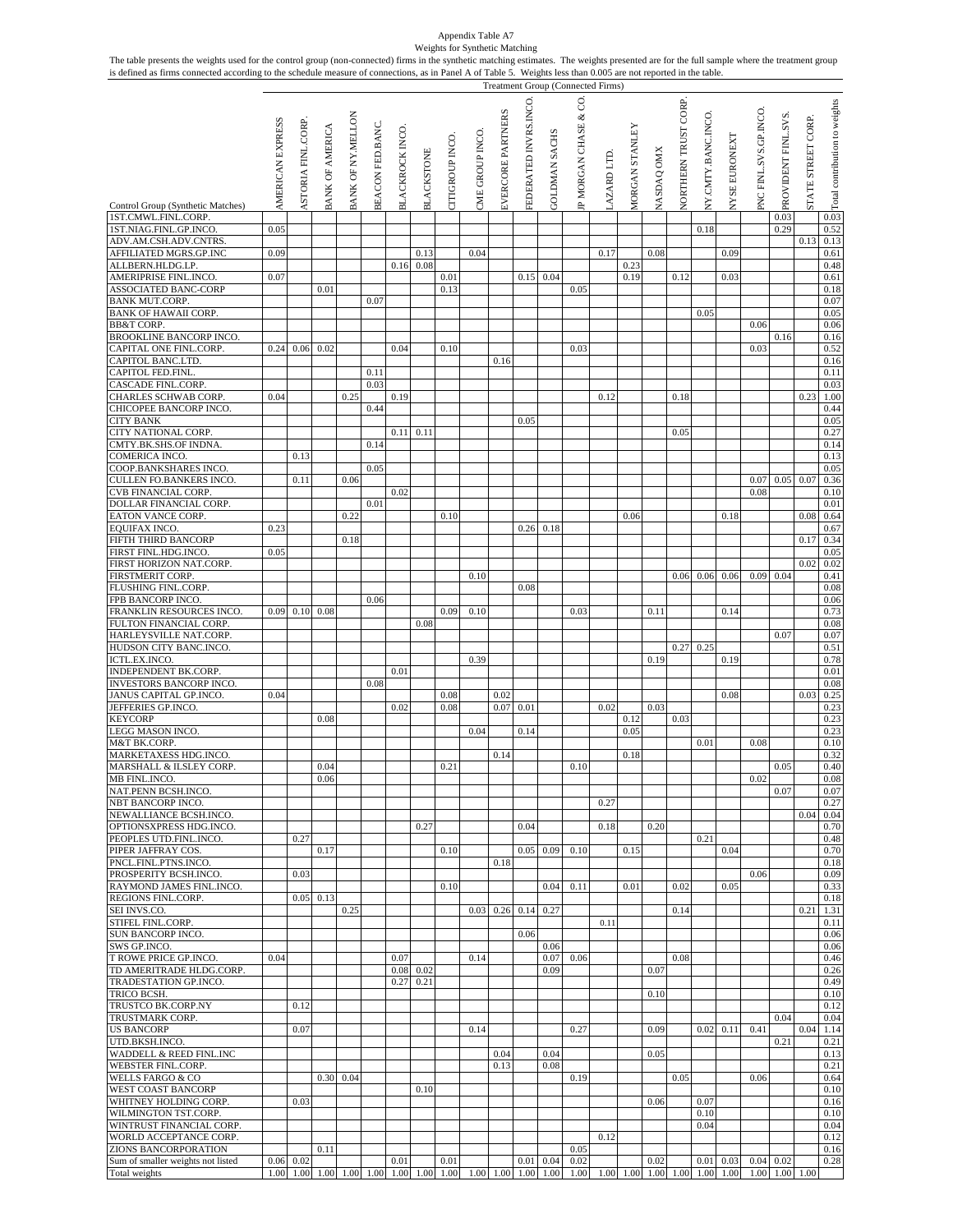Appendix Table A7

Weights for Synthetic Matching

The table presents the weights used for the control group (non-connected) firms in the synthetic matching estimates. The weights presented are for the full sample where the treatment group is defined as firms connected according to the schedule measure of connections, as in Panel A of Table 5. Weights less than 0.005 are not reported in the table.

| | Treatment Group (Connected Firms) | | | | | | | | | | | | | | | | | | | | | | |
|---|---|---|---|---|---|---|---|---|---|---|---|---|---|---|---|---|---|---|---|---|---|---|---|
| Control Group (Synthetic Matches) | AMERICAN EXPRESS | ASTORIA FINL.CORP. | BANK OF AMERICA | BANK OF NY.MELLON | BEACON FED.BANC. | BLACKROCK INCO. | BLACKSTONE | CITIGROUP INCO. | CME GROUP INCO. | EVERCORE PARTNERS | FEDERATED INVRS.INCO. | GOLDMAN SACHS | JP MORGAN CHASE & CO. | LAZARD LTD. | MORGAN STANLEY | NASDAQ OMX | NORTHERN TRUST CORP. | NY.CMTY.BANC.INCO. | NYSE EURONEXT | PNC FINL.SVS.GP.INCO. | PROVIDENT FINL.SVS. | STATE STREET CORP. | Total contribution to weights |
| 1ST.CMWL.FINL.CORP. | | | | | | | | | | | | | | | | | | | | | 0.03 | | 0.03 |
| 1ST.NIAG.FINL.GP.INCO. | 0.05 | | | | | | | | | | | | | | | | | 0.18 | | | 0.29 | | 0.52 |
| ADV.AM.CSH.ADV.CNTRS. | | | | | | | | | | | | | | | | | | | | | | 0.13 | 0.13 |
| AFFILIATED MGRS.GP.INC | 0.09 | | | | | | 0.13 | | 0.04 | | | | | 0.17 | | 0.08 | | | 0.09 | | | | 0.61 |
| ALLBERN.HLDG.LP. | | | | | | 0.16 | 0.08 | | | | | | | | 0.23 | | | | | | | | 0.48 |
| AMERIPRISE FINL.INCO. | 0.07 | | | | | | | 0.01 | | | 0.15 | 0.04 | | | 0.19 | | 0.12 | | 0.03 | | | | 0.61 |
| ASSOCIATED BANC-CORP | | | 0.01 | | | | | 0.13 | | | | | 0.05 | | | | | | | | | | 0.18 |
| BANK MUT.CORP. | | | | | 0.07 | | | | | | | | | | | | | | | | | | 0.07 |
| BANK OF HAWAII CORP. | | | | | | | | | | | | | | | | | | 0.05 | | | | | 0.05 |
| BB&T CORP. | | | | | | | | | | | | | | | | | | | | 0.06 | | | 0.06 |
| BROOKLINE BANCORP INCO. | | | | | | | | | | | | | | | | | | | | | 0.16 | | 0.16 |
| CAPITAL ONE FINL.CORP. | 0.24 | 0.06 | 0.02 | | | 0.04 | | 0.10 | | | | | 0.03 | | | | | | | 0.03 | | | 0.52 |
| CAPITOL BANC.LTD. | | | | | | | | | | 0.16 | | | | | | | | | | | | | 0.16 |
| CAPITOL FED.FINL. | | | | | 0.11 | | | | | | | | | | | | | | | | | | 0.11 |
| CASCADE FINL.CORP. | | | | | 0.03 | | | | | | | | | | | | | | | | | | 0.03 |
| CHARLES SCHWAB CORP. | 0.04 | | | 0.25 | | 0.19 | | | | | | | | 0.12 | | | 0.18 | | | | | 0.23 | 1.00 |
| CHICOPEE BANCORP INCO. | | | | | 0.44 | | | | | | | | | | | | | | | | | | 0.44 |
| CITY BANK | | | | | | | | | | | 0.05 | | | | | | | | | | | | 0.05 |
| CITY NATIONAL CORP. | | | | | | 0.11 | 0.11 | | | | | | | | | | 0.05 | | | | | | 0.27 |
| CMTY.BK.SHS.OF INDNA. | | | | | 0.14 | | | | | | | | | | | | | | | | | | 0.14 |
| COMERICA INCO. | | 0.13 | | | | | | | | | | | | | | | | | | | | | 0.13 |
| COOP.BANKSHARES INCO. | | | | | 0.05 | | | | | | | | | | | | | | | | | | 0.05 |
| CULLEN FO.BANKERS INCO. | | 0.11 | | 0.06 | | | | | | | | | | | | | | | | 0.07 | 0.05 | 0.07 | 0.36 |
| CVB FINANCIAL CORP. | | | | | | 0.02 | | | | | | | | | | | | | | 0.08 | | | 0.10 |
| DOLLAR FINANCIAL CORP. | | | | | 0.01 | | | | | | | | | | | | | | | | | | 0.01 |
| EATON VANCE CORP. | | | | 0.22 | | | | 0.10 | | | | | | | 0.06 | | | | 0.18 | | | 0.08 | 0.64 |
| EQUIFAX INCO. | 0.23 | | | | | | | | | | 0.26 | 0.18 | | | | | | | | | | | 0.67 |
| FIFTH THIRD BANCORP | | | | 0.18 | | | | | | | | | | | | | | | | | | 0.17 | 0.34 |
| FIRST FINL.HDG.INCO. | 0.05 | | | | | | | | | | | | | | | | | | | | | | 0.05 |
| FIRST HORIZON NAT.CORP. | | | | | | | | | | | | | | | | | | | | | | 0.02 | 0.02 |
| FIRSTMERIT CORP. | | | | | | | | | 0.10 | | | | | | | | 0.06 | 0.06 | 0.06 | 0.09 | 0.04 | | 0.41 |
| FLUSHING FINL.CORP. | | | | | | | | | | | 0.08 | | | | | | | | | | | | 0.08 |
| FPB BANCORP INCO. | | | | | 0.06 | | | | | | | | | | | | | | | | | | 0.06 |
| FRANKLIN RESOURCES INCO. | 0.09 | 0.10 | 0.08 | | | | | 0.09 | 0.10 | | | | 0.03 | | | 0.11 | | | 0.14 | | | | 0.73 |
| FULTON FINANCIAL CORP. | | | | | | | 0.08 | | | | | | | | | | | | | | | | 0.08 |
| HARLEYSVILLE NAT.CORP. | | | | | | | | | | | | | | | | | | | | | 0.07 | | 0.07 |
| HUDSON CITY BANC.INCO. | | | | | | | | | | | | | | | | | 0.27 | 0.25 | | | | | 0.51 |
| ICTL.EX.INCO. | | | | | | | | | 0.39 | | | | | | | 0.19 | | | 0.19 | | | | 0.78 |
| INDEPENDENT BK.CORP. | | | | | | 0.01 | | | | | | | | | | | | | | | | | 0.01 |
| INVESTORS BANCORP INCO. | | | | | 0.08 | | | | | | | | | | | | | | | | | | 0.08 |
| JANUS CAPITAL GP.INCO. | 0.04 | | | | | | | 0.08 | | 0.02 | | | | | | | | | 0.08 | | | 0.03 | 0.25 |
| JEFFERIES GP.INCO. | | | | | | 0.02 | | 0.08 | | 0.07 | 0.01 | | | 0.02 | | 0.03 | | | | | | | 0.23 |
| KEYCORP | | | 0.08 | | | | | | | | | | | | 0.12 | | 0.03 | | | | | | 0.23 |
| LEGG MASON INCO. | | | | | | | | | 0.04 | | 0.14 | | | | 0.05 | | | | | | | | 0.23 |
| M&T BK.CORP. | | | | | | | | | | | | | | | | | | 0.01 | | 0.08 | | | 0.10 |
| MARKETAXESS HDG.INCO. | | | | | | | | | | 0.14 | | | | | 0.18 | | | | | | | | 0.32 |
| MARSHALL & ILSLEY CORP. | | | 0.04 | | | | | 0.21 | | | | | 0.10 | | | | | | | | 0.05 | | 0.40 |
| MB FINL.INCO. | | | 0.06 | | | | | | | | | | | | | | | | | 0.02 | | | 0.08 |
| NAT.PENN BCSH.INCO. | | | | | | | | | | | | | | | | | | | | | 0.07 | | 0.07 |
| NBT BANCORP INCO. | | | | | | | | | | | | | | 0.27 | | | | | | | | | 0.27 |
| NEWALLIANCE BCSH.INCO. | | | | | | | | | | | | | | | | | | | | | | 0.04 | 0.04 |
| OPTIONSXPRESS HDG.INCO. | | | | | | | 0.27 | | | | 0.04 | | | 0.18 | | 0.20 | | | | | | | 0.70 |
| PEOPLES UTD.FINL.INCO. | | 0.27 | | | | | | | | | | | | | | | | 0.21 | | | | | 0.48 |
| PIPER JAFFRAY COS. | | | 0.17 | | | | | 0.10 | | | 0.05 | 0.09 | 0.10 | | 0.15 | | | | 0.04 | | | | 0.70 |
| PNCL.FINL.PTNS.INCO. | | | | | | | | | | 0.18 | | | | | | | | | | | | | 0.18 |
| PROSPERITY BCSH.INCO. | | 0.03 | | | | | | | | | | | | | | | | | | 0.06 | | | 0.09 |
| RAYMOND JAMES FINL.INCO. | | | | | | | | 0.10 | | | | 0.04 | 0.11 | | 0.01 | | 0.02 | | 0.05 | | | | 0.33 |
| REGIONS FINL.CORP. | | 0.05 | 0.13 | | | | | | | | | | | | | | | | | | | | 0.18 |
| SEI INVS.CO. | | | | 0.25 | | | | | 0.03 | 0.26 | 0.14 | 0.27 | | | | | 0.14 | | | | | 0.21 | 1.31 |
| STIFEL FINL.CORP. | | | | | | | | | | | | | | 0.11 | | | | | | | | | 0.11 |
| SUN BANCORP INCO. | | | | | | | | | | | 0.06 | | | | | | | | | | | | 0.06 |
| SWS GP.INCO. | | | | | | | | | | | | 0.06 | | | | | | | | | | | 0.06 |
| T ROWE PRICE GP.INCO. | 0.04 | | | | | 0.07 | | | 0.14 | | | 0.07 | 0.06 | | | | 0.08 | | | | | | 0.46 |
| TD AMERITRADE HLDG.CORP. | | | | | | 0.08 | 0.02 | | | | | 0.09 | | | | 0.07 | | | | | | | 0.26 |
| TRADESTATION GP.INCO. | | | | | | 0.27 | 0.21 | | | | | | | | | | | | | | | | 0.49 |
| TRICO BCSH. | | | | | | | | | | | | | | | | 0.10 | | | | | | | 0.10 |
| TRUSTCO BK.CORP.NY | | 0.12 | | | | | | | | | | | | | | | | | | | | | 0.12 |
| TRUSTMARK CORP. | | | | | | | | | | | | | | | | | | | | | 0.04 | | 0.04 |
| US BANCORP | | 0.07 | | | | | | | 0.14 | | | | 0.27 | | | 0.09 | | 0.02 | 0.11 | 0.41 | | 0.04 | 1.14 |
| UTD.BKSH.INCO. | | | | | | | | | | | | | | | | | | | | | 0.21 | | 0.21 |
| WADDELL & REED FINL.INC | | | | | | | | | | 0.04 | | 0.04 | | | | 0.05 | | | | | | | 0.13 |
| WEBSTER FINL.CORP. | | | | | | | | | | 0.13 | | 0.08 | | | | | | | | | | | 0.21 |
| WELLS FARGO & CO | | | 0.30 | 0.04 | | | | | | | | | 0.19 | | | | 0.05 | | | 0.06 | | | 0.64 |
| WEST COAST BANCORP | | | | | | | 0.10 | | | | | | | | | | | | | | | | 0.10 |
| WHITNEY HOLDING CORP. | | 0.03 | | | | | | | | | | | | | | 0.06 | | 0.07 | | | | | 0.16 |
| WILMINGTON TST.CORP. | | | | | | | | | | | | | | | | | | 0.10 | | | | | 0.10 |
| WINTRUST FINANCIAL CORP. | | | | | | | | | | | | | | | | | | 0.04 | | | | | 0.04 |
| WORLD ACCEPTANCE CORP. | | | | | | | | | | | | | | 0.12 | | | | | | | | | 0.12 |
| ZIONS BANCORPORATION | | | 0.11 | | | | | | | | | | 0.05 | | | | | | | | | | 0.16 |
| Sum of smaller weights not listed | 0.06 | 0.02 | | | | 0.01 | | 0.01 | | | 0.01 | 0.04 | 0.02 | | | 0.02 | | 0.01 | 0.03 | 0.04 | 0.02 | | 0.28 |
| Total weights | 1.00 | 1.00 | 1.00 | 1.00 | 1.00 | 1.00 | 1.00 | 1.00 | 1.00 | 1.00 | 1.00 | 1.00 | 1.00 | 1.00 | 1.00 | 1.00 | 1.00 | 1.00 | 1.00 | 1.00 | 1.00 | 1.00 | |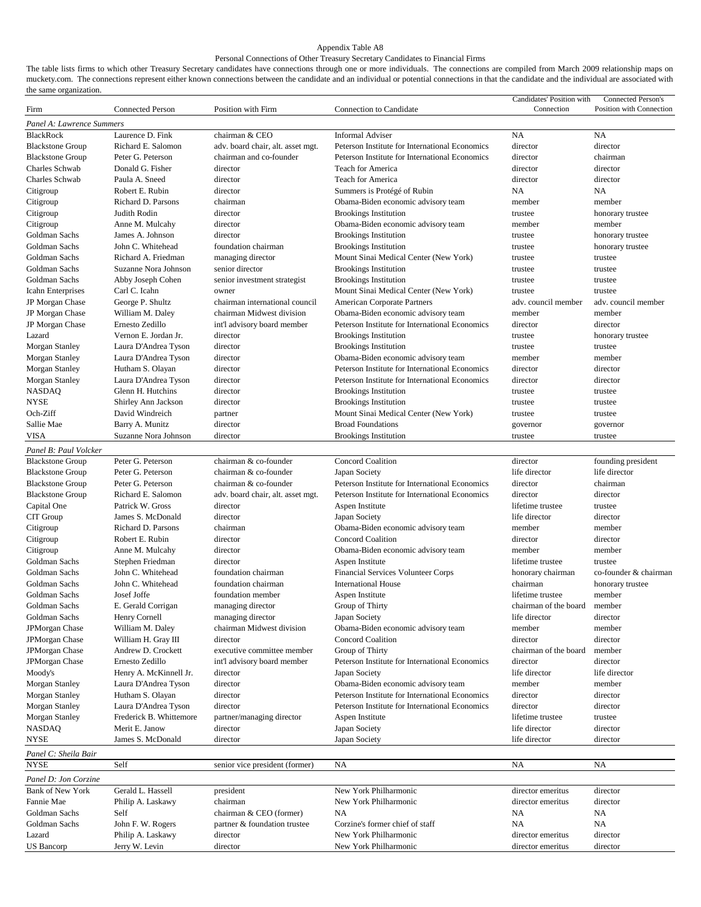Appendix Table A8

Personal Connections of Other Treasury Secretary Candidates to Financial Firms

The table lists firms to which other Treasury Secretary candidates have connections through one or more individuals. The connections are compiled from March 2009 relationship maps on muckety.com. The connections represent either known connections between the candidate and an individual or potential connections in that the candidate and the individual are associated with the same organization.

| Firm | Connected Person | Position with Firm | Connection to Candidate | Candidates' Position with Connection | Connected Person's Position with Connection |
|---|---|---|---|---|---|
| *Panel A: Lawrence Summers* | | | | | |
| BlackRock | Laurence D. Fink | chairman & CEO | Informal Adviser | NA | NA |
| Blackstone Group | Richard E. Salomon | adv. board chair, alt. asset mgt. | Peterson Institute for International Economics | director | director |
| Blackstone Group | Peter G. Peterson | chairman and co-founder | Peterson Institute for International Economics | director | chairman |
| Charles Schwab | Donald G. Fisher | director | Teach for America | director | director |
| Charles Schwab | Paula A. Sneed | director | Teach for America | director | director |
| Citigroup | Robert E. Rubin | director | Summers is Protégé of Rubin | NA | NA |
| Citigroup | Richard D. Parsons | chairman | Obama-Biden economic advisory team | member | member |
| Citigroup | Judith Rodin | director | Brookings Institution | trustee | honorary trustee |
| Citigroup | Anne M. Mulcahy | director | Obama-Biden economic advisory team | member | member |
| Goldman Sachs | James A. Johnson | director | Brookings Institution | trustee | honorary trustee |
| Goldman Sachs | John C. Whitehead | foundation chairman | Brookings Institution | trustee | honorary trustee |
| Goldman Sachs | Richard A. Friedman | managing director | Mount Sinai Medical Center (New York) | trustee | trustee |
| Goldman Sachs | Suzanne Nora Johnson | senior director | Brookings Institution | trustee | trustee |
| Goldman Sachs | Abby Joseph Cohen | senior investment strategist | Brookings Institution | trustee | trustee |
| Icahn Enterprises | Carl C. Icahn | owner | Mount Sinai Medical Center (New York) | trustee | trustee |
| JP Morgan Chase | George P. Shultz | chairman international council | American Corporate Partners | adv. council member | adv. council member |
| JP Morgan Chase | William M. Daley | chairman Midwest division | Obama-Biden economic advisory team | member | member |
| JP Morgan Chase | Ernesto Zedillo | int'l advisory board member | Peterson Institute for International Economics | director | director |
| Lazard | Vernon E. Jordan Jr. | director | Brookings Institution | trustee | honorary trustee |
| Morgan Stanley | Laura D'Andrea Tyson | director | Brookings Institution | trustee | trustee |
| Morgan Stanley | Laura D'Andrea Tyson | director | Obama-Biden economic advisory team | member | member |
| Morgan Stanley | Hutham S. Olayan | director | Peterson Institute for International Economics | director | director |
| Morgan Stanley | Laura D'Andrea Tyson | director | Peterson Institute for International Economics | director | director |
| NASDAQ | Glenn H. Hutchins | director | Brookings Institution | trustee | trustee |
| NYSE | Shirley Ann Jackson | director | Brookings Institution | trustee | trustee |
| Och-Ziff | David Windreich | partner | Mount Sinai Medical Center (New York) | trustee | trustee |
| Sallie Mae | Barry A. Munitz | director | Broad Foundations | governor | governor |
| VISA | Suzanne Nora Johnson | director | Brookings Institution | trustee | trustee |
| *Panel B: Paul Volcker* | | | | | |
| Blackstone Group | Peter G. Peterson | chairman & co-founder | Concord Coalition | director | founding president |
| Blackstone Group | Peter G. Peterson | chairman & co-founder | Japan Society | life director | life director |
| Blackstone Group | Peter G. Peterson | chairman & co-founder | Peterson Institute for International Economics | director | chairman |
| Blackstone Group | Richard E. Salomon | adv. board chair, alt. asset mgt. | Peterson Institute for International Economics | director | director |
| Capital One | Patrick W. Gross | director | Aspen Institute | lifetime trustee | trustee |
| CIT Group | James S. McDonald | director | Japan Society | life director | director |
| Citigroup | Richard D. Parsons | chairman | Obama-Biden economic advisory team | member | member |
| Citigroup | Robert E. Rubin | director | Concord Coalition | director | director |
| Citigroup | Anne M. Mulcahy | director | Obama-Biden economic advisory team | member | member |
| Goldman Sachs | Stephen Friedman | director | Aspen Institute | lifetime trustee | trustee |
| Goldman Sachs | John C. Whitehead | foundation chairman | Financial Services Volunteer Corps | honorary chairman | co-founder & chairman |
| Goldman Sachs | John C. Whitehead | foundation chairman | International House | chairman | honorary trustee |
| Goldman Sachs | Josef Joffe | foundation member | Aspen Institute | lifetime trustee | member |
| Goldman Sachs | E. Gerald Corrigan | managing director | Group of Thirty | chairman of the board | member |
| Goldman Sachs | Henry Cornell | managing director | Japan Society | life director | director |
| JPMorgan Chase | William M. Daley | chairman Midwest division | Obama-Biden economic advisory team | member | member |
| JPMorgan Chase | William H. Gray III | director | Concord Coalition | director | director |
| JPMorgan Chase | Andrew D. Crockett | executive committee member | Group of Thirty | chairman of the board | member |
| JPMorgan Chase | Ernesto Zedillo | int'l advisory board member | Peterson Institute for International Economics | director | director |
| Moody's | Henry A. McKinnell Jr. | director | Japan Society | life director | life director |
| Morgan Stanley | Laura D'Andrea Tyson | director | Obama-Biden economic advisory team | member | member |
| Morgan Stanley | Hutham S. Olayan | director | Peterson Institute for International Economics | director | director |
| Morgan Stanley | Laura D'Andrea Tyson | director | Peterson Institute for International Economics | director | director |
| Morgan Stanley | Frederick B. Whittemore | partner/managing director | Aspen Institute | lifetime trustee | trustee |
| NASDAQ | Merit E. Janow | director | Japan Society | life director | director |
| NYSE | James S. McDonald | director | Japan Society | life director | director |
| *Panel C: Sheila Bair* | | | | | |
| NYSE | Self | senior vice president (former) | NA | NA | NA |
| *Panel D: Jon Corzine* | | | | | |
| Bank of New York | Gerald L. Hassell | president | New York Philharmonic | director emeritus | director |
| Fannie Mae | Philip A. Laskawy | chairman | New York Philharmonic | director emeritus | director |
| Goldman Sachs | Self | chairman & CEO (former) | NA | NA | NA |
| Goldman Sachs | John F. W. Rogers | partner & foundation trustee | Corzine's former chief of staff | NA | NA |
| Lazard | Philip A. Laskawy | director | New York Philharmonic | director emeritus | director |
| US Bancorp | Jerry W. Levin | director | New York Philharmonic | director emeritus | director |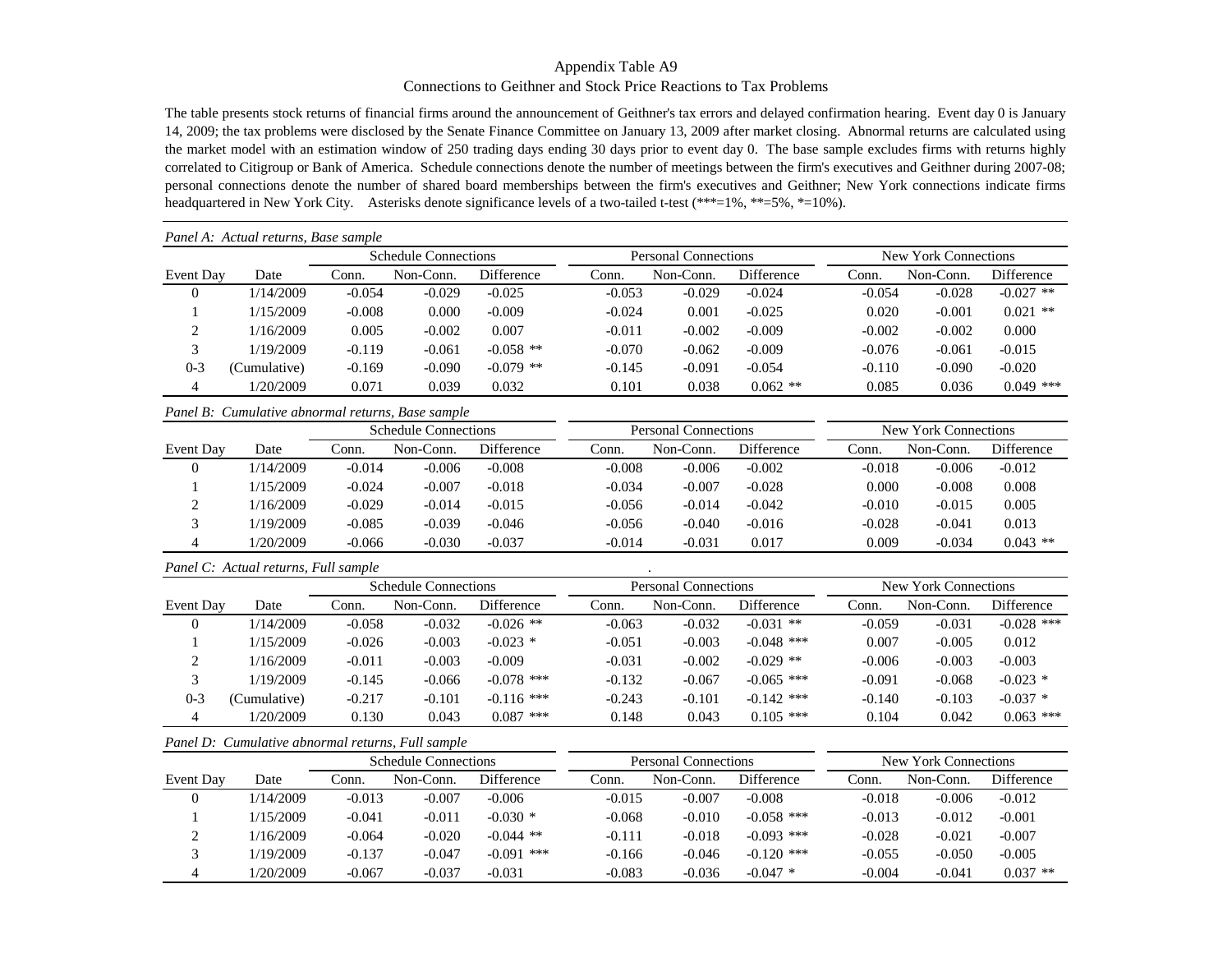# Appendix Table A9

## Connections to Geithner and Stock Price Reactions to Tax Problems

The table presents stock returns of financial firms around the announcement of Geithner's tax errors and delayed confirmation hearing. Event day 0 is January 14, 2009; the tax problems were disclosed by the Senate Finance Committee on January 13, 2009 after market closing. Abnormal returns are calculated using the market model with an estimation window of 250 trading days ending 30 days prior to event day 0. The base sample excludes firms with returns highly correlated to Citigroup or Bank of America. Schedule connections denote the number of meetings between the firm's executives and Geithner during 2007-08; personal connections denote the number of shared board memberships between the firm's executives and Geithner; New York connections indicate firms headquartered in New York City. Asterisks denote significance levels of a two-tailed t-test (***=1%, **=5%, *=10%).

*Panel A: Actual returns, Base sample*

| | | Schedule Connections | | | Personal Connections | | | New York Connections | | |
|---|---|---|---|---|---|---|---|---|---|---|
| Event Day | Date | Conn. | Non-Conn. | Difference | Conn. | Non-Conn. | Difference | Conn. | Non-Conn. | Difference |
| 0 | 1/14/2009 | -0.054 | -0.029 | -0.025 | -0.053 | -0.029 | -0.024 | -0.054 | -0.028 | -0.027 ** |
| 1 | 1/15/2009 | -0.008 | 0.000 | -0.009 | -0.024 | 0.001 | -0.025 | 0.020 | -0.001 | 0.021 ** |
| 2 | 1/16/2009 | 0.005 | -0.002 | 0.007 | -0.011 | -0.002 | -0.009 | -0.002 | -0.002 | 0.000 |
| 3 | 1/19/2009 | -0.119 | -0.061 | -0.058 ** | -0.070 | -0.062 | -0.009 | -0.076 | -0.061 | -0.015 |
| 0-3 | (Cumulative) | -0.169 | -0.090 | -0.079 ** | -0.145 | -0.091 | -0.054 | -0.110 | -0.090 | -0.020 |
| 4 | 1/20/2009 | 0.071 | 0.039 | 0.032 | 0.101 | 0.038 | 0.062 ** | 0.085 | 0.036 | 0.049 *** |

*Panel B: Cumulative abnormal returns, Base sample*

| | | Schedule Connections | | | Personal Connections | | | New York Connections | | |
|---|---|---|---|---|---|---|---|---|---|---|
| Event Day | Date | Conn. | Non-Conn. | Difference | Conn. | Non-Conn. | Difference | Conn. | Non-Conn. | Difference |
| 0 | 1/14/2009 | -0.014 | -0.006 | -0.008 | -0.008 | -0.006 | -0.002 | -0.018 | -0.006 | -0.012 |
| 1 | 1/15/2009 | -0.024 | -0.007 | -0.018 | -0.034 | -0.007 | -0.028 | 0.000 | -0.008 | 0.008 |
| 2 | 1/16/2009 | -0.029 | -0.014 | -0.015 | -0.056 | -0.014 | -0.042 | -0.010 | -0.015 | 0.005 |
| 3 | 1/19/2009 | -0.085 | -0.039 | -0.046 | -0.056 | -0.040 | -0.016 | -0.028 | -0.041 | 0.013 |
| 4 | 1/20/2009 | -0.066 | -0.030 | -0.037 | -0.014 | -0.031 | 0.017 | 0.009 | -0.034 | 0.043 ** |

*Panel C: Actual returns, Full sample*

| | | Schedule Connections | | | Personal Connections | | | New York Connections | | |
|---|---|---|---|---|---|---|---|---|---|---|
| Event Day | Date | Conn. | Non-Conn. | Difference | Conn. | Non-Conn. | Difference | Conn. | Non-Conn. | Difference |
| 0 | 1/14/2009 | -0.058 | -0.032 | -0.026 ** | -0.063 | -0.032 | -0.031 ** | -0.059 | -0.031 | -0.028 *** |
| 1 | 1/15/2009 | -0.026 | -0.003 | -0.023 * | -0.051 | -0.003 | -0.048 *** | 0.007 | -0.005 | 0.012 |
| 2 | 1/16/2009 | -0.011 | -0.003 | -0.009 | -0.031 | -0.002 | -0.029 ** | -0.006 | -0.003 | -0.003 |
| 3 | 1/19/2009 | -0.145 | -0.066 | -0.078 *** | -0.132 | -0.067 | -0.065 *** | -0.091 | -0.068 | -0.023 * |
| 0-3 | (Cumulative) | -0.217 | -0.101 | -0.116 *** | -0.243 | -0.101 | -0.142 *** | -0.140 | -0.103 | -0.037 * |
| 4 | 1/20/2009 | 0.130 | 0.043 | 0.087 *** | 0.148 | 0.043 | 0.105 *** | 0.104 | 0.042 | 0.063 *** |

*Panel D: Cumulative abnormal returns, Full sample*

| | | Schedule Connections | | | Personal Connections | | | New York Connections | | |
|---|---|---|---|---|---|---|---|---|---|---|
| Event Day | Date | Conn. | Non-Conn. | Difference | Conn. | Non-Conn. | Difference | Conn. | Non-Conn. | Difference |
| 0 | 1/14/2009 | -0.013 | -0.007 | -0.006 | -0.015 | -0.007 | -0.008 | -0.018 | -0.006 | -0.012 |
| 1 | 1/15/2009 | -0.041 | -0.011 | -0.030 * | -0.068 | -0.010 | -0.058 *** | -0.013 | -0.012 | -0.001 |
| 2 | 1/16/2009 | -0.064 | -0.020 | -0.044 ** | -0.111 | -0.018 | -0.093 *** | -0.028 | -0.021 | -0.007 |
| 3 | 1/19/2009 | -0.137 | -0.047 | -0.091 *** | -0.166 | -0.046 | -0.120 *** | -0.055 | -0.050 | -0.005 |
| 4 | 1/20/2009 | -0.067 | -0.037 | -0.031 | -0.083 | -0.036 | -0.047 * | -0.004 | -0.041 | 0.037 ** |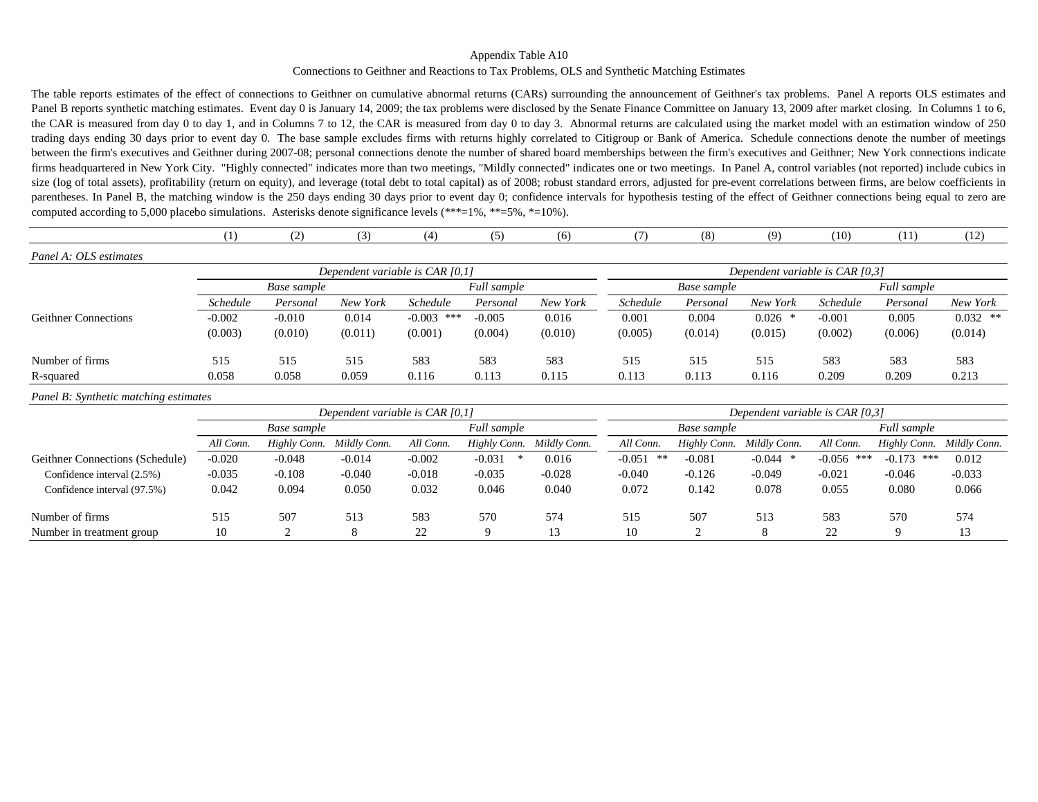Appendix Table A10

Connections to Geithner and Reactions to Tax Problems, OLS and Synthetic Matching Estimates

The table reports estimates of the effect of connections to Geithner on cumulative abnormal returns (CARs) surrounding the announcement of Geithner's tax problems. Panel A reports OLS estimates and Panel B reports synthetic matching estimates. Event day 0 is January 14, 2009; the tax problems were disclosed by the Senate Finance Committee on January 13, 2009 after market closing. In Columns 1 to 6, the CAR is measured from day 0 to day 1, and in Columns 7 to 12, the CAR is measured from day 0 to day 3. Abnormal returns are calculated using the market model with an estimation window of 250 trading days ending 30 days prior to event day 0. The base sample excludes firms with returns highly correlated to Citigroup or Bank of America. Schedule connections denote the number of meetings between the firm's executives and Geithner during 2007-08; personal connections denote the number of shared board memberships between the firm's executives and Geithner; New York connections indicate firms headquartered in New York City. "Highly connected" indicates more than two meetings, "Mildly connected" indicates one or two meetings. In Panel A, control variables (not reported) include cubics in size (log of total assets), profitability (return on equity), and leverage (total debt to total capital) as of 2008; robust standard errors, adjusted for pre-event correlations between firms, are below coefficients in parentheses. In Panel B, the matching window is the 250 days ending 30 days prior to event day 0; confidence intervals for hypothesis testing of the effect of Geithner connections being equal to zero are computed according to 5,000 placebo simulations. Asterisks denote significance levels (***=1%, **=5%, *=10%).

| | (1) | (2) | (3) | (4) | (5) | (6) | (7) | (8) | (9) | (10) | (11) | (12) |
|---|---|---|---|---|---|---|---|---|---|---|---|---|
| *Panel A: OLS estimates* | | | | | | | | | | | | |
| | *Dependent variable is CAR [0,1]* | | | | | | *Dependent variable is CAR [0,3]* | | | | | |
| | *Base sample* | | | *Full sample* | | | *Base sample* | | | *Full sample* | | |
| | *Schedule* | *Personal* | *New York* | *Schedule* | *Personal* | *New York* | *Schedule* | *Personal* | *New York* | *Schedule* | *Personal* | *New York* |
| Geithner Connections | -0.002 | -0.010 | 0.014 | -0.003 *** | -0.005 | 0.016 | 0.001 | 0.004 | 0.026 * | -0.001 | 0.005 | 0.032 ** |
| | (0.003) | (0.010) | (0.011) | (0.001) | (0.004) | (0.010) | (0.005) | (0.014) | (0.015) | (0.002) | (0.006) | (0.014) |
| Number of firms | 515 | 515 | 515 | 583 | 583 | 583 | 515 | 515 | 515 | 583 | 583 | 583 |
| R-squared | 0.058 | 0.058 | 0.059 | 0.116 | 0.113 | 0.115 | 0.113 | 0.113 | 0.116 | 0.209 | 0.209 | 0.213 |
| *Panel B: Synthetic matching estimates* | | | | | | | | | | | | |
| | *Dependent variable is CAR [0,1]* | | | | | | *Dependent variable is CAR [0,3]* | | | | | |
| | *Base sample* | | | *Full sample* | | | *Base sample* | | | *Full sample* | | |
| | *All Conn.* | *Highly Conn.* | *Mildly Conn.* | *All Conn.* | *Highly Conn.* | *Mildly Conn.* | *All Conn.* | *Highly Conn.* | *Mildly Conn.* | *All Conn.* | *Highly Conn.* | *Mildly Conn.* |
| Geithner Connections (Schedule) | -0.020 | -0.048 | -0.014 | -0.002 | -0.031 * | 0.016 | -0.051 ** | -0.081 | -0.044 * | -0.056 *** | -0.173 *** | 0.012 |
| Confidence interval (2.5%) | -0.035 | -0.108 | -0.040 | -0.018 | -0.035 | -0.028 | -0.040 | -0.126 | -0.049 | -0.021 | -0.046 | -0.033 |
| Confidence interval (97.5%) | 0.042 | 0.094 | 0.050 | 0.032 | 0.046 | 0.040 | 0.072 | 0.142 | 0.078 | 0.055 | 0.080 | 0.066 |
| Number of firms | 515 | 507 | 513 | 583 | 570 | 574 | 515 | 507 | 513 | 583 | 570 | 574 |
| Number in treatment group | 10 | 2 | 8 | 22 | 9 | 13 | 10 | 2 | 8 | 22 | 9 | 13 |